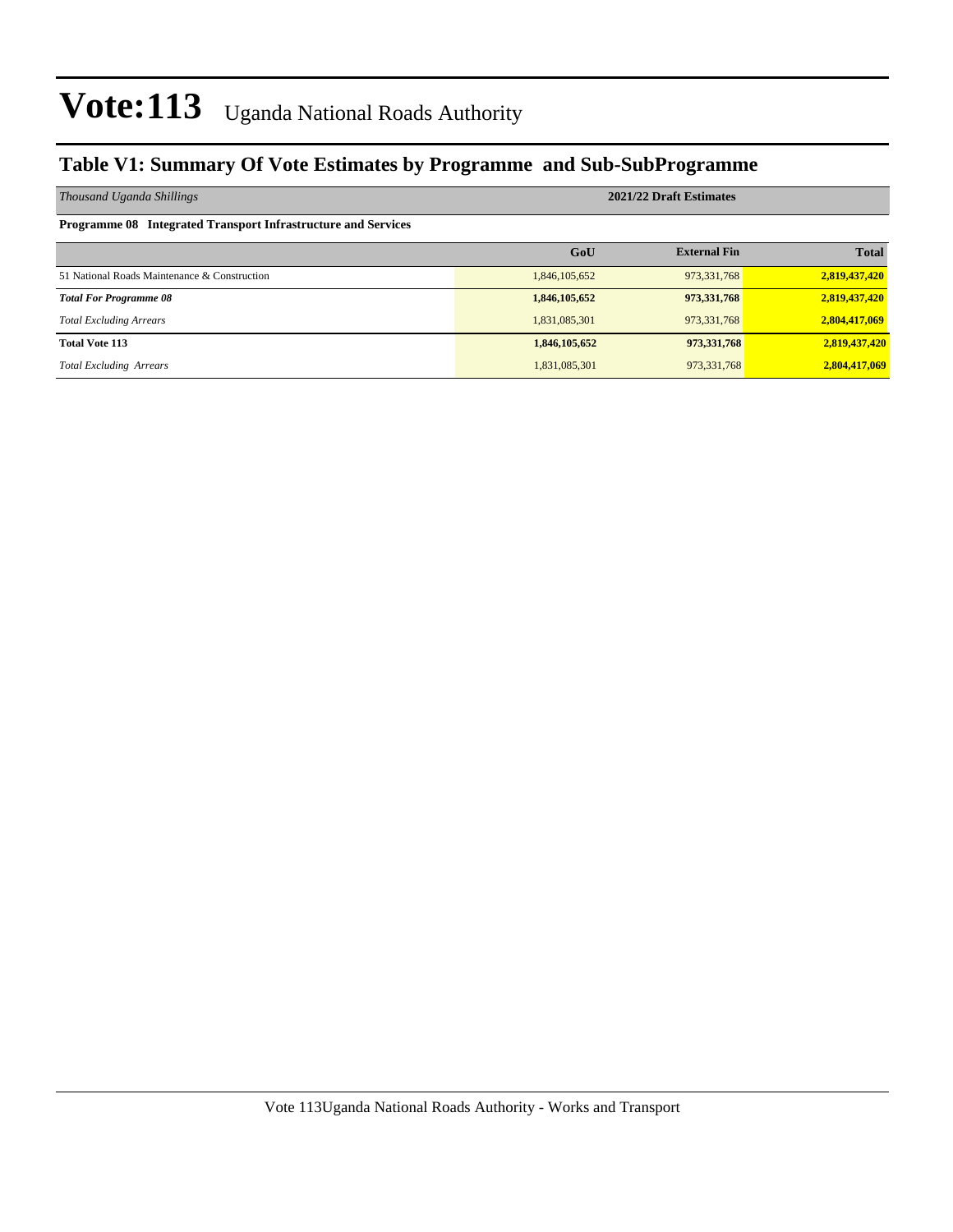# Vote:113 Uganda National Roads Authority

## Table V1: Summary Of Vote Estimates by Programme and Sub-SubProgramme

| *Thousand Uganda Shillings* | 2021/22 Draft Estimates | | |
|---|---|---|---|
| **Programme 08 Integrated Transport Infrastructure and Services** | | | |
| | **GoU** | **External Fin** | **Total** |
| 51 National Roads Maintenance & Construction | 1,846,105,652 | 973,331,768 | **2,819,437,420** |
| ***Total For Programme 08*** | **1,846,105,652** | **973,331,768** | **2,819,437,420** |
| *Total Excluding Arrears* | 1,831,085,301 | 973,331,768 | **2,804,417,069** |
| **Total Vote 113** | **1,846,105,652** | **973,331,768** | **2,819,437,420** |
| *Total Excluding Arrears* | 1,831,085,301 | 973,331,768 | **2,804,417,069** |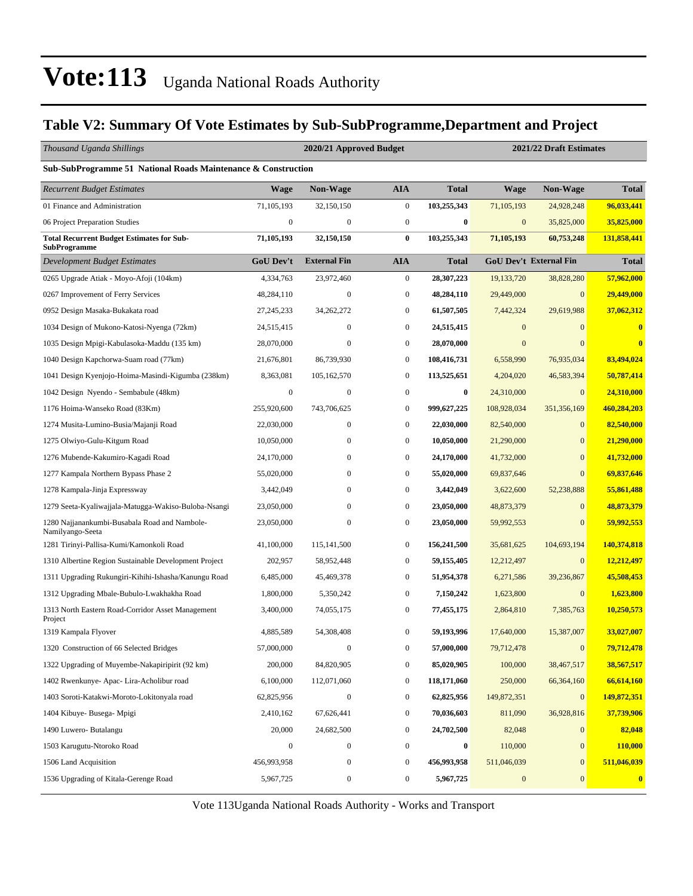# Vote:113 Uganda National Roads Authority

## Table V2: Summary Of Vote Estimates by Sub-SubProgramme,Department and Project

| *Thousand Uganda Shillings* | 2020/21 Approved Budget | | | | 2021/22 Draft Estimates | | |
|---|---|---|---|---|---|---|---|
| **Sub-SubProgramme 51 National Roads Maintenance & Construction** | | | | | | | |
| *Recurrent Budget Estimates* | **Wage** | **Non-Wage** | **AIA** | **Total** | **Wage** | **Non-Wage** | **Total** |
| 01 Finance and Administration | 71,105,193 | 32,150,150 | 0 | **103,255,343** | 71,105,193 | 24,928,248 | **96,033,441** |
| 06 Project Preparation Studies | 0 | 0 | 0 | **0** | 0 | 35,825,000 | **35,825,000** |
| **Total Recurrent Budget Estimates for Sub-SubProgramme** | **71,105,193** | **32,150,150** | **0** | **103,255,343** | **71,105,193** | **60,753,248** | **131,858,441** |
| *Development Budget Estimates* | **GoU Dev't** | **External Fin** | **AIA** | **Total** | **GoU Dev't** | **External Fin** | **Total** |
| 0265 Upgrade Atiak - Moyo-Afoji (104km) | 4,334,763 | 23,972,460 | 0 | **28,307,223** | 19,133,720 | 38,828,280 | **57,962,000** |
| 0267 Improvement of Ferry Services | 48,284,110 | 0 | 0 | **48,284,110** | 29,449,000 | 0 | **29,449,000** |
| 0952 Design Masaka-Bukakata road | 27,245,233 | 34,262,272 | 0 | **61,507,505** | 7,442,324 | 29,619,988 | **37,062,312** |
| 1034 Design of Mukono-Katosi-Nyenga (72km) | 24,515,415 | 0 | 0 | **24,515,415** | 0 | 0 | **0** |
| 1035 Design Mpigi-Kabulasoka-Maddu (135 km) | 28,070,000 | 0 | 0 | **28,070,000** | 0 | 0 | **0** |
| 1040 Design Kapchorwa-Suam road (77km) | 21,676,801 | 86,739,930 | 0 | **108,416,731** | 6,558,990 | 76,935,034 | **83,494,024** |
| 1041 Design Kyenjojo-Hoima-Masindi-Kigumba (238km) | 8,363,081 | 105,162,570 | 0 | **113,525,651** | 4,204,020 | 46,583,394 | **50,787,414** |
| 1042 Design Nyendo - Sembabule (48km) | 0 | 0 | 0 | **0** | 24,310,000 | 0 | **24,310,000** |
| 1176 Hoima-Wanseko Road (83Km) | 255,920,600 | 743,706,625 | 0 | **999,627,225** | 108,928,034 | 351,356,169 | **460,284,203** |
| 1274 Musita-Lumino-Busia/Majanji Road | 22,030,000 | 0 | 0 | **22,030,000** | 82,540,000 | 0 | **82,540,000** |
| 1275 Olwiyo-Gulu-Kitgum Road | 10,050,000 | 0 | 0 | **10,050,000** | 21,290,000 | 0 | **21,290,000** |
| 1276 Mubende-Kakumiro-Kagadi Road | 24,170,000 | 0 | 0 | **24,170,000** | 41,732,000 | 0 | **41,732,000** |
| 1277 Kampala Northern Bypass Phase 2 | 55,020,000 | 0 | 0 | **55,020,000** | 69,837,646 | 0 | **69,837,646** |
| 1278 Kampala-Jinja Expressway | 3,442,049 | 0 | 0 | **3,442,049** | 3,622,600 | 52,238,888 | **55,861,488** |
| 1279 Seeta-Kyaliwajjala-Matugga-Wakiso-Buloba-Nsangi | 23,050,000 | 0 | 0 | **23,050,000** | 48,873,379 | 0 | **48,873,379** |
| 1280 Najjanankumbi-Busabala Road and Nambole-Namilyango-Seeta | 23,050,000 | 0 | 0 | **23,050,000** | 59,992,553 | 0 | **59,992,553** |
| 1281 Tirinyi-Pallisa-Kumi/Kamonkoli Road | 41,100,000 | 115,141,500 | 0 | **156,241,500** | 35,681,625 | 104,693,194 | **140,374,818** |
| 1310 Albertine Region Sustainable Development Project | 202,957 | 58,952,448 | 0 | **59,155,405** | 12,212,497 | 0 | **12,212,497** |
| 1311 Upgrading Rukungiri-Kihihi-Ishasha/Kanungu Road | 6,485,000 | 45,469,378 | 0 | **51,954,378** | 6,271,586 | 39,236,867 | **45,508,453** |
| 1312 Upgrading Mbale-Bubulo-Lwakhakha Road | 1,800,000 | 5,350,242 | 0 | **7,150,242** | 1,623,800 | 0 | **1,623,800** |
| 1313 North Eastern Road-Corridor Asset Management Project | 3,400,000 | 74,055,175 | 0 | **77,455,175** | 2,864,810 | 7,385,763 | **10,250,573** |
| 1319 Kampala Flyover | 4,885,589 | 54,308,408 | 0 | **59,193,996** | 17,640,000 | 15,387,007 | **33,027,007** |
| 1320 Construction of 66 Selected Bridges | 57,000,000 | 0 | 0 | **57,000,000** | 79,712,478 | 0 | **79,712,478** |
| 1322 Upgrading of Muyembe-Nakapiripirit (92 km) | 200,000 | 84,820,905 | 0 | **85,020,905** | 100,000 | 38,467,517 | **38,567,517** |
| 1402 Rwenkunye- Apac- Lira-Acholibur road | 6,100,000 | 112,071,060 | 0 | **118,171,060** | 250,000 | 66,364,160 | **66,614,160** |
| 1403 Soroti-Katakwi-Moroto-Lokitonyala road | 62,825,956 | 0 | 0 | **62,825,956** | 149,872,351 | 0 | **149,872,351** |
| 1404 Kibuye- Busega- Mpigi | 2,410,162 | 67,626,441 | 0 | **70,036,603** | 811,090 | 36,928,816 | **37,739,906** |
| 1490 Luwero- Butalangu | 20,000 | 24,682,500 | 0 | **24,702,500** | 82,048 | 0 | **82,048** |
| 1503 Karugutu-Ntoroko Road | 0 | 0 | 0 | **0** | 110,000 | 0 | **110,000** |
| 1506 Land Acquisition | 456,993,958 | 0 | 0 | **456,993,958** | 511,046,039 | 0 | **511,046,039** |
| 1536 Upgrading of Kitala-Gerenge Road | 5,967,725 | 0 | 0 | **5,967,725** | 0 | 0 | **0** |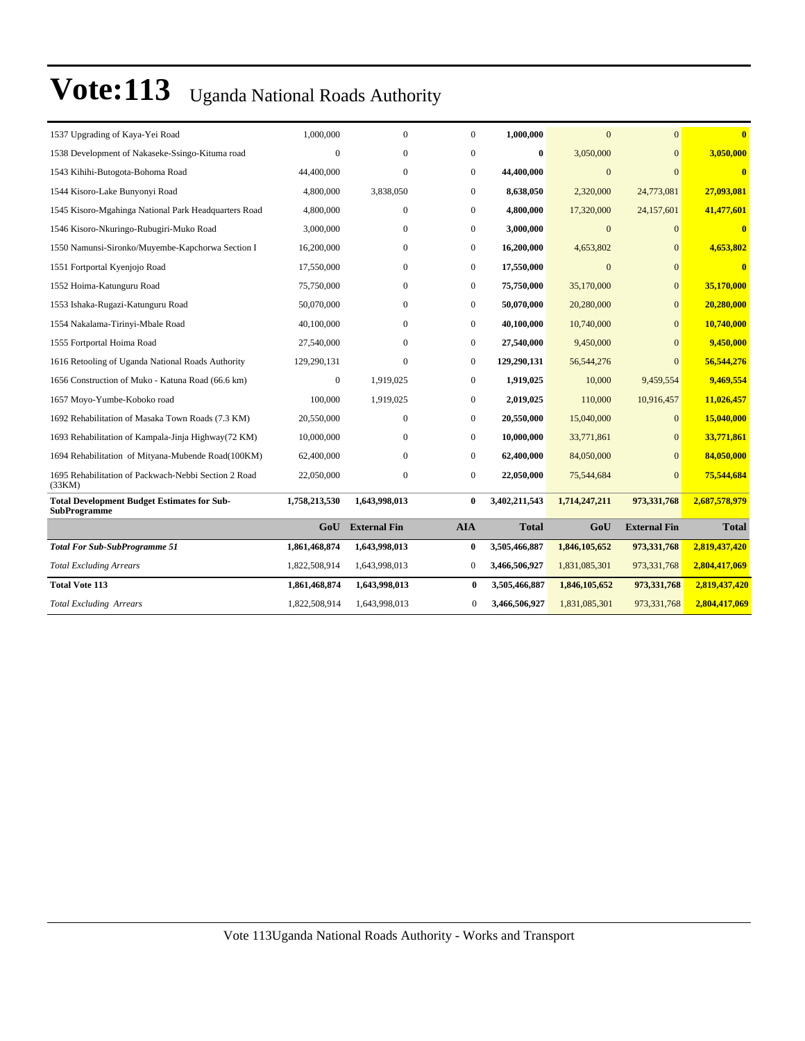# Vote:113 Uganda National Roads Authority

| | | | | | | | |
|---|---|---|---|---|---|---|---|
| 1537 Upgrading of Kaya-Yei Road | 1,000,000 | 0 | 0 | **1,000,000** | 0 | 0 | **0** |
| 1538 Development of Nakaseke-Ssingo-Kituma road | 0 | 0 | 0 | **0** | 3,050,000 | 0 | **3,050,000** |
| 1543 Kihihi-Butogota-Bohoma Road | 44,400,000 | 0 | 0 | **44,400,000** | 0 | 0 | **0** |
| 1544 Kisoro-Lake Bunyonyi Road | 4,800,000 | 3,838,050 | 0 | **8,638,050** | 2,320,000 | 24,773,081 | **27,093,081** |
| 1545 Kisoro-Mgahinga National Park Headquarters Road | 4,800,000 | 0 | 0 | **4,800,000** | 17,320,000 | 24,157,601 | **41,477,601** |
| 1546 Kisoro-Nkuringo-Rubugiri-Muko Road | 3,000,000 | 0 | 0 | **3,000,000** | 0 | 0 | **0** |
| 1550 Namunsi-Sironko/Muyembe-Kapchorwa Section I | 16,200,000 | 0 | 0 | **16,200,000** | 4,653,802 | 0 | **4,653,802** |
| 1551 Fortportal Kyenjojo Road | 17,550,000 | 0 | 0 | **17,550,000** | 0 | 0 | **0** |
| 1552 Hoima-Katunguru Road | 75,750,000 | 0 | 0 | **75,750,000** | 35,170,000 | 0 | **35,170,000** |
| 1553 Ishaka-Rugazi-Katunguru Road | 50,070,000 | 0 | 0 | **50,070,000** | 20,280,000 | 0 | **20,280,000** |
| 1554 Nakalama-Tirinyi-Mbale Road | 40,100,000 | 0 | 0 | **40,100,000** | 10,740,000 | 0 | **10,740,000** |
| 1555 Fortportal Hoima Road | 27,540,000 | 0 | 0 | **27,540,000** | 9,450,000 | 0 | **9,450,000** |
| 1616 Retooling of Uganda National Roads Authority | 129,290,131 | 0 | 0 | **129,290,131** | 56,544,276 | 0 | **56,544,276** |
| 1656 Construction of Muko - Katuna Road (66.6 km) | 0 | 1,919,025 | 0 | **1,919,025** | 10,000 | 9,459,554 | **9,469,554** |
| 1657 Moyo-Yumbe-Koboko road | 100,000 | 1,919,025 | 0 | **2,019,025** | 110,000 | 10,916,457 | **11,026,457** |
| 1692 Rehabilitation of Masaka Town Roads (7.3 KM) | 20,550,000 | 0 | 0 | **20,550,000** | 15,040,000 | 0 | **15,040,000** |
| 1693 Rehabilitation of Kampala-Jinja Highway(72 KM) | 10,000,000 | 0 | 0 | **10,000,000** | 33,771,861 | 0 | **33,771,861** |
| 1694 Rehabilitation of Mityana-Mubende Road(100KM) | 62,400,000 | 0 | 0 | **62,400,000** | 84,050,000 | 0 | **84,050,000** |
| 1695 Rehabilitation of Packwach-Nebbi Section 2 Road (33KM) | 22,050,000 | 0 | 0 | **22,050,000** | 75,544,684 | 0 | **75,544,684** |
| **Total Development Budget Estimates for Sub-SubProgramme** | **1,758,213,530** | **1,643,998,013** | **0** | **3,402,211,543** | **1,714,247,211** | **973,331,768** | **2,687,578,979** |
| | **GoU** | **External Fin** | **AIA** | **Total** | **GoU** | **External Fin** | **Total** |
| ***Total For Sub-SubProgramme 51*** | **1,861,468,874** | **1,643,998,013** | **0** | **3,505,466,887** | **1,846,105,652** | **973,331,768** | **2,819,437,420** |
| *Total Excluding Arrears* | 1,822,508,914 | 1,643,998,013 | 0 | **3,466,506,927** | 1,831,085,301 | 973,331,768 | **2,804,417,069** |
| **Total Vote 113** | **1,861,468,874** | **1,643,998,013** | **0** | **3,505,466,887** | **1,846,105,652** | **973,331,768** | **2,819,437,420** |
| *Total Excluding Arrears* | 1,822,508,914 | 1,643,998,013 | 0 | **3,466,506,927** | 1,831,085,301 | 973,331,768 | **2,804,417,069** |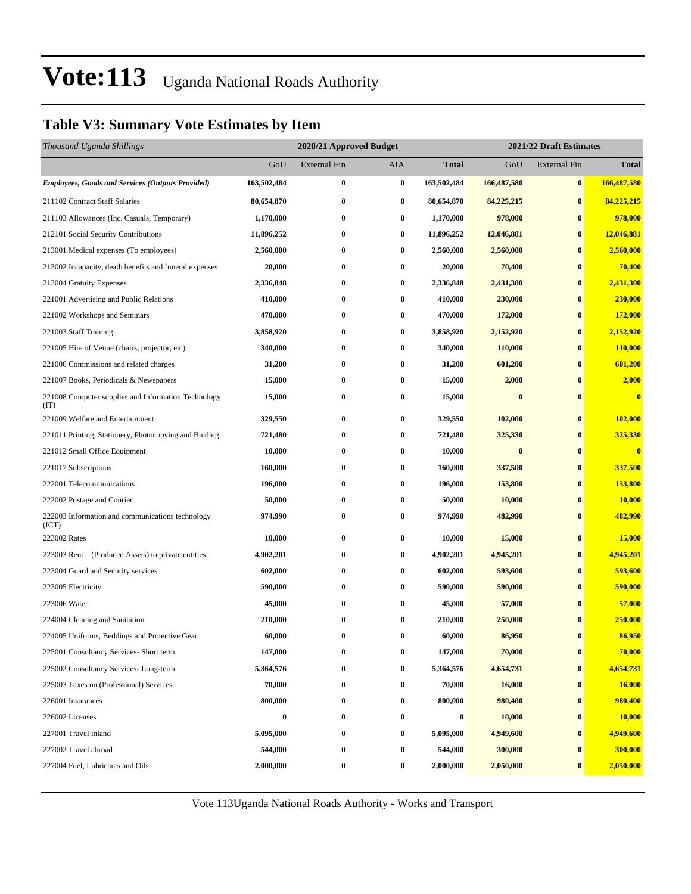# Vote:113 Uganda National Roads Authority

## Table V3: Summary Vote Estimates by Item

| *Thousand Uganda Shillings* | 2020/21 Approved Budget | | | | 2021/22 Draft Estimates | | |
|---|---|---|---|---|---|---|---|
| | GoU | External Fin | AIA | **Total** | GoU | External Fin | **Total** |
| ***Employees, Goods and Services (Outputs Provided)*** | **163,502,484** | **0** | **0** | **163,502,484** | **166,487,580** | **0** | **166,487,580** |
| 211102 Contract Staff Salaries | **80,654,870** | **0** | **0** | **80,654,870** | **84,225,215** | **0** | **84,225,215** |
| 211103 Allowances (Inc. Casuals, Temporary) | **1,170,000** | **0** | **0** | **1,170,000** | **978,000** | **0** | **978,000** |
| 212101 Social Security Contributions | **11,896,252** | **0** | **0** | **11,896,252** | **12,046,881** | **0** | **12,046,881** |
| 213001 Medical expenses (To employees) | **2,560,000** | **0** | **0** | **2,560,000** | **2,560,000** | **0** | **2,560,000** |
| 213002 Incapacity, death benefits and funeral expenses | **20,000** | **0** | **0** | **20,000** | **70,400** | **0** | **70,400** |
| 213004 Gratuity Expenses | **2,336,848** | **0** | **0** | **2,336,848** | **2,431,300** | **0** | **2,431,300** |
| 221001 Advertising and Public Relations | **410,000** | **0** | **0** | **410,000** | **230,000** | **0** | **230,000** |
| 221002 Workshops and Seminars | **470,000** | **0** | **0** | **470,000** | **172,000** | **0** | **172,000** |
| 221003 Staff Training | **3,858,920** | **0** | **0** | **3,858,920** | **2,152,920** | **0** | **2,152,920** |
| 221005 Hire of Venue (chairs, projector, etc) | **340,000** | **0** | **0** | **340,000** | **110,000** | **0** | **110,000** |
| 221006 Commissions and related charges | **31,200** | **0** | **0** | **31,200** | **601,200** | **0** | **601,200** |
| 221007 Books, Periodicals & Newspapers | **15,000** | **0** | **0** | **15,000** | **2,000** | **0** | **2,000** |
| 221008 Computer supplies and Information Technology (IT) | **15,000** | **0** | **0** | **15,000** | **0** | **0** | **0** |
| 221009 Welfare and Entertainment | **329,550** | **0** | **0** | **329,550** | **102,000** | **0** | **102,000** |
| 221011 Printing, Stationery, Photocopying and Binding | **721,480** | **0** | **0** | **721,480** | **325,330** | **0** | **325,330** |
| 221012 Small Office Equipment | **10,000** | **0** | **0** | **10,000** | **0** | **0** | **0** |
| 221017 Subscriptions | **160,000** | **0** | **0** | **160,000** | **337,500** | **0** | **337,500** |
| 222001 Telecommunications | **196,000** | **0** | **0** | **196,000** | **153,800** | **0** | **153,800** |
| 222002 Postage and Courier | **50,000** | **0** | **0** | **50,000** | **10,000** | **0** | **10,000** |
| 222003 Information and communications technology (ICT) | **974,990** | **0** | **0** | **974,990** | **482,990** | **0** | **482,990** |
| 223002 Rates | **10,000** | **0** | **0** | **10,000** | **15,000** | **0** | **15,000** |
| 223003 Rent – (Produced Assets) to private entities | **4,902,201** | **0** | **0** | **4,902,201** | **4,945,201** | **0** | **4,945,201** |
| 223004 Guard and Security services | **602,000** | **0** | **0** | **602,000** | **593,600** | **0** | **593,600** |
| 223005 Electricity | **590,000** | **0** | **0** | **590,000** | **590,000** | **0** | **590,000** |
| 223006 Water | **45,000** | **0** | **0** | **45,000** | **57,000** | **0** | **57,000** |
| 224004 Cleaning and Sanitation | **210,000** | **0** | **0** | **210,000** | **250,000** | **0** | **250,000** |
| 224005 Uniforms, Beddings and Protective Gear | **60,000** | **0** | **0** | **60,000** | **86,950** | **0** | **86,950** |
| 225001 Consultancy Services- Short term | **147,000** | **0** | **0** | **147,000** | **70,000** | **0** | **70,000** |
| 225002 Consultancy Services- Long-term | **5,364,576** | **0** | **0** | **5,364,576** | **4,654,731** | **0** | **4,654,731** |
| 225003 Taxes on (Professional) Services | **70,000** | **0** | **0** | **70,000** | **16,000** | **0** | **16,000** |
| 226001 Insurances | **800,000** | **0** | **0** | **800,000** | **980,400** | **0** | **980,400** |
| 226002 Licenses | **0** | **0** | **0** | **0** | **10,000** | **0** | **10,000** |
| 227001 Travel inland | **5,095,000** | **0** | **0** | **5,095,000** | **4,949,600** | **0** | **4,949,600** |
| 227002 Travel abroad | **544,000** | **0** | **0** | **544,000** | **300,000** | **0** | **300,000** |
| 227004 Fuel, Lubricants and Oils | **2,000,000** | **0** | **0** | **2,000,000** | **2,050,000** | **0** | **2,050,000** |

Vote 113Uganda National Roads Authority - Works and Transport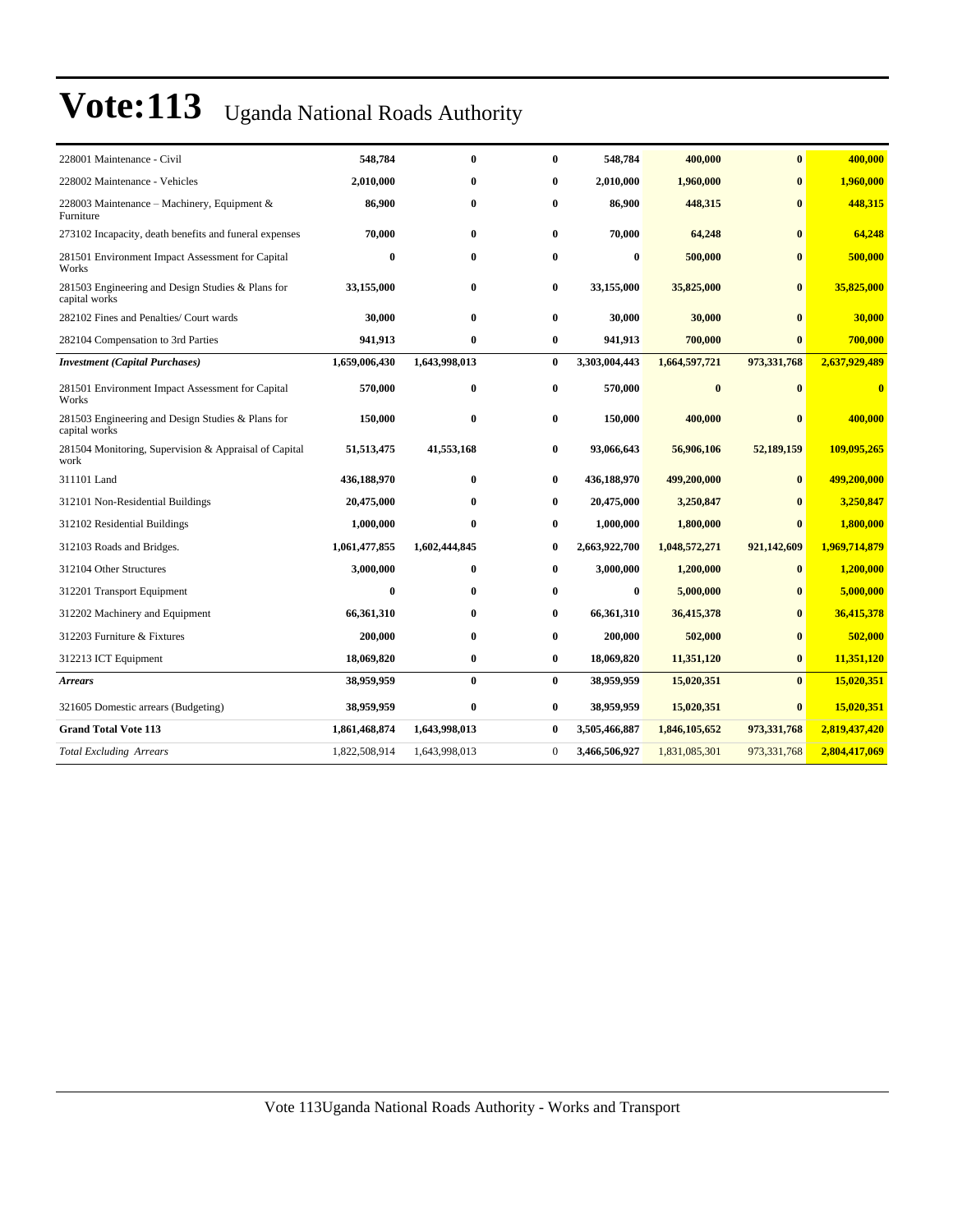# Vote:113 Uganda National Roads Authority

| | | | | | | | |
|---|---|---|---|---|---|---|---|
| 228001 Maintenance - Civil | **548,784** | **0** | **0** | **548,784** | **400,000** | **0** | **400,000** |
| 228002 Maintenance - Vehicles | **2,010,000** | **0** | **0** | **2,010,000** | **1,960,000** | **0** | **1,960,000** |
| 228003 Maintenance – Machinery, Equipment & Furniture | **86,900** | **0** | **0** | **86,900** | **448,315** | **0** | **448,315** |
| 273102 Incapacity, death benefits and funeral expenses | **70,000** | **0** | **0** | **70,000** | **64,248** | **0** | **64,248** |
| 281501 Environment Impact Assessment for Capital Works | **0** | **0** | **0** | **0** | **500,000** | **0** | **500,000** |
| 281503 Engineering and Design Studies & Plans for capital works | **33,155,000** | **0** | **0** | **33,155,000** | **35,825,000** | **0** | **35,825,000** |
| 282102 Fines and Penalties/ Court wards | **30,000** | **0** | **0** | **30,000** | **30,000** | **0** | **30,000** |
| 282104 Compensation to 3rd Parties | **941,913** | **0** | **0** | **941,913** | **700,000** | **0** | **700,000** |
| ***Investment (Capital Purchases)*** | **1,659,006,430** | **1,643,998,013** | **0** | **3,303,004,443** | **1,664,597,721** | **973,331,768** | **2,637,929,489** |
| 281501 Environment Impact Assessment for Capital Works | **570,000** | **0** | **0** | **570,000** | **0** | **0** | **0** |
| 281503 Engineering and Design Studies & Plans for capital works | **150,000** | **0** | **0** | **150,000** | **400,000** | **0** | **400,000** |
| 281504 Monitoring, Supervision & Appraisal of Capital work | **51,513,475** | **41,553,168** | **0** | **93,066,643** | **56,906,106** | **52,189,159** | **109,095,265** |
| 311101 Land | **436,188,970** | **0** | **0** | **436,188,970** | **499,200,000** | **0** | **499,200,000** |
| 312101 Non-Residential Buildings | **20,475,000** | **0** | **0** | **20,475,000** | **3,250,847** | **0** | **3,250,847** |
| 312102 Residential Buildings | **1,000,000** | **0** | **0** | **1,000,000** | **1,800,000** | **0** | **1,800,000** |
| 312103 Roads and Bridges. | **1,061,477,855** | **1,602,444,845** | **0** | **2,663,922,700** | **1,048,572,271** | **921,142,609** | **1,969,714,879** |
| 312104 Other Structures | **3,000,000** | **0** | **0** | **3,000,000** | **1,200,000** | **0** | **1,200,000** |
| 312201 Transport Equipment | **0** | **0** | **0** | **0** | **5,000,000** | **0** | **5,000,000** |
| 312202 Machinery and Equipment | **66,361,310** | **0** | **0** | **66,361,310** | **36,415,378** | **0** | **36,415,378** |
| 312203 Furniture & Fixtures | **200,000** | **0** | **0** | **200,000** | **502,000** | **0** | **502,000** |
| 312213 ICT Equipment | **18,069,820** | **0** | **0** | **18,069,820** | **11,351,120** | **0** | **11,351,120** |
| ***Arrears*** | **38,959,959** | **0** | **0** | **38,959,959** | **15,020,351** | **0** | **15,020,351** |
| 321605 Domestic arrears (Budgeting) | **38,959,959** | **0** | **0** | **38,959,959** | **15,020,351** | **0** | **15,020,351** |
| **Grand Total Vote 113** | **1,861,468,874** | **1,643,998,013** | **0** | **3,505,466,887** | **1,846,105,652** | **973,331,768** | **2,819,437,420** |
| *Total Excluding Arrears* | 1,822,508,914 | 1,643,998,013 | 0 | **3,466,506,927** | 1,831,085,301 | 973,331,768 | **2,804,417,069** |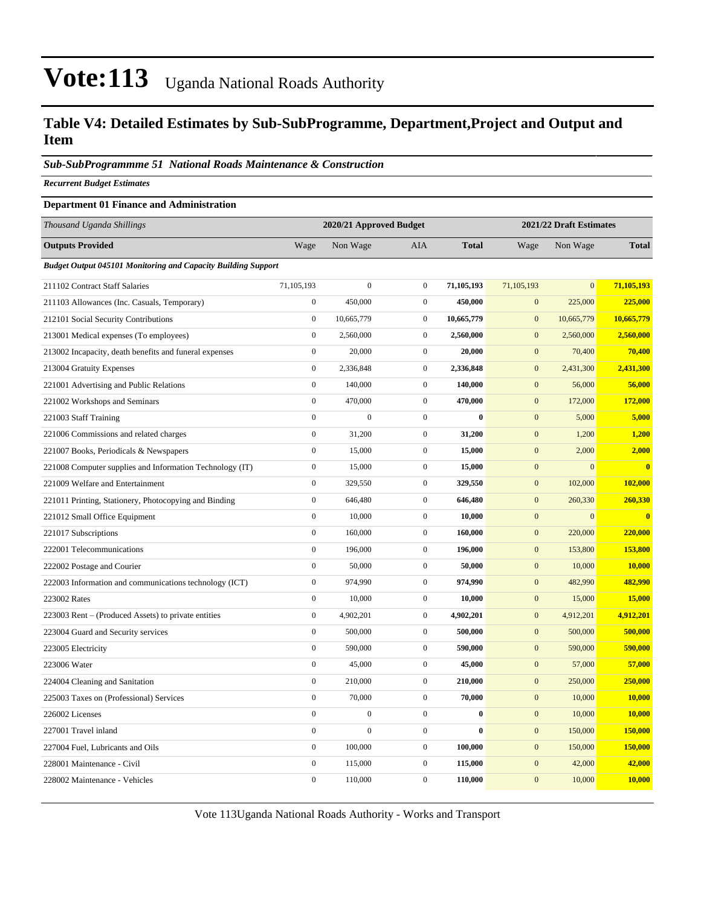# Vote:113 Uganda National Roads Authority

## Table V4: Detailed Estimates by Sub-SubProgramme, Department,Project and Output and Item

### *Sub-SubProgrammme 51 National Roads Maintenance & Construction*

***Recurrent Budget Estimates***

**Department 01 Finance and Administration**

| *Thousand Uganda Shillings* | 2020/21 Approved Budget | | | | 2021/22 Draft Estimates | | |
|---|---|---|---|---|---|---|---|
| **Outputs Provided** | Wage | Non Wage | AIA | **Total** | Wage | Non Wage | **Total** |
| ***Budget Output 045101 Monitoring and Capacity Building Support*** | | | | | | | |
| 211102 Contract Staff Salaries | 71,105,193 | 0 | 0 | **71,105,193** | 71,105,193 | 0 | **71,105,193** |
| 211103 Allowances (Inc. Casuals, Temporary) | 0 | 450,000 | 0 | **450,000** | 0 | 225,000 | **225,000** |
| 212101 Social Security Contributions | 0 | 10,665,779 | 0 | **10,665,779** | 0 | 10,665,779 | **10,665,779** |
| 213001 Medical expenses (To employees) | 0 | 2,560,000 | 0 | **2,560,000** | 0 | 2,560,000 | **2,560,000** |
| 213002 Incapacity, death benefits and funeral expenses | 0 | 20,000 | 0 | **20,000** | 0 | 70,400 | **70,400** |
| 213004 Gratuity Expenses | 0 | 2,336,848 | 0 | **2,336,848** | 0 | 2,431,300 | **2,431,300** |
| 221001 Advertising and Public Relations | 0 | 140,000 | 0 | **140,000** | 0 | 56,000 | **56,000** |
| 221002 Workshops and Seminars | 0 | 470,000 | 0 | **470,000** | 0 | 172,000 | **172,000** |
| 221003 Staff Training | 0 | 0 | 0 | **0** | 0 | 5,000 | **5,000** |
| 221006 Commissions and related charges | 0 | 31,200 | 0 | **31,200** | 0 | 1,200 | **1,200** |
| 221007 Books, Periodicals & Newspapers | 0 | 15,000 | 0 | **15,000** | 0 | 2,000 | **2,000** |
| 221008 Computer supplies and Information Technology (IT) | 0 | 15,000 | 0 | **15,000** | 0 | 0 | **0** |
| 221009 Welfare and Entertainment | 0 | 329,550 | 0 | **329,550** | 0 | 102,000 | **102,000** |
| 221011 Printing, Stationery, Photocopying and Binding | 0 | 646,480 | 0 | **646,480** | 0 | 260,330 | **260,330** |
| 221012 Small Office Equipment | 0 | 10,000 | 0 | **10,000** | 0 | 0 | **0** |
| 221017 Subscriptions | 0 | 160,000 | 0 | **160,000** | 0 | 220,000 | **220,000** |
| 222001 Telecommunications | 0 | 196,000 | 0 | **196,000** | 0 | 153,800 | **153,800** |
| 222002 Postage and Courier | 0 | 50,000 | 0 | **50,000** | 0 | 10,000 | **10,000** |
| 222003 Information and communications technology (ICT) | 0 | 974,990 | 0 | **974,990** | 0 | 482,990 | **482,990** |
| 223002 Rates | 0 | 10,000 | 0 | **10,000** | 0 | 15,000 | **15,000** |
| 223003 Rent – (Produced Assets) to private entities | 0 | 4,902,201 | 0 | **4,902,201** | 0 | 4,912,201 | **4,912,201** |
| 223004 Guard and Security services | 0 | 500,000 | 0 | **500,000** | 0 | 500,000 | **500,000** |
| 223005 Electricity | 0 | 590,000 | 0 | **590,000** | 0 | 590,000 | **590,000** |
| 223006 Water | 0 | 45,000 | 0 | **45,000** | 0 | 57,000 | **57,000** |
| 224004 Cleaning and Sanitation | 0 | 210,000 | 0 | **210,000** | 0 | 250,000 | **250,000** |
| 225003 Taxes on (Professional) Services | 0 | 70,000 | 0 | **70,000** | 0 | 10,000 | **10,000** |
| 226002 Licenses | 0 | 0 | 0 | **0** | 0 | 10,000 | **10,000** |
| 227001 Travel inland | 0 | 0 | 0 | **0** | 0 | 150,000 | **150,000** |
| 227004 Fuel, Lubricants and Oils | 0 | 100,000 | 0 | **100,000** | 0 | 150,000 | **150,000** |
| 228001 Maintenance - Civil | 0 | 115,000 | 0 | **115,000** | 0 | 42,000 | **42,000** |
| 228002 Maintenance - Vehicles | 0 | 110,000 | 0 | **110,000** | 0 | 10,000 | **10,000** |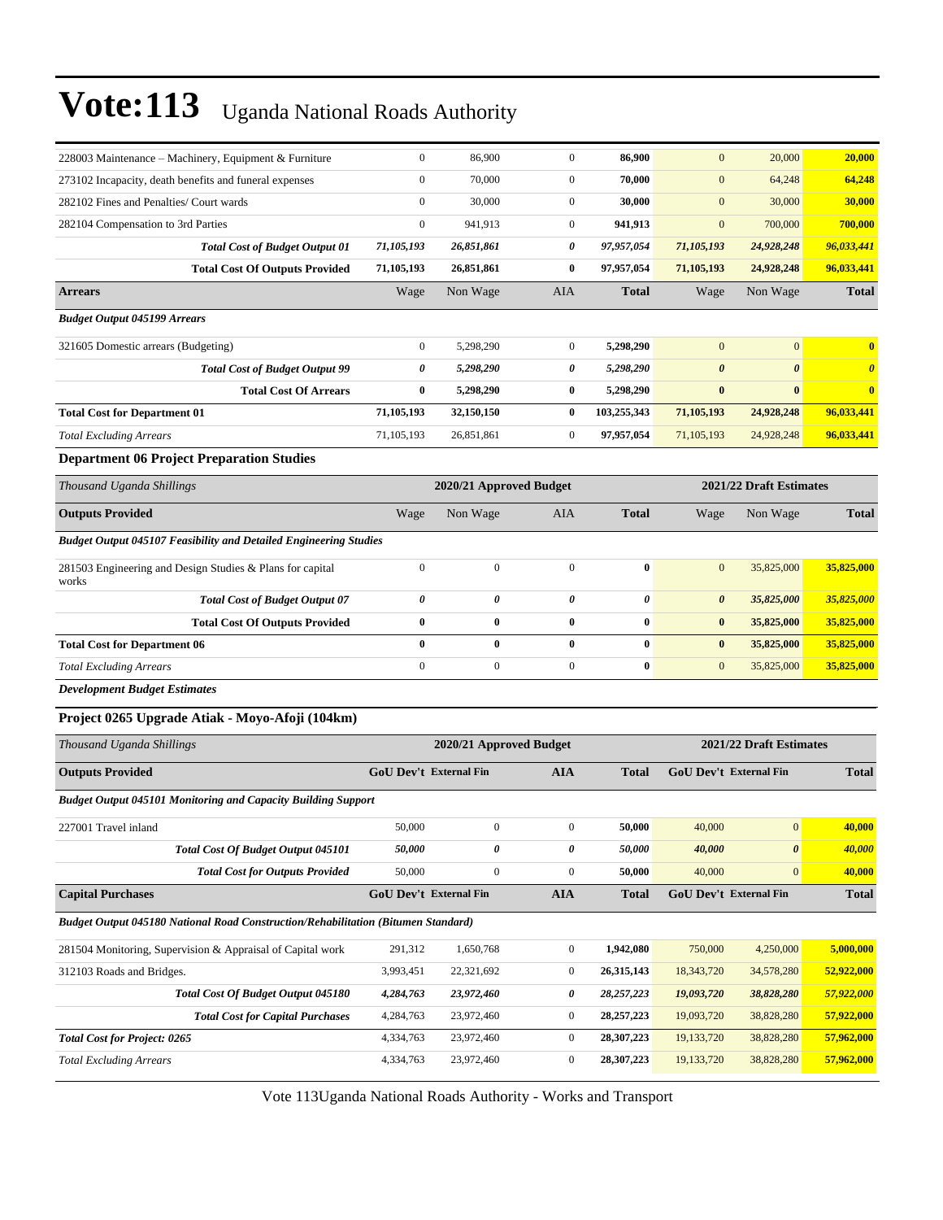# Vote:113 Uganda National Roads Authority

| | | | | | | | |
|---|---|---|---|---|---|---|---|
| 228003 Maintenance – Machinery, Equipment & Furniture | 0 | 86,900 | 0 | **86,900** | 0 | 20,000 | **20,000** |
| 273102 Incapacity, death benefits and funeral expenses | 0 | 70,000 | 0 | **70,000** | 0 | 64,248 | **64,248** |
| 282102 Fines and Penalties/ Court wards | 0 | 30,000 | 0 | **30,000** | 0 | 30,000 | **30,000** |
| 282104 Compensation to 3rd Parties | 0 | 941,913 | 0 | **941,913** | 0 | 700,000 | **700,000** |
| ***Total Cost of Budget Output 01*** | ***71,105,193*** | ***26,851,861*** | ***0*** | ***97,957,054*** | ***71,105,193*** | ***24,928,248*** | ***96,033,441*** |
| **Total Cost Of Outputs Provided** | **71,105,193** | **26,851,861** | **0** | **97,957,054** | **71,105,193** | **24,928,248** | **96,033,441** |
| **Arrears** | Wage | Non Wage | AIA | **Total** | Wage | Non Wage | **Total** |
| ***Budget Output 045199 Arrears*** | | | | | | | |
| 321605 Domestic arrears (Budgeting) | 0 | 5,298,290 | 0 | **5,298,290** | 0 | 0 | **0** |
| ***Total Cost of Budget Output 99*** | ***0*** | ***5,298,290*** | ***0*** | ***5,298,290*** | ***0*** | ***0*** | ***0*** |
| **Total Cost Of Arrears** | **0** | **5,298,290** | **0** | **5,298,290** | **0** | **0** | **0** |
| **Total Cost for Department 01** | **71,105,193** | **32,150,150** | **0** | **103,255,343** | **71,105,193** | **24,928,248** | **96,033,441** |
| *Total Excluding Arrears* | 71,105,193 | 26,851,861 | 0 | **97,957,054** | 71,105,193 | 24,928,248 | **96,033,441** |

**Department 06 Project Preparation Studies**

| *Thousand Uganda Shillings* | 2020/21 Approved Budget | | | | 2021/22 Draft Estimates | | |
|---|---|---|---|---|---|---|---|
| **Outputs Provided** | Wage | Non Wage | AIA | **Total** | Wage | Non Wage | **Total** |
| ***Budget Output 045107 Feasibility and Detailed Engineering Studies*** | | | | | | | |
| 281503 Engineering and Design Studies & Plans for capital works | 0 | 0 | 0 | **0** | 0 | 35,825,000 | **35,825,000** |
| ***Total Cost of Budget Output 07*** | ***0*** | ***0*** | ***0*** | ***0*** | ***0*** | ***35,825,000*** | ***35,825,000*** |
| **Total Cost Of Outputs Provided** | **0** | **0** | **0** | **0** | **0** | **35,825,000** | **35,825,000** |
| **Total Cost for Department 06** | **0** | **0** | **0** | **0** | **0** | **35,825,000** | **35,825,000** |
| *Total Excluding Arrears* | 0 | 0 | 0 | **0** | 0 | 35,825,000 | **35,825,000** |

***Development Budget Estimates***

**Project 0265 Upgrade Atiak - Moyo-Afoji (104km)**

| *Thousand Uganda Shillings* | 2020/21 Approved Budget | | | | 2021/22 Draft Estimates | | |
|---|---|---|---|---|---|---|---|
| **Outputs Provided** | **GoU Dev't** | **External Fin** | **AIA** | **Total** | **GoU Dev't** | **External Fin** | **Total** |
| ***Budget Output 045101 Monitoring and Capacity Building Support*** | | | | | | | |
| 227001 Travel inland | 50,000 | 0 | 0 | **50,000** | 40,000 | 0 | **40,000** |
| ***Total Cost Of Budget Output 045101*** | ***50,000*** | ***0*** | ***0*** | ***50,000*** | ***40,000*** | ***0*** | ***40,000*** |
| ***Total Cost for Outputs Provided*** | 50,000 | 0 | 0 | **50,000** | 40,000 | 0 | **40,000** |
| **Capital Purchases** | **GoU Dev't** | **External Fin** | **AIA** | **Total** | **GoU Dev't** | **External Fin** | **Total** |
| ***Budget Output 045180 National Road Construction/Rehabilitation (Bitumen Standard)*** | | | | | | | |
| 281504 Monitoring, Supervision & Appraisal of Capital work | 291,312 | 1,650,768 | 0 | **1,942,080** | 750,000 | 4,250,000 | **5,000,000** |
| 312103 Roads and Bridges. | 3,993,451 | 22,321,692 | 0 | **26,315,143** | 18,343,720 | 34,578,280 | **52,922,000** |
| ***Total Cost Of Budget Output 045180*** | ***4,284,763*** | ***23,972,460*** | ***0*** | ***28,257,223*** | ***19,093,720*** | ***38,828,280*** | ***57,922,000*** |
| ***Total Cost for Capital Purchases*** | 4,284,763 | 23,972,460 | 0 | **28,257,223** | 19,093,720 | 38,828,280 | **57,922,000** |
| ***Total Cost for Project: 0265*** | 4,334,763 | 23,972,460 | 0 | **28,307,223** | 19,133,720 | 38,828,280 | **57,962,000** |
| *Total Excluding Arrears* | 4,334,763 | 23,972,460 | 0 | **28,307,223** | 19,133,720 | 38,828,280 | **57,962,000** |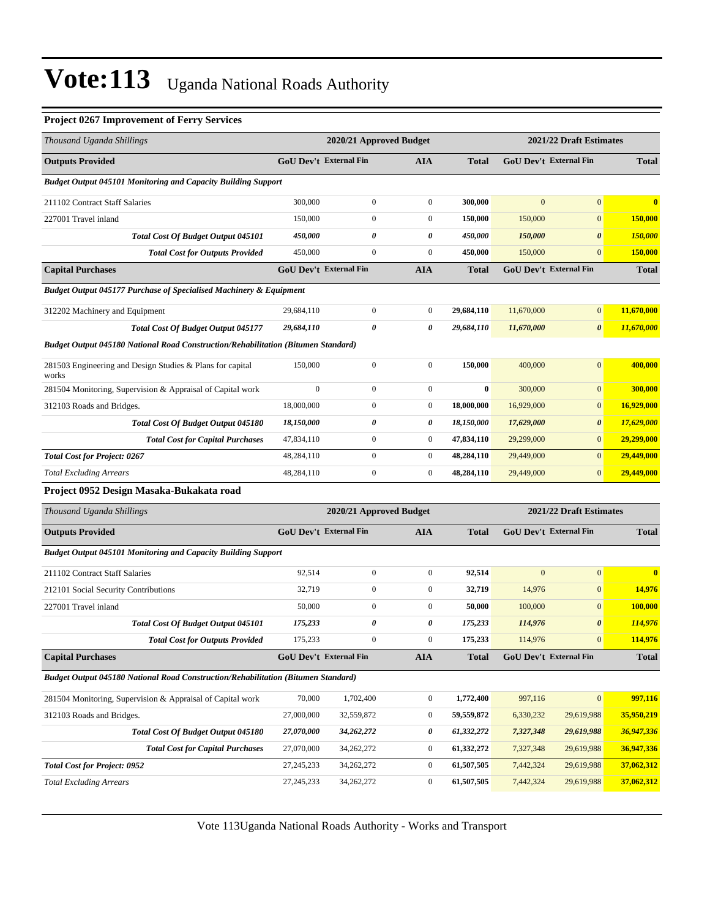# Vote:113 Uganda National Roads Authority

### Project 0267 Improvement of Ferry Services

| *Thousand Uganda Shillings* | 2020/21 Approved Budget | | | | 2021/22 Draft Estimates | | |
|---|---|---|---|---|---|---|---|
| **Outputs Provided** | **GoU Dev't** | **External Fin** | **AIA** | **Total** | **GoU Dev't** | **External Fin** | **Total** |
| ***Budget Output 045101 Monitoring and Capacity Building Support*** | | | | | | | |
| 211102 Contract Staff Salaries | 300,000 | 0 | 0 | **300,000** | 0 | 0 | **0** |
| 227001 Travel inland | 150,000 | 0 | 0 | **150,000** | 150,000 | 0 | **150,000** |
| ***Total Cost Of Budget Output 045101*** | ***450,000*** | ***0*** | ***0*** | ***450,000*** | ***150,000*** | ***0*** | ***150,000*** |
| ***Total Cost for Outputs Provided*** | 450,000 | 0 | 0 | **450,000** | 150,000 | 0 | **150,000** |
| **Capital Purchases** | **GoU Dev't** | **External Fin** | **AIA** | **Total** | **GoU Dev't** | **External Fin** | **Total** |
| ***Budget Output 045177 Purchase of Specialised Machinery & Equipment*** | | | | | | | |
| 312202 Machinery and Equipment | 29,684,110 | 0 | 0 | **29,684,110** | 11,670,000 | 0 | **11,670,000** |
| ***Total Cost Of Budget Output 045177*** | ***29,684,110*** | ***0*** | ***0*** | ***29,684,110*** | ***11,670,000*** | ***0*** | ***11,670,000*** |
| ***Budget Output 045180 National Road Construction/Rehabilitation (Bitumen Standard)*** | | | | | | | |
| 281503 Engineering and Design Studies & Plans for capital works | 150,000 | 0 | 0 | **150,000** | 400,000 | 0 | **400,000** |
| 281504 Monitoring, Supervision & Appraisal of Capital work | 0 | 0 | 0 | **0** | 300,000 | 0 | **300,000** |
| 312103 Roads and Bridges. | 18,000,000 | 0 | 0 | **18,000,000** | 16,929,000 | 0 | **16,929,000** |
| ***Total Cost Of Budget Output 045180*** | ***18,150,000*** | ***0*** | ***0*** | ***18,150,000*** | ***17,629,000*** | ***0*** | ***17,629,000*** |
| ***Total Cost for Capital Purchases*** | 47,834,110 | 0 | 0 | **47,834,110** | 29,299,000 | 0 | **29,299,000** |
| ***Total Cost for Project: 0267*** | 48,284,110 | 0 | 0 | **48,284,110** | 29,449,000 | 0 | **29,449,000** |
| *Total Excluding Arrears* | 48,284,110 | 0 | 0 | **48,284,110** | 29,449,000 | 0 | **29,449,000** |

### Project 0952 Design Masaka-Bukakata road

| *Thousand Uganda Shillings* | 2020/21 Approved Budget | | | | 2021/22 Draft Estimates | | |
|---|---|---|---|---|---|---|---|
| **Outputs Provided** | **GoU Dev't** | **External Fin** | **AIA** | **Total** | **GoU Dev't** | **External Fin** | **Total** |
| ***Budget Output 045101 Monitoring and Capacity Building Support*** | | | | | | | |
| 211102 Contract Staff Salaries | 92,514 | 0 | 0 | **92,514** | 0 | 0 | **0** |
| 212101 Social Security Contributions | 32,719 | 0 | 0 | **32,719** | 14,976 | 0 | **14,976** |
| 227001 Travel inland | 50,000 | 0 | 0 | **50,000** | 100,000 | 0 | **100,000** |
| ***Total Cost Of Budget Output 045101*** | ***175,233*** | ***0*** | ***0*** | ***175,233*** | ***114,976*** | ***0*** | ***114,976*** |
| ***Total Cost for Outputs Provided*** | 175,233 | 0 | 0 | **175,233** | 114,976 | 0 | **114,976** |
| **Capital Purchases** | **GoU Dev't** | **External Fin** | **AIA** | **Total** | **GoU Dev't** | **External Fin** | **Total** |
| ***Budget Output 045180 National Road Construction/Rehabilitation (Bitumen Standard)*** | | | | | | | |
| 281504 Monitoring, Supervision & Appraisal of Capital work | 70,000 | 1,702,400 | 0 | **1,772,400** | 997,116 | 0 | **997,116** |
| 312103 Roads and Bridges. | 27,000,000 | 32,559,872 | 0 | **59,559,872** | 6,330,232 | 29,619,988 | **35,950,219** |
| ***Total Cost Of Budget Output 045180*** | ***27,070,000*** | ***34,262,272*** | ***0*** | ***61,332,272*** | ***7,327,348*** | ***29,619,988*** | ***36,947,336*** |
| ***Total Cost for Capital Purchases*** | 27,070,000 | 34,262,272 | 0 | **61,332,272** | 7,327,348 | 29,619,988 | **36,947,336** |
| ***Total Cost for Project: 0952*** | 27,245,233 | 34,262,272 | 0 | **61,507,505** | 7,442,324 | 29,619,988 | **37,062,312** |
| *Total Excluding Arrears* | 27,245,233 | 34,262,272 | 0 | **61,507,505** | 7,442,324 | 29,619,988 | **37,062,312** |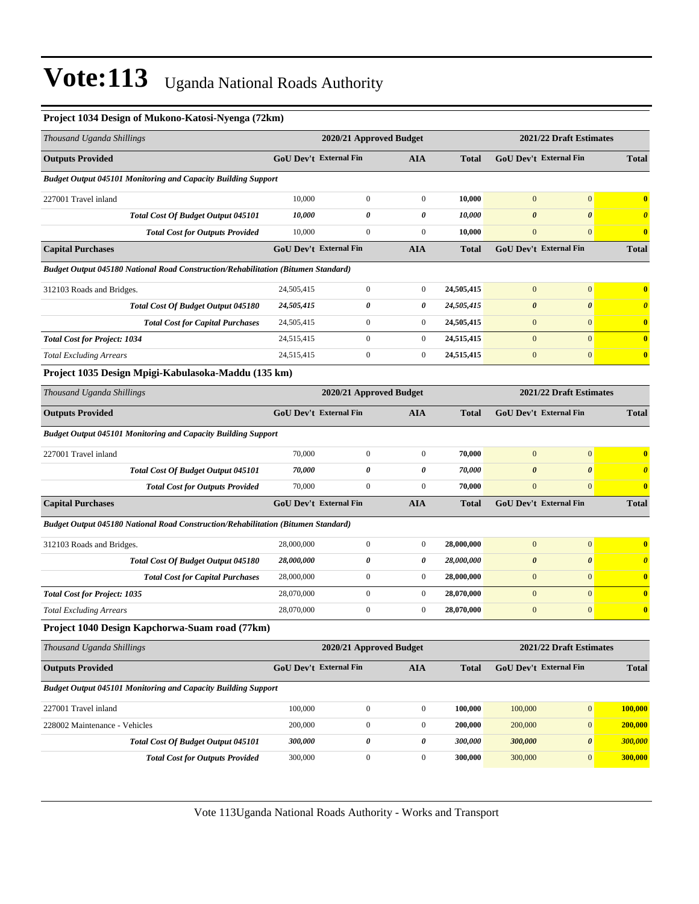# Vote:113 Uganda National Roads Authority

### Project 1034 Design of Mukono-Katosi-Nyenga (72km)

| *Thousand Uganda Shillings* | 2020/21 Approved Budget | | | | 2021/22 Draft Estimates | | |
|---|---|---|---|---|---|---|---|
| **Outputs Provided** | **GoU Dev't** | **External Fin** | **AIA** | **Total** | **GoU Dev't** | **External Fin** | **Total** |
| ***Budget Output 045101 Monitoring and Capacity Building Support*** | | | | | | | |
| 227001 Travel inland | 10,000 | 0 | 0 | **10,000** | 0 | 0 | **0** |
| ***Total Cost Of Budget Output 045101*** | ***10,000*** | ***0*** | ***0*** | ***10,000*** | ***0*** | ***0*** | ***0*** |
| ***Total Cost for Outputs Provided*** | 10,000 | 0 | 0 | **10,000** | 0 | 0 | **0** |
| **Capital Purchases** | **GoU Dev't** | **External Fin** | **AIA** | **Total** | **GoU Dev't** | **External Fin** | **Total** |
| ***Budget Output 045180 National Road Construction/Rehabilitation (Bitumen Standard)*** | | | | | | | |
| 312103 Roads and Bridges. | 24,505,415 | 0 | 0 | **24,505,415** | 0 | 0 | **0** |
| ***Total Cost Of Budget Output 045180*** | ***24,505,415*** | ***0*** | ***0*** | ***24,505,415*** | ***0*** | ***0*** | ***0*** |
| ***Total Cost for Capital Purchases*** | 24,505,415 | 0 | 0 | **24,505,415** | 0 | 0 | **0** |
| ***Total Cost for Project: 1034*** | 24,515,415 | 0 | 0 | **24,515,415** | 0 | 0 | **0** |
| *Total Excluding Arrears* | 24,515,415 | 0 | 0 | **24,515,415** | 0 | 0 | **0** |

### Project 1035 Design Mpigi-Kabulasoka-Maddu (135 km)

| *Thousand Uganda Shillings* | 2020/21 Approved Budget | | | | 2021/22 Draft Estimates | | |
|---|---|---|---|---|---|---|---|
| **Outputs Provided** | **GoU Dev't** | **External Fin** | **AIA** | **Total** | **GoU Dev't** | **External Fin** | **Total** |
| ***Budget Output 045101 Monitoring and Capacity Building Support*** | | | | | | | |
| 227001 Travel inland | 70,000 | 0 | 0 | **70,000** | 0 | 0 | **0** |
| ***Total Cost Of Budget Output 045101*** | ***70,000*** | ***0*** | ***0*** | ***70,000*** | ***0*** | ***0*** | ***0*** |
| ***Total Cost for Outputs Provided*** | 70,000 | 0 | 0 | **70,000** | 0 | 0 | **0** |
| **Capital Purchases** | **GoU Dev't** | **External Fin** | **AIA** | **Total** | **GoU Dev't** | **External Fin** | **Total** |
| ***Budget Output 045180 National Road Construction/Rehabilitation (Bitumen Standard)*** | | | | | | | |
| 312103 Roads and Bridges. | 28,000,000 | 0 | 0 | **28,000,000** | 0 | 0 | **0** |
| ***Total Cost Of Budget Output 045180*** | ***28,000,000*** | ***0*** | ***0*** | ***28,000,000*** | ***0*** | ***0*** | ***0*** |
| ***Total Cost for Capital Purchases*** | 28,000,000 | 0 | 0 | **28,000,000** | 0 | 0 | **0** |
| ***Total Cost for Project: 1035*** | 28,070,000 | 0 | 0 | **28,070,000** | 0 | 0 | **0** |
| *Total Excluding Arrears* | 28,070,000 | 0 | 0 | **28,070,000** | 0 | 0 | **0** |

### Project 1040 Design Kapchorwa-Suam road (77km)

| *Thousand Uganda Shillings* | 2020/21 Approved Budget | | | | 2021/22 Draft Estimates | | |
|---|---|---|---|---|---|---|---|
| **Outputs Provided** | **GoU Dev't** | **External Fin** | **AIA** | **Total** | **GoU Dev't** | **External Fin** | **Total** |
| ***Budget Output 045101 Monitoring and Capacity Building Support*** | | | | | | | |
| 227001 Travel inland | 100,000 | 0 | 0 | **100,000** | 100,000 | 0 | **100,000** |
| 228002 Maintenance - Vehicles | 200,000 | 0 | 0 | **200,000** | 200,000 | 0 | **200,000** |
| ***Total Cost Of Budget Output 045101*** | ***300,000*** | ***0*** | ***0*** | ***300,000*** | ***300,000*** | ***0*** | ***300,000*** |
| ***Total Cost for Outputs Provided*** | 300,000 | 0 | 0 | **300,000** | 300,000 | 0 | **300,000** |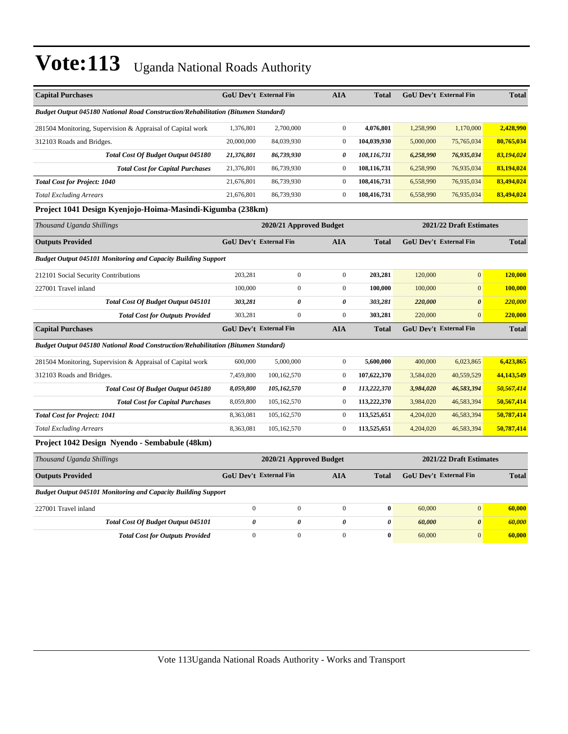# Vote:113 Uganda National Roads Authority

| Capital Purchases | GoU Dev't | External Fin | AIA | Total | GoU Dev't | External Fin | Total |
|---|---|---|---|---|---|---|---|
| ***Budget Output 045180 National Road Construction/Rehabilitation (Bitumen Standard)*** | | | | | | | |
| 281504 Monitoring, Supervision & Appraisal of Capital work | 1,376,801 | 2,700,000 | 0 | **4,076,801** | 1,258,990 | 1,170,000 | **2,428,990** |
| 312103 Roads and Bridges. | 20,000,000 | 84,039,930 | 0 | **104,039,930** | 5,000,000 | 75,765,034 | **80,765,034** |
| ***Total Cost Of Budget Output 045180*** | ***21,376,801*** | ***86,739,930*** | ***0*** | ***108,116,731*** | ***6,258,990*** | ***76,935,034*** | ***83,194,024*** |
| ***Total Cost for Capital Purchases*** | 21,376,801 | 86,739,930 | 0 | **108,116,731** | 6,258,990 | 76,935,034 | **83,194,024** |
| ***Total Cost for Project: 1040*** | 21,676,801 | 86,739,930 | 0 | **108,416,731** | 6,558,990 | 76,935,034 | **83,494,024** |
| *Total Excluding Arrears* | 21,676,801 | 86,739,930 | 0 | **108,416,731** | 6,558,990 | 76,935,034 | **83,494,024** |

**Project 1041 Design Kyenjojo-Hoima-Masindi-Kigumba (238km)**

| *Thousand Uganda Shillings* | 2020/21 Approved Budget | | | | 2021/22 Draft Estimates | | |
|---|---|---|---|---|---|---|---|
| **Outputs Provided** | **GoU Dev't** | **External Fin** | **AIA** | **Total** | **GoU Dev't** | **External Fin** | **Total** |
| ***Budget Output 045101 Monitoring and Capacity Building Support*** | | | | | | | |
| 212101 Social Security Contributions | 203,281 | 0 | 0 | **203,281** | 120,000 | 0 | **120,000** |
| 227001 Travel inland | 100,000 | 0 | 0 | **100,000** | 100,000 | 0 | **100,000** |
| ***Total Cost Of Budget Output 045101*** | ***303,281*** | ***0*** | ***0*** | ***303,281*** | ***220,000*** | ***0*** | ***220,000*** |
| ***Total Cost for Outputs Provided*** | 303,281 | 0 | 0 | **303,281** | 220,000 | 0 | **220,000** |
| **Capital Purchases** | **GoU Dev't** | **External Fin** | **AIA** | **Total** | **GoU Dev't** | **External Fin** | **Total** |
| ***Budget Output 045180 National Road Construction/Rehabilitation (Bitumen Standard)*** | | | | | | | |
| 281504 Monitoring, Supervision & Appraisal of Capital work | 600,000 | 5,000,000 | 0 | **5,600,000** | 400,000 | 6,023,865 | **6,423,865** |
| 312103 Roads and Bridges. | 7,459,800 | 100,162,570 | 0 | **107,622,370** | 3,584,020 | 40,559,529 | **44,143,549** |
| ***Total Cost Of Budget Output 045180*** | ***8,059,800*** | ***105,162,570*** | ***0*** | ***113,222,370*** | ***3,984,020*** | ***46,583,394*** | ***50,567,414*** |
| ***Total Cost for Capital Purchases*** | 8,059,800 | 105,162,570 | 0 | **113,222,370** | 3,984,020 | 46,583,394 | **50,567,414** |
| ***Total Cost for Project: 1041*** | 8,363,081 | 105,162,570 | 0 | **113,525,651** | 4,204,020 | 46,583,394 | **50,787,414** |
| *Total Excluding Arrears* | 8,363,081 | 105,162,570 | 0 | **113,525,651** | 4,204,020 | 46,583,394 | **50,787,414** |

**Project 1042 Design Nyendo - Sembabule (48km)**

| *Thousand Uganda Shillings* | 2020/21 Approved Budget | | | | 2021/22 Draft Estimates | | |
|---|---|---|---|---|---|---|---|
| **Outputs Provided** | **GoU Dev't** | **External Fin** | **AIA** | **Total** | **GoU Dev't** | **External Fin** | **Total** |
| ***Budget Output 045101 Monitoring and Capacity Building Support*** | | | | | | | |
| 227001 Travel inland | 0 | 0 | 0 | **0** | 60,000 | 0 | **60,000** |
| ***Total Cost Of Budget Output 045101*** | ***0*** | ***0*** | ***0*** | ***0*** | ***60,000*** | ***0*** | ***60,000*** |
| ***Total Cost for Outputs Provided*** | 0 | 0 | 0 | **0** | 60,000 | 0 | **60,000** |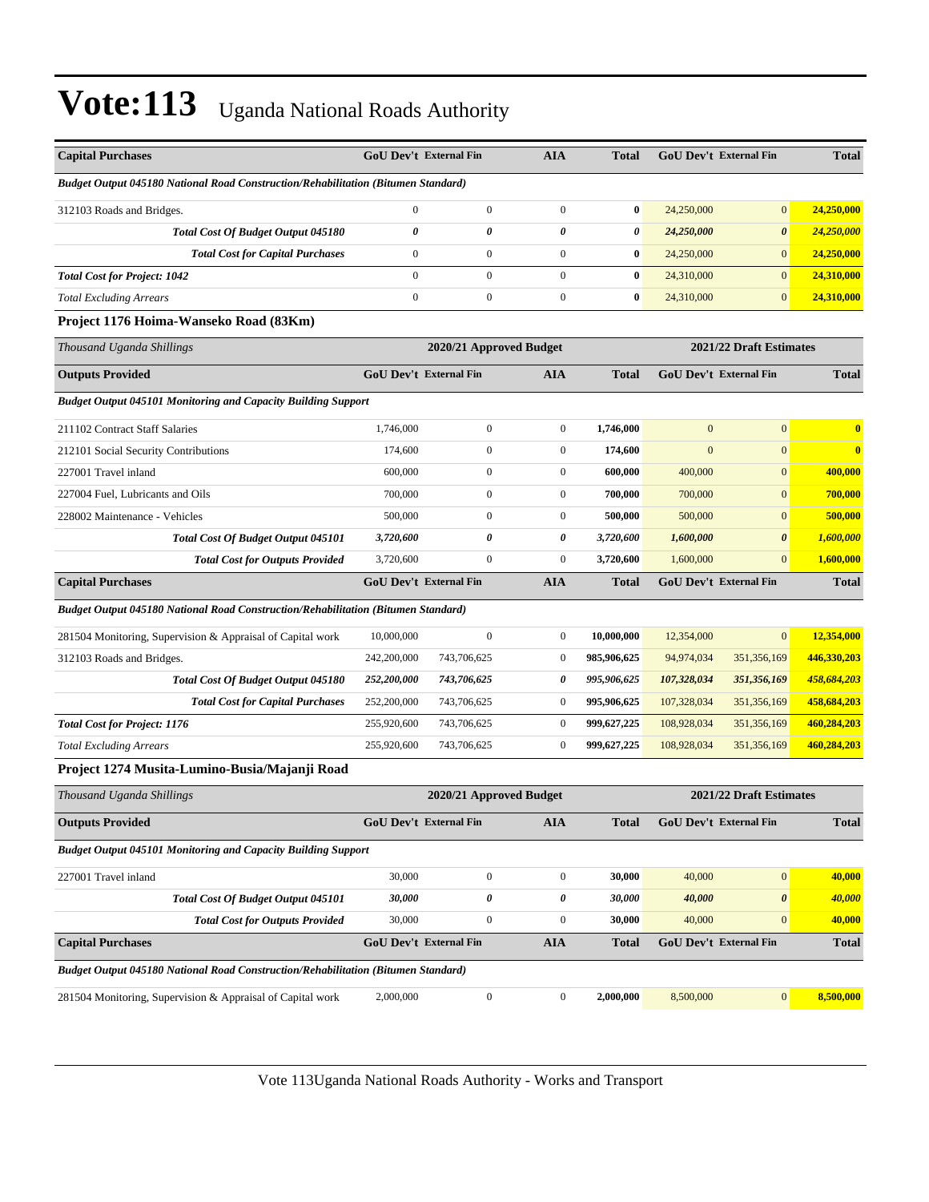# Vote:113 Uganda National Roads Authority

| Capital Purchases | GoU Dev't | External Fin | AIA | Total | GoU Dev't | External Fin | Total |
|---|---|---|---|---|---|---|---|
| ***Budget Output 045180 National Road Construction/Rehabilitation (Bitumen Standard)*** | | | | | | | |
| 312103 Roads and Bridges. | 0 | 0 | 0 | **0** | 24,250,000 | 0 | **24,250,000** |
| ***Total Cost Of Budget Output 045180*** | ***0*** | ***0*** | ***0*** | ***0*** | ***24,250,000*** | ***0*** | ***24,250,000*** |
| ***Total Cost for Capital Purchases*** | 0 | 0 | 0 | **0** | 24,250,000 | 0 | **24,250,000** |
| ***Total Cost for Project: 1042*** | 0 | 0 | 0 | **0** | 24,310,000 | 0 | **24,310,000** |
| *Total Excluding Arrears* | 0 | 0 | 0 | **0** | 24,310,000 | 0 | **24,310,000** |

### Project 1176 Hoima-Wanseko Road (83Km)

| *Thousand Uganda Shillings* | 2020/21 Approved Budget | | | | 2021/22 Draft Estimates | | |
|---|---|---|---|---|---|---|---|
| **Outputs Provided** | **GoU Dev't** | **External Fin** | **AIA** | **Total** | **GoU Dev't** | **External Fin** | **Total** |
| ***Budget Output 045101 Monitoring and Capacity Building Support*** | | | | | | | |
| 211102 Contract Staff Salaries | 1,746,000 | 0 | 0 | **1,746,000** | 0 | 0 | **0** |
| 212101 Social Security Contributions | 174,600 | 0 | 0 | **174,600** | 0 | 0 | **0** |
| 227001 Travel inland | 600,000 | 0 | 0 | **600,000** | 400,000 | 0 | **400,000** |
| 227004 Fuel, Lubricants and Oils | 700,000 | 0 | 0 | **700,000** | 700,000 | 0 | **700,000** |
| 228002 Maintenance - Vehicles | 500,000 | 0 | 0 | **500,000** | 500,000 | 0 | **500,000** |
| ***Total Cost Of Budget Output 045101*** | ***3,720,600*** | ***0*** | ***0*** | ***3,720,600*** | ***1,600,000*** | ***0*** | ***1,600,000*** |
| ***Total Cost for Outputs Provided*** | 3,720,600 | 0 | 0 | **3,720,600** | 1,600,000 | 0 | **1,600,000** |
| **Capital Purchases** | **GoU Dev't** | **External Fin** | **AIA** | **Total** | **GoU Dev't** | **External Fin** | **Total** |
| ***Budget Output 045180 National Road Construction/Rehabilitation (Bitumen Standard)*** | | | | | | | |
| 281504 Monitoring, Supervision & Appraisal of Capital work | 10,000,000 | 0 | 0 | **10,000,000** | 12,354,000 | 0 | **12,354,000** |
| 312103 Roads and Bridges. | 242,200,000 | 743,706,625 | 0 | **985,906,625** | 94,974,034 | 351,356,169 | **446,330,203** |
| ***Total Cost Of Budget Output 045180*** | ***252,200,000*** | ***743,706,625*** | ***0*** | ***995,906,625*** | ***107,328,034*** | ***351,356,169*** | ***458,684,203*** |
| ***Total Cost for Capital Purchases*** | 252,200,000 | 743,706,625 | 0 | **995,906,625** | 107,328,034 | 351,356,169 | **458,684,203** |
| ***Total Cost for Project: 1176*** | 255,920,600 | 743,706,625 | 0 | **999,627,225** | 108,928,034 | 351,356,169 | **460,284,203** |
| *Total Excluding Arrears* | 255,920,600 | 743,706,625 | 0 | **999,627,225** | 108,928,034 | 351,356,169 | **460,284,203** |

### Project 1274 Musita-Lumino-Busia/Majanji Road

| *Thousand Uganda Shillings* | 2020/21 Approved Budget | | | | 2021/22 Draft Estimates | | |
|---|---|---|---|---|---|---|---|
| **Outputs Provided** | **GoU Dev't** | **External Fin** | **AIA** | **Total** | **GoU Dev't** | **External Fin** | **Total** |
| ***Budget Output 045101 Monitoring and Capacity Building Support*** | | | | | | | |
| 227001 Travel inland | 30,000 | 0 | 0 | **30,000** | 40,000 | 0 | **40,000** |
| ***Total Cost Of Budget Output 045101*** | ***30,000*** | ***0*** | ***0*** | ***30,000*** | ***40,000*** | ***0*** | ***40,000*** |
| ***Total Cost for Outputs Provided*** | 30,000 | 0 | 0 | **30,000** | 40,000 | 0 | **40,000** |
| **Capital Purchases** | **GoU Dev't** | **External Fin** | **AIA** | **Total** | **GoU Dev't** | **External Fin** | **Total** |
| ***Budget Output 045180 National Road Construction/Rehabilitation (Bitumen Standard)*** | | | | | | | |
| 281504 Monitoring, Supervision & Appraisal of Capital work | 2,000,000 | 0 | 0 | **2,000,000** | 8,500,000 | 0 | **8,500,000** |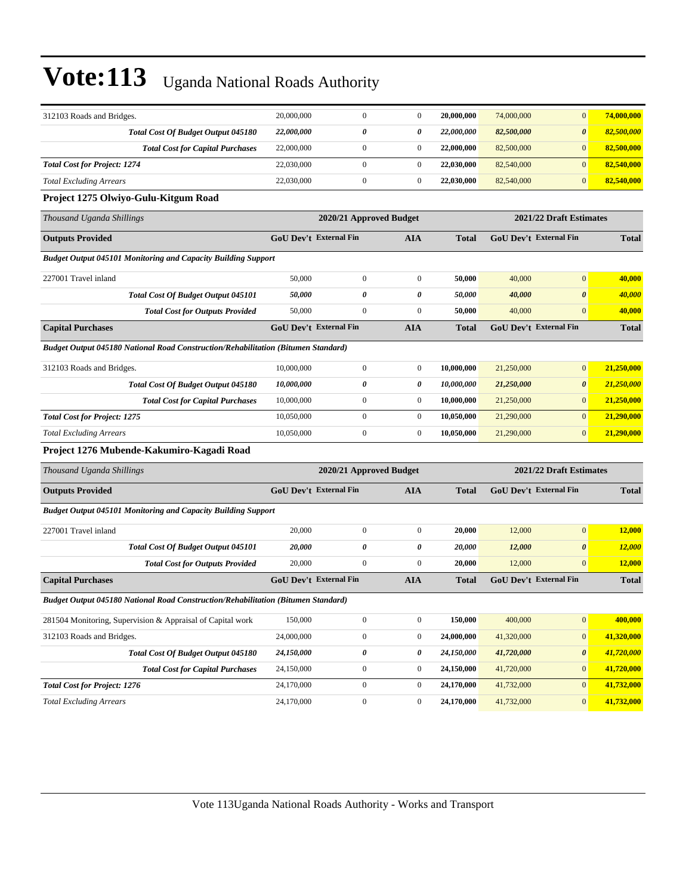| | | | | | | | |
|---|---|---|---|---|---|---|---|
| 312103 Roads and Bridges. | 20,000,000 | 0 | 0 | **20,000,000** | 74,000,000 | 0 | **74,000,000** |
| ***Total Cost Of Budget Output 045180*** | ***22,000,000*** | ***0*** | ***0*** | ***22,000,000*** | ***82,500,000*** | ***0*** | ***82,500,000*** |
| ***Total Cost for Capital Purchases*** | 22,000,000 | 0 | 0 | **22,000,000** | 82,500,000 | 0 | **82,500,000** |
| ***Total Cost for Project: 1274*** | 22,030,000 | 0 | 0 | **22,030,000** | 82,540,000 | 0 | **82,540,000** |
| *Total Excluding Arrears* | 22,030,000 | 0 | 0 | **22,030,000** | 82,540,000 | 0 | **82,540,000** |

### Project 1275 Olwiyo-Gulu-Kitgum Road

| *Thousand Uganda Shillings* | **2020/21 Approved Budget** | | | | **2021/22 Draft Estimates** | | |
|---|---|---|---|---|---|---|---|
| **Outputs Provided** | **GoU Dev't** | **External Fin** | **AIA** | **Total** | **GoU Dev't** | **External Fin** | **Total** |
| ***Budget Output 045101 Monitoring and Capacity Building Support*** | | | | | | | |
| 227001 Travel inland | 50,000 | 0 | 0 | **50,000** | 40,000 | 0 | **40,000** |
| ***Total Cost Of Budget Output 045101*** | ***50,000*** | ***0*** | ***0*** | ***50,000*** | ***40,000*** | ***0*** | ***40,000*** |
| ***Total Cost for Outputs Provided*** | 50,000 | 0 | 0 | **50,000** | 40,000 | 0 | **40,000** |
| **Capital Purchases** | **GoU Dev't** | **External Fin** | **AIA** | **Total** | **GoU Dev't** | **External Fin** | **Total** |
| ***Budget Output 045180 National Road Construction/Rehabilitation (Bitumen Standard)*** | | | | | | | |
| 312103 Roads and Bridges. | 10,000,000 | 0 | 0 | **10,000,000** | 21,250,000 | 0 | **21,250,000** |
| ***Total Cost Of Budget Output 045180*** | ***10,000,000*** | ***0*** | ***0*** | ***10,000,000*** | ***21,250,000*** | ***0*** | ***21,250,000*** |
| ***Total Cost for Capital Purchases*** | 10,000,000 | 0 | 0 | **10,000,000** | 21,250,000 | 0 | **21,250,000** |
| ***Total Cost for Project: 1275*** | 10,050,000 | 0 | 0 | **10,050,000** | 21,290,000 | 0 | **21,290,000** |
| *Total Excluding Arrears* | 10,050,000 | 0 | 0 | **10,050,000** | 21,290,000 | 0 | **21,290,000** |

### Project 1276 Mubende-Kakumiro-Kagadi Road

| *Thousand Uganda Shillings* | **2020/21 Approved Budget** | | | | **2021/22 Draft Estimates** | | |
|---|---|---|---|---|---|---|---|
| **Outputs Provided** | **GoU Dev't** | **External Fin** | **AIA** | **Total** | **GoU Dev't** | **External Fin** | **Total** |
| ***Budget Output 045101 Monitoring and Capacity Building Support*** | | | | | | | |
| 227001 Travel inland | 20,000 | 0 | 0 | **20,000** | 12,000 | 0 | **12,000** |
| ***Total Cost Of Budget Output 045101*** | ***20,000*** | ***0*** | ***0*** | ***20,000*** | ***12,000*** | ***0*** | ***12,000*** |
| ***Total Cost for Outputs Provided*** | 20,000 | 0 | 0 | **20,000** | 12,000 | 0 | **12,000** |
| **Capital Purchases** | **GoU Dev't** | **External Fin** | **AIA** | **Total** | **GoU Dev't** | **External Fin** | **Total** |
| ***Budget Output 045180 National Road Construction/Rehabilitation (Bitumen Standard)*** | | | | | | | |
| 281504 Monitoring, Supervision & Appraisal of Capital work | 150,000 | 0 | 0 | **150,000** | 400,000 | 0 | **400,000** |
| 312103 Roads and Bridges. | 24,000,000 | 0 | 0 | **24,000,000** | 41,320,000 | 0 | **41,320,000** |
| ***Total Cost Of Budget Output 045180*** | ***24,150,000*** | ***0*** | ***0*** | ***24,150,000*** | ***41,720,000*** | ***0*** | ***41,720,000*** |
| ***Total Cost for Capital Purchases*** | 24,150,000 | 0 | 0 | **24,150,000** | 41,720,000 | 0 | **41,720,000** |
| ***Total Cost for Project: 1276*** | 24,170,000 | 0 | 0 | **24,170,000** | 41,732,000 | 0 | **41,732,000** |
| *Total Excluding Arrears* | 24,170,000 | 0 | 0 | **24,170,000** | 41,732,000 | 0 | **41,732,000** |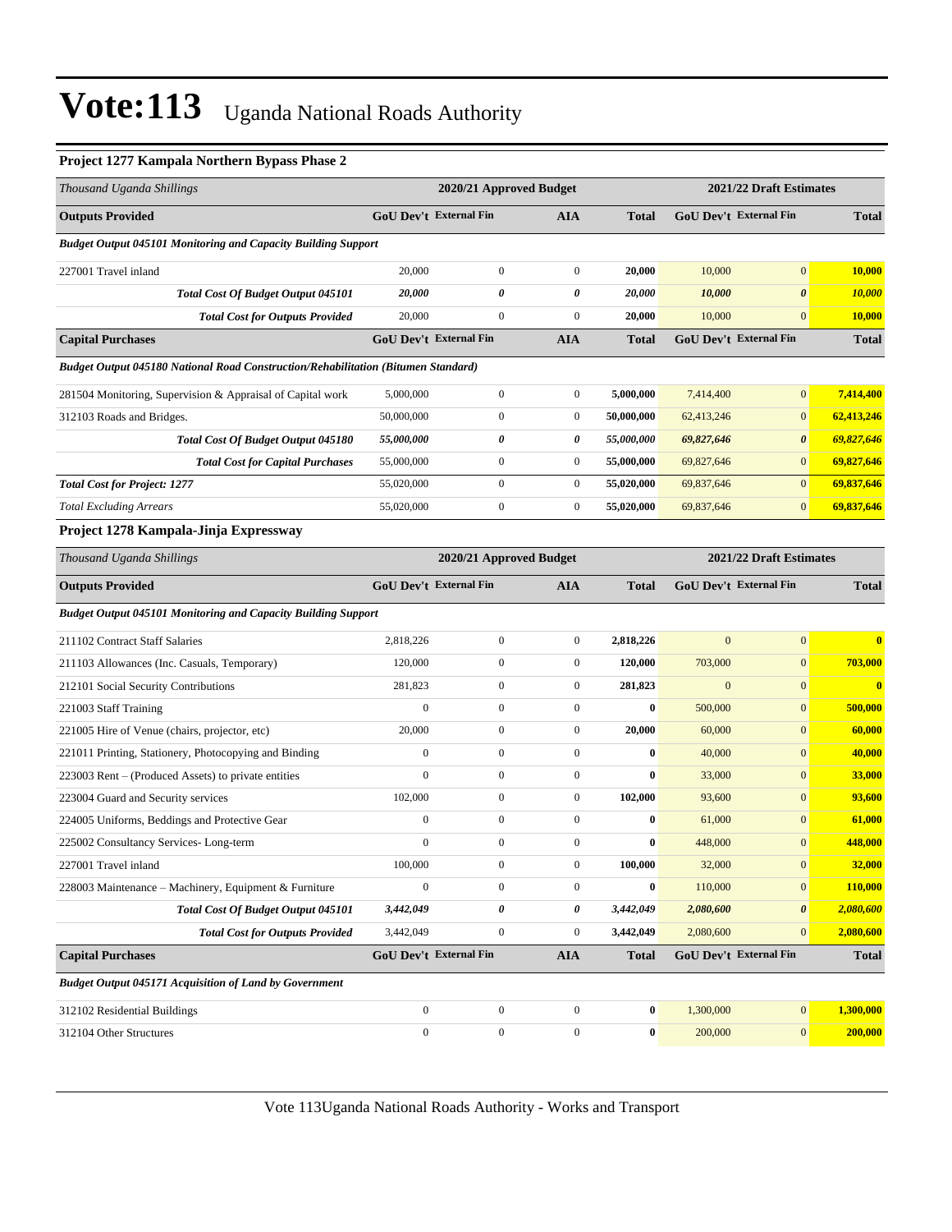# Vote:113 Uganda National Roads Authority

### Project 1277 Kampala Northern Bypass Phase 2

| Thousand Uganda Shillings | 2020/21 Approved Budget | | | | 2021/22 Draft Estimates | | |
|---|---|---|---|---|---|---|---|
| **Outputs Provided** | **GoU Dev't** | **External Fin** | **AIA** | **Total** | **GoU Dev't** | **External Fin** | **Total** |
| ***Budget Output 045101 Monitoring and Capacity Building Support*** | | | | | | | |
| 227001 Travel inland | 20,000 | 0 | 0 | **20,000** | 10,000 | 0 | **10,000** |
| ***Total Cost Of Budget Output 045101*** | ***20,000*** | ***0*** | ***0*** | ***20,000*** | ***10,000*** | ***0*** | ***10,000*** |
| ***Total Cost for Outputs Provided*** | 20,000 | 0 | 0 | **20,000** | 10,000 | 0 | **10,000** |
| **Capital Purchases** | **GoU Dev't** | **External Fin** | **AIA** | **Total** | **GoU Dev't** | **External Fin** | **Total** |
| ***Budget Output 045180 National Road Construction/Rehabilitation (Bitumen Standard)*** | | | | | | | |
| 281504 Monitoring, Supervision & Appraisal of Capital work | 5,000,000 | 0 | 0 | **5,000,000** | 7,414,400 | 0 | **7,414,400** |
| 312103 Roads and Bridges. | 50,000,000 | 0 | 0 | **50,000,000** | 62,413,246 | 0 | **62,413,246** |
| ***Total Cost Of Budget Output 045180*** | ***55,000,000*** | ***0*** | ***0*** | ***55,000,000*** | ***69,827,646*** | ***0*** | ***69,827,646*** |
| ***Total Cost for Capital Purchases*** | 55,000,000 | 0 | 0 | **55,000,000** | 69,827,646 | 0 | **69,827,646** |
| ***Total Cost for Project: 1277*** | 55,020,000 | 0 | 0 | **55,020,000** | 69,837,646 | 0 | **69,837,646** |
| *Total Excluding Arrears* | 55,020,000 | 0 | 0 | **55,020,000** | 69,837,646 | 0 | **69,837,646** |

### Project 1278 Kampala-Jinja Expressway

| Thousand Uganda Shillings | 2020/21 Approved Budget | | | | 2021/22 Draft Estimates | | |
|---|---|---|---|---|---|---|---|
| **Outputs Provided** | **GoU Dev't** | **External Fin** | **AIA** | **Total** | **GoU Dev't** | **External Fin** | **Total** |
| ***Budget Output 045101 Monitoring and Capacity Building Support*** | | | | | | | |
| 211102 Contract Staff Salaries | 2,818,226 | 0 | 0 | **2,818,226** | 0 | 0 | **0** |
| 211103 Allowances (Inc. Casuals, Temporary) | 120,000 | 0 | 0 | **120,000** | 703,000 | 0 | **703,000** |
| 212101 Social Security Contributions | 281,823 | 0 | 0 | **281,823** | 0 | 0 | **0** |
| 221003 Staff Training | 0 | 0 | 0 | **0** | 500,000 | 0 | **500,000** |
| 221005 Hire of Venue (chairs, projector, etc) | 20,000 | 0 | 0 | **20,000** | 60,000 | 0 | **60,000** |
| 221011 Printing, Stationery, Photocopying and Binding | 0 | 0 | 0 | **0** | 40,000 | 0 | **40,000** |
| 223003 Rent – (Produced Assets) to private entities | 0 | 0 | 0 | **0** | 33,000 | 0 | **33,000** |
| 223004 Guard and Security services | 102,000 | 0 | 0 | **102,000** | 93,600 | 0 | **93,600** |
| 224005 Uniforms, Beddings and Protective Gear | 0 | 0 | 0 | **0** | 61,000 | 0 | **61,000** |
| 225002 Consultancy Services- Long-term | 0 | 0 | 0 | **0** | 448,000 | 0 | **448,000** |
| 227001 Travel inland | 100,000 | 0 | 0 | **100,000** | 32,000 | 0 | **32,000** |
| 228003 Maintenance – Machinery, Equipment & Furniture | 0 | 0 | 0 | **0** | 110,000 | 0 | **110,000** |
| ***Total Cost Of Budget Output 045101*** | ***3,442,049*** | ***0*** | ***0*** | ***3,442,049*** | ***2,080,600*** | ***0*** | ***2,080,600*** |
| ***Total Cost for Outputs Provided*** | 3,442,049 | 0 | 0 | **3,442,049** | 2,080,600 | 0 | **2,080,600** |
| **Capital Purchases** | **GoU Dev't** | **External Fin** | **AIA** | **Total** | **GoU Dev't** | **External Fin** | **Total** |
| ***Budget Output 045171 Acquisition of Land by Government*** | | | | | | | |
| 312102 Residential Buildings | 0 | 0 | 0 | **0** | 1,300,000 | 0 | **1,300,000** |
| 312104 Other Structures | 0 | 0 | 0 | **0** | 200,000 | 0 | **200,000** |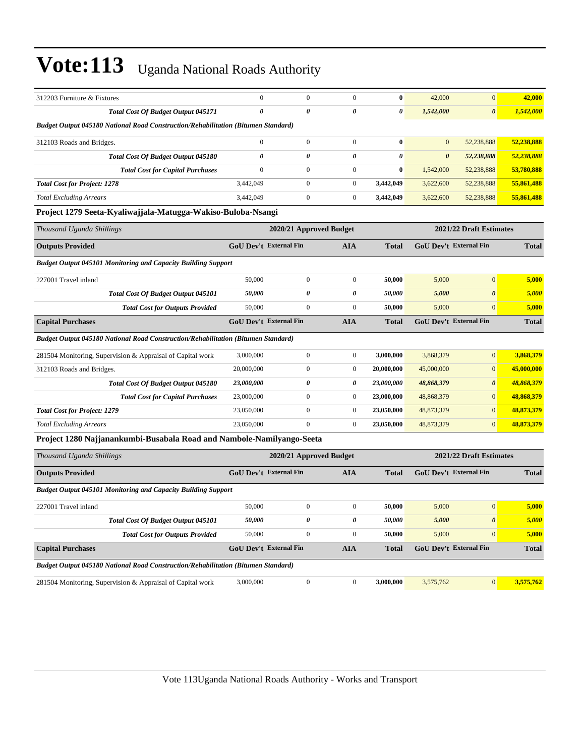# Vote:113 Uganda National Roads Authority

| | | | | | | | |
|---|---|---|---|---|---|---|---|
| 312203 Furniture & Fixtures | 0 | 0 | 0 | **0** | 42,000 | 0 | **42,000** |
| ***Total Cost Of Budget Output 045171*** | ***0*** | ***0*** | ***0*** | ***0*** | ***1,542,000*** | ***0*** | ***1,542,000*** |
| ***Budget Output 045180 National Road Construction/Rehabilitation (Bitumen Standard)*** | | | | | | | |
| 312103 Roads and Bridges. | 0 | 0 | 0 | **0** | 0 | 52,238,888 | **52,238,888** |
| ***Total Cost Of Budget Output 045180*** | ***0*** | ***0*** | ***0*** | ***0*** | ***0*** | ***52,238,888*** | ***52,238,888*** |
| ***Total Cost for Capital Purchases*** | 0 | 0 | 0 | **0** | 1,542,000 | 52,238,888 | **53,780,888** |
| ***Total Cost for Project: 1278*** | 3,442,049 | 0 | 0 | **3,442,049** | 3,622,600 | 52,238,888 | **55,861,488** |
| *Total Excluding Arrears* | 3,442,049 | 0 | 0 | **3,442,049** | 3,622,600 | 52,238,888 | **55,861,488** |

### Project 1279 Seeta-Kyaliwajjala-Matugga-Wakiso-Buloba-Nsangi

| *Thousand Uganda Shillings* | **2020/21 Approved Budget** | | | | **2021/22 Draft Estimates** | | |
|---|---|---|---|---|---|---|---|
| **Outputs Provided** | **GoU Dev't** | **External Fin** | **AIA** | **Total** | **GoU Dev't** | **External Fin** | **Total** |
| ***Budget Output 045101 Monitoring and Capacity Building Support*** | | | | | | | |
| 227001 Travel inland | 50,000 | 0 | 0 | **50,000** | 5,000 | 0 | **5,000** |
| ***Total Cost Of Budget Output 045101*** | ***50,000*** | ***0*** | ***0*** | ***50,000*** | ***5,000*** | ***0*** | ***5,000*** |
| ***Total Cost for Outputs Provided*** | 50,000 | 0 | 0 | **50,000** | 5,000 | 0 | **5,000** |
| **Capital Purchases** | **GoU Dev't** | **External Fin** | **AIA** | **Total** | **GoU Dev't** | **External Fin** | **Total** |
| ***Budget Output 045180 National Road Construction/Rehabilitation (Bitumen Standard)*** | | | | | | | |
| 281504 Monitoring, Supervision & Appraisal of Capital work | 3,000,000 | 0 | 0 | **3,000,000** | 3,868,379 | 0 | **3,868,379** |
| 312103 Roads and Bridges. | 20,000,000 | 0 | 0 | **20,000,000** | 45,000,000 | 0 | **45,000,000** |
| ***Total Cost Of Budget Output 045180*** | ***23,000,000*** | ***0*** | ***0*** | ***23,000,000*** | ***48,868,379*** | ***0*** | ***48,868,379*** |
| ***Total Cost for Capital Purchases*** | 23,000,000 | 0 | 0 | **23,000,000** | 48,868,379 | 0 | **48,868,379** |
| ***Total Cost for Project: 1279*** | 23,050,000 | 0 | 0 | **23,050,000** | 48,873,379 | 0 | **48,873,379** |
| *Total Excluding Arrears* | 23,050,000 | 0 | 0 | **23,050,000** | 48,873,379 | 0 | **48,873,379** |

### Project 1280 Najjanankumbi-Busabala Road and Nambole-Namilyango-Seeta

| *Thousand Uganda Shillings* | **2020/21 Approved Budget** | | | | **2021/22 Draft Estimates** | | |
|---|---|---|---|---|---|---|---|
| **Outputs Provided** | **GoU Dev't** | **External Fin** | **AIA** | **Total** | **GoU Dev't** | **External Fin** | **Total** |
| ***Budget Output 045101 Monitoring and Capacity Building Support*** | | | | | | | |
| 227001 Travel inland | 50,000 | 0 | 0 | **50,000** | 5,000 | 0 | **5,000** |
| ***Total Cost Of Budget Output 045101*** | ***50,000*** | ***0*** | ***0*** | ***50,000*** | ***5,000*** | ***0*** | ***5,000*** |
| ***Total Cost for Outputs Provided*** | 50,000 | 0 | 0 | **50,000** | 5,000 | 0 | **5,000** |
| **Capital Purchases** | **GoU Dev't** | **External Fin** | **AIA** | **Total** | **GoU Dev't** | **External Fin** | **Total** |
| ***Budget Output 045180 National Road Construction/Rehabilitation (Bitumen Standard)*** | | | | | | | |
| 281504 Monitoring, Supervision & Appraisal of Capital work | 3,000,000 | 0 | 0 | **3,000,000** | 3,575,762 | 0 | **3,575,762** |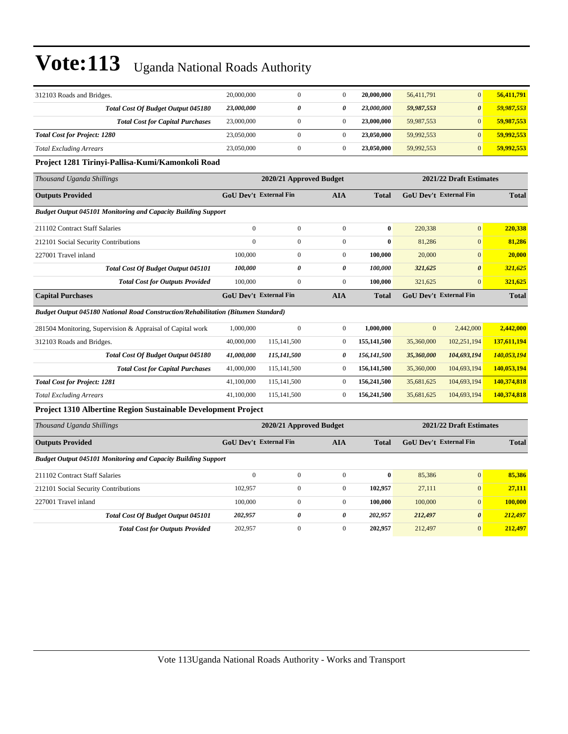# Vote:113 Uganda National Roads Authority

| | | | | | | | |
|---|---|---|---|---|---|---|---|
| 312103 Roads and Bridges. | 20,000,000 | 0 | 0 | **20,000,000** | 56,411,791 | 0 | **56,411,791** |
| ***Total Cost Of Budget Output 045180*** | ***23,000,000*** | ***0*** | ***0*** | ***23,000,000*** | ***59,987,553*** | ***0*** | ***59,987,553*** |
| ***Total Cost for Capital Purchases*** | 23,000,000 | 0 | 0 | **23,000,000** | 59,987,553 | 0 | **59,987,553** |
| ***Total Cost for Project: 1280*** | 23,050,000 | 0 | 0 | **23,050,000** | 59,992,553 | 0 | **59,992,553** |
| *Total Excluding Arrears* | 23,050,000 | 0 | 0 | **23,050,000** | 59,992,553 | 0 | **59,992,553** |

**Project 1281 Tirinyi-Pallisa-Kumi/Kamonkoli Road**

| *Thousand Uganda Shillings* | 2020/21 Approved Budget | | | | 2021/22 Draft Estimates | | |
|---|---|---|---|---|---|---|---|
| **Outputs Provided** | **GoU Dev't** | **External Fin** | **AIA** | **Total** | **GoU Dev't** | **External Fin** | **Total** |
| ***Budget Output 045101 Monitoring and Capacity Building Support*** | | | | | | | |
| 211102 Contract Staff Salaries | 0 | 0 | 0 | **0** | 220,338 | 0 | **220,338** |
| 212101 Social Security Contributions | 0 | 0 | 0 | **0** | 81,286 | 0 | **81,286** |
| 227001 Travel inland | 100,000 | 0 | 0 | **100,000** | 20,000 | 0 | **20,000** |
| ***Total Cost Of Budget Output 045101*** | ***100,000*** | ***0*** | ***0*** | ***100,000*** | ***321,625*** | ***0*** | ***321,625*** |
| ***Total Cost for Outputs Provided*** | 100,000 | 0 | 0 | **100,000** | 321,625 | 0 | **321,625** |
| **Capital Purchases** | **GoU Dev't** | **External Fin** | **AIA** | **Total** | **GoU Dev't** | **External Fin** | **Total** |
| ***Budget Output 045180 National Road Construction/Rehabilitation (Bitumen Standard)*** | | | | | | | |
| 281504 Monitoring, Supervision & Appraisal of Capital work | 1,000,000 | 0 | 0 | **1,000,000** | 0 | 2,442,000 | **2,442,000** |
| 312103 Roads and Bridges. | 40,000,000 | 115,141,500 | 0 | **155,141,500** | 35,360,000 | 102,251,194 | **137,611,194** |
| ***Total Cost Of Budget Output 045180*** | ***41,000,000*** | ***115,141,500*** | ***0*** | ***156,141,500*** | ***35,360,000*** | ***104,693,194*** | ***140,053,194*** |
| ***Total Cost for Capital Purchases*** | 41,000,000 | 115,141,500 | 0 | **156,141,500** | 35,360,000 | 104,693,194 | **140,053,194** |
| ***Total Cost for Project: 1281*** | 41,100,000 | 115,141,500 | 0 | **156,241,500** | 35,681,625 | 104,693,194 | **140,374,818** |
| *Total Excluding Arrears* | 41,100,000 | 115,141,500 | 0 | **156,241,500** | 35,681,625 | 104,693,194 | **140,374,818** |

**Project 1310 Albertine Region Sustainable Development Project**

| *Thousand Uganda Shillings* | 2020/21 Approved Budget | | | | 2021/22 Draft Estimates | | |
|---|---|---|---|---|---|---|---|
| **Outputs Provided** | **GoU Dev't** | **External Fin** | **AIA** | **Total** | **GoU Dev't** | **External Fin** | **Total** |
| ***Budget Output 045101 Monitoring and Capacity Building Support*** | | | | | | | |
| 211102 Contract Staff Salaries | 0 | 0 | 0 | **0** | 85,386 | 0 | **85,386** |
| 212101 Social Security Contributions | 102,957 | 0 | 0 | **102,957** | 27,111 | 0 | **27,111** |
| 227001 Travel inland | 100,000 | 0 | 0 | **100,000** | 100,000 | 0 | **100,000** |
| ***Total Cost Of Budget Output 045101*** | ***202,957*** | ***0*** | ***0*** | ***202,957*** | ***212,497*** | ***0*** | ***212,497*** |
| ***Total Cost for Outputs Provided*** | 202,957 | 0 | 0 | **202,957** | 212,497 | 0 | **212,497** |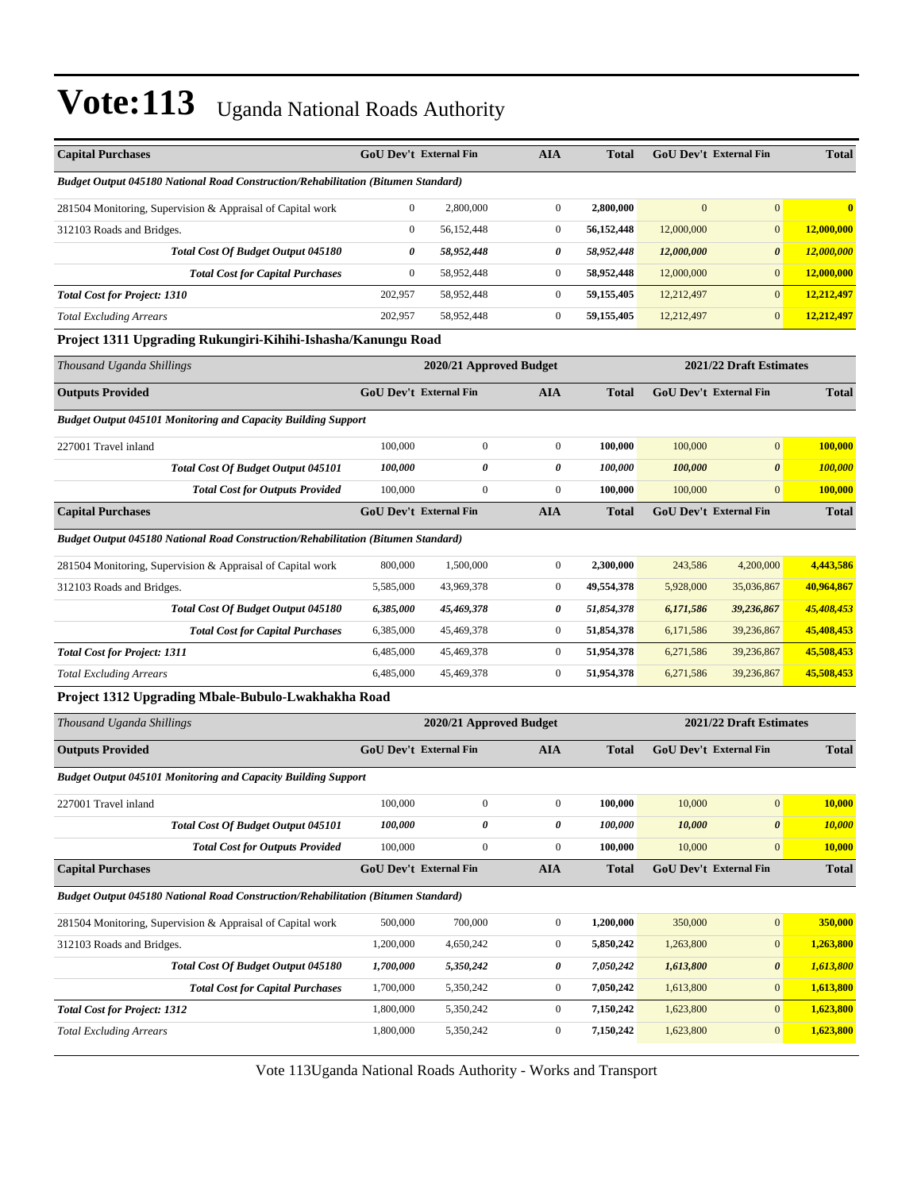# Vote:113 Uganda National Roads Authority

| Capital Purchases | GoU Dev't | External Fin | AIA | Total | GoU Dev't | External Fin | Total |
|---|---|---|---|---|---|---|---|
| *Budget Output 045180 National Road Construction/Rehabilitation (Bitumen Standard)* | | | | | | | |
| 281504 Monitoring, Supervision & Appraisal of Capital work | 0 | 2,800,000 | 0 | 2,800,000 | 0 | 0 | 0 |
| 312103 Roads and Bridges. | 0 | 56,152,448 | 0 | 56,152,448 | 12,000,000 | 0 | 12,000,000 |
| *Total Cost Of Budget Output 045180* | *0* | *58,952,448* | *0* | *58,952,448* | *12,000,000* | *0* | *12,000,000* |
| *Total Cost for Capital Purchases* | 0 | 58,952,448 | 0 | 58,952,448 | 12,000,000 | 0 | 12,000,000 |
| *Total Cost for Project: 1310* | 202,957 | 58,952,448 | 0 | 59,155,405 | 12,212,497 | 0 | 12,212,497 |
| *Total Excluding Arrears* | 202,957 | 58,952,448 | 0 | 59,155,405 | 12,212,497 | 0 | 12,212,497 |

**Project 1311 Upgrading Rukungiri-Kihihi-Ishasha/Kanungu Road**

| *Thousand Uganda Shillings* | 2020/21 Approved Budget | | | | 2021/22 Draft Estimates | | |
|---|---|---|---|---|---|---|---|
| **Outputs Provided** | **GoU Dev't** | **External Fin** | **AIA** | **Total** | **GoU Dev't** | **External Fin** | **Total** |
| *Budget Output 045101 Monitoring and Capacity Building Support* | | | | | | | |
| 227001 Travel inland | 100,000 | 0 | 0 | 100,000 | 100,000 | 0 | 100,000 |
| *Total Cost Of Budget Output 045101* | *100,000* | *0* | *0* | *100,000* | *100,000* | *0* | *100,000* |
| *Total Cost for Outputs Provided* | 100,000 | 0 | 0 | 100,000 | 100,000 | 0 | 100,000 |
| **Capital Purchases** | **GoU Dev't** | **External Fin** | **AIA** | **Total** | **GoU Dev't** | **External Fin** | **Total** |
| *Budget Output 045180 National Road Construction/Rehabilitation (Bitumen Standard)* | | | | | | | |
| 281504 Monitoring, Supervision & Appraisal of Capital work | 800,000 | 1,500,000 | 0 | 2,300,000 | 243,586 | 4,200,000 | 4,443,586 |
| 312103 Roads and Bridges. | 5,585,000 | 43,969,378 | 0 | 49,554,378 | 5,928,000 | 35,036,867 | 40,964,867 |
| *Total Cost Of Budget Output 045180* | *6,385,000* | *45,469,378* | *0* | *51,854,378* | *6,171,586* | *39,236,867* | *45,408,453* |
| *Total Cost for Capital Purchases* | 6,385,000 | 45,469,378 | 0 | 51,854,378 | 6,171,586 | 39,236,867 | 45,408,453 |
| *Total Cost for Project: 1311* | 6,485,000 | 45,469,378 | 0 | 51,954,378 | 6,271,586 | 39,236,867 | 45,508,453 |
| *Total Excluding Arrears* | 6,485,000 | 45,469,378 | 0 | 51,954,378 | 6,271,586 | 39,236,867 | 45,508,453 |

**Project 1312 Upgrading Mbale-Bubulo-Lwakhakha Road**

| *Thousand Uganda Shillings* | 2020/21 Approved Budget | | | | 2021/22 Draft Estimates | | |
|---|---|---|---|---|---|---|---|
| **Outputs Provided** | **GoU Dev't** | **External Fin** | **AIA** | **Total** | **GoU Dev't** | **External Fin** | **Total** |
| *Budget Output 045101 Monitoring and Capacity Building Support* | | | | | | | |
| 227001 Travel inland | 100,000 | 0 | 0 | 100,000 | 10,000 | 0 | 10,000 |
| *Total Cost Of Budget Output 045101* | *100,000* | *0* | *0* | *100,000* | *10,000* | *0* | *10,000* |
| *Total Cost for Outputs Provided* | 100,000 | 0 | 0 | 100,000 | 10,000 | 0 | 10,000 |
| **Capital Purchases** | **GoU Dev't** | **External Fin** | **AIA** | **Total** | **GoU Dev't** | **External Fin** | **Total** |
| *Budget Output 045180 National Road Construction/Rehabilitation (Bitumen Standard)* | | | | | | | |
| 281504 Monitoring, Supervision & Appraisal of Capital work | 500,000 | 700,000 | 0 | 1,200,000 | 350,000 | 0 | 350,000 |
| 312103 Roads and Bridges. | 1,200,000 | 4,650,242 | 0 | 5,850,242 | 1,263,800 | 0 | 1,263,800 |
| *Total Cost Of Budget Output 045180* | *1,700,000* | *5,350,242* | *0* | *7,050,242* | *1,613,800* | *0* | *1,613,800* |
| *Total Cost for Capital Purchases* | 1,700,000 | 5,350,242 | 0 | 7,050,242 | 1,613,800 | 0 | 1,613,800 |
| *Total Cost for Project: 1312* | 1,800,000 | 5,350,242 | 0 | 7,150,242 | 1,623,800 | 0 | 1,623,800 |
| *Total Excluding Arrears* | 1,800,000 | 5,350,242 | 0 | 7,150,242 | 1,623,800 | 0 | 1,623,800 |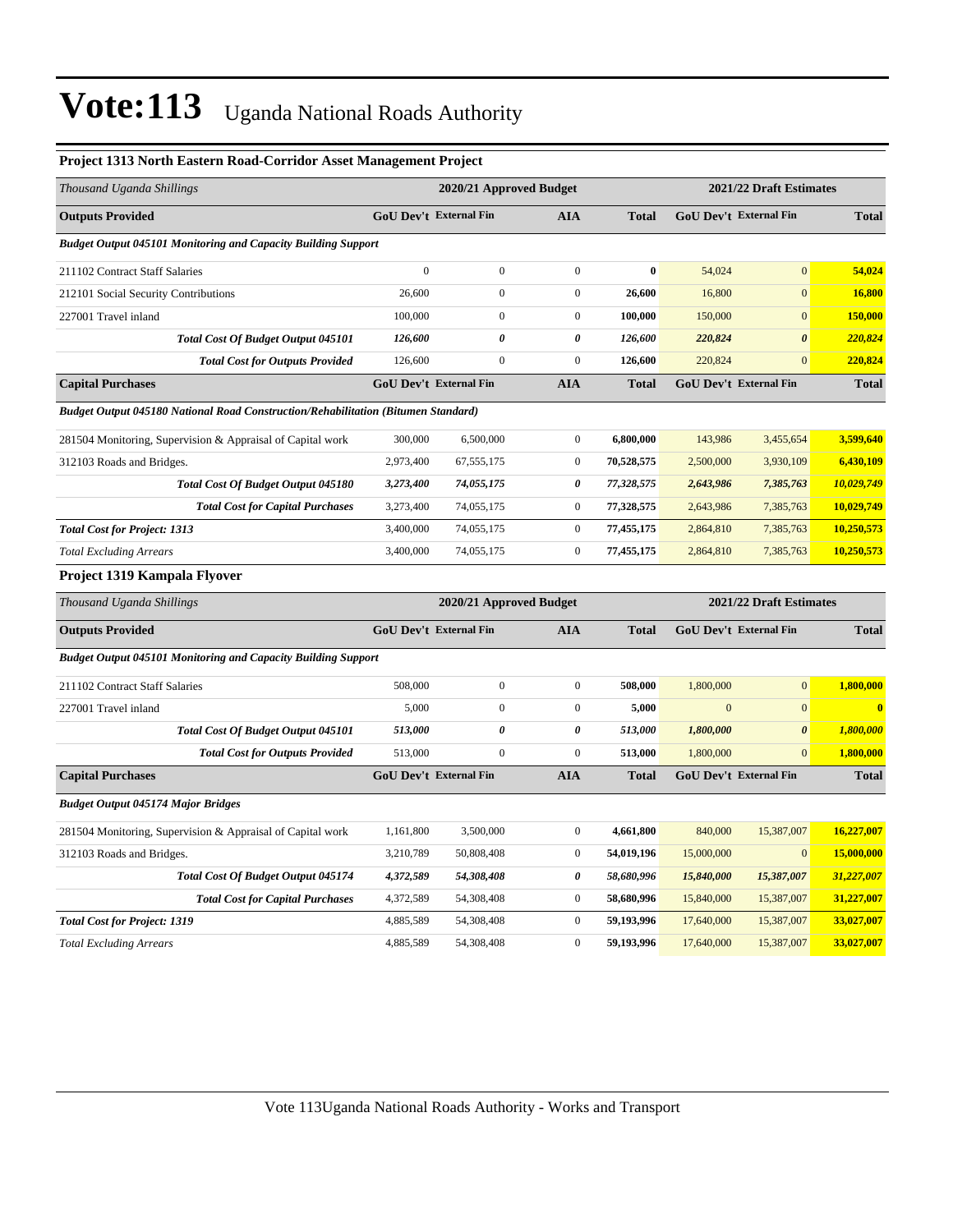# Vote:113 Uganda National Roads Authority

### Project 1313 North Eastern Road-Corridor Asset Management Project

| *Thousand Uganda Shillings* | 2020/21 Approved Budget | | | | 2021/22 Draft Estimates | | |
|---|---|---|---|---|---|---|---|
| **Outputs Provided** | **GoU Dev't** | **External Fin** | **AIA** | **Total** | **GoU Dev't** | **External Fin** | **Total** |
| ***Budget Output 045101 Monitoring and Capacity Building Support*** | | | | | | | |
| 211102 Contract Staff Salaries | 0 | 0 | 0 | **0** | 54,024 | 0 | **54,024** |
| 212101 Social Security Contributions | 26,600 | 0 | 0 | **26,600** | 16,800 | 0 | **16,800** |
| 227001 Travel inland | 100,000 | 0 | 0 | **100,000** | 150,000 | 0 | **150,000** |
| ***Total Cost Of Budget Output 045101*** | ***126,600*** | ***0*** | ***0*** | ***126,600*** | ***220,824*** | ***0*** | ***220,824*** |
| ***Total Cost for Outputs Provided*** | 126,600 | 0 | 0 | **126,600** | 220,824 | 0 | **220,824** |
| **Capital Purchases** | **GoU Dev't** | **External Fin** | **AIA** | **Total** | **GoU Dev't** | **External Fin** | **Total** |
| ***Budget Output 045180 National Road Construction/Rehabilitation (Bitumen Standard)*** | | | | | | | |
| 281504 Monitoring, Supervision & Appraisal of Capital work | 300,000 | 6,500,000 | 0 | **6,800,000** | 143,986 | 3,455,654 | **3,599,640** |
| 312103 Roads and Bridges. | 2,973,400 | 67,555,175 | 0 | **70,528,575** | 2,500,000 | 3,930,109 | **6,430,109** |
| ***Total Cost Of Budget Output 045180*** | ***3,273,400*** | ***74,055,175*** | ***0*** | ***77,328,575*** | ***2,643,986*** | ***7,385,763*** | ***10,029,749*** |
| ***Total Cost for Capital Purchases*** | 3,273,400 | 74,055,175 | 0 | **77,328,575** | 2,643,986 | 7,385,763 | **10,029,749** |
| ***Total Cost for Project: 1313*** | 3,400,000 | 74,055,175 | 0 | **77,455,175** | 2,864,810 | 7,385,763 | **10,250,573** |
| *Total Excluding Arrears* | 3,400,000 | 74,055,175 | 0 | **77,455,175** | 2,864,810 | 7,385,763 | **10,250,573** |

### Project 1319 Kampala Flyover

| *Thousand Uganda Shillings* | 2020/21 Approved Budget | | | | 2021/22 Draft Estimates | | |
|---|---|---|---|---|---|---|---|
| **Outputs Provided** | **GoU Dev't** | **External Fin** | **AIA** | **Total** | **GoU Dev't** | **External Fin** | **Total** |
| ***Budget Output 045101 Monitoring and Capacity Building Support*** | | | | | | | |
| 211102 Contract Staff Salaries | 508,000 | 0 | 0 | **508,000** | 1,800,000 | 0 | **1,800,000** |
| 227001 Travel inland | 5,000 | 0 | 0 | **5,000** | 0 | 0 | **0** |
| ***Total Cost Of Budget Output 045101*** | ***513,000*** | ***0*** | ***0*** | ***513,000*** | ***1,800,000*** | ***0*** | ***1,800,000*** |
| ***Total Cost for Outputs Provided*** | 513,000 | 0 | 0 | **513,000** | 1,800,000 | 0 | **1,800,000** |
| **Capital Purchases** | **GoU Dev't** | **External Fin** | **AIA** | **Total** | **GoU Dev't** | **External Fin** | **Total** |
| ***Budget Output 045174 Major Bridges*** | | | | | | | |
| 281504 Monitoring, Supervision & Appraisal of Capital work | 1,161,800 | 3,500,000 | 0 | **4,661,800** | 840,000 | 15,387,007 | **16,227,007** |
| 312103 Roads and Bridges. | 3,210,789 | 50,808,408 | 0 | **54,019,196** | 15,000,000 | 0 | **15,000,000** |
| ***Total Cost Of Budget Output 045174*** | ***4,372,589*** | ***54,308,408*** | ***0*** | ***58,680,996*** | ***15,840,000*** | ***15,387,007*** | ***31,227,007*** |
| ***Total Cost for Capital Purchases*** | 4,372,589 | 54,308,408 | 0 | **58,680,996** | 15,840,000 | 15,387,007 | **31,227,007** |
| ***Total Cost for Project: 1319*** | 4,885,589 | 54,308,408 | 0 | **59,193,996** | 17,640,000 | 15,387,007 | **33,027,007** |
| *Total Excluding Arrears* | 4,885,589 | 54,308,408 | 0 | **59,193,996** | 17,640,000 | 15,387,007 | **33,027,007** |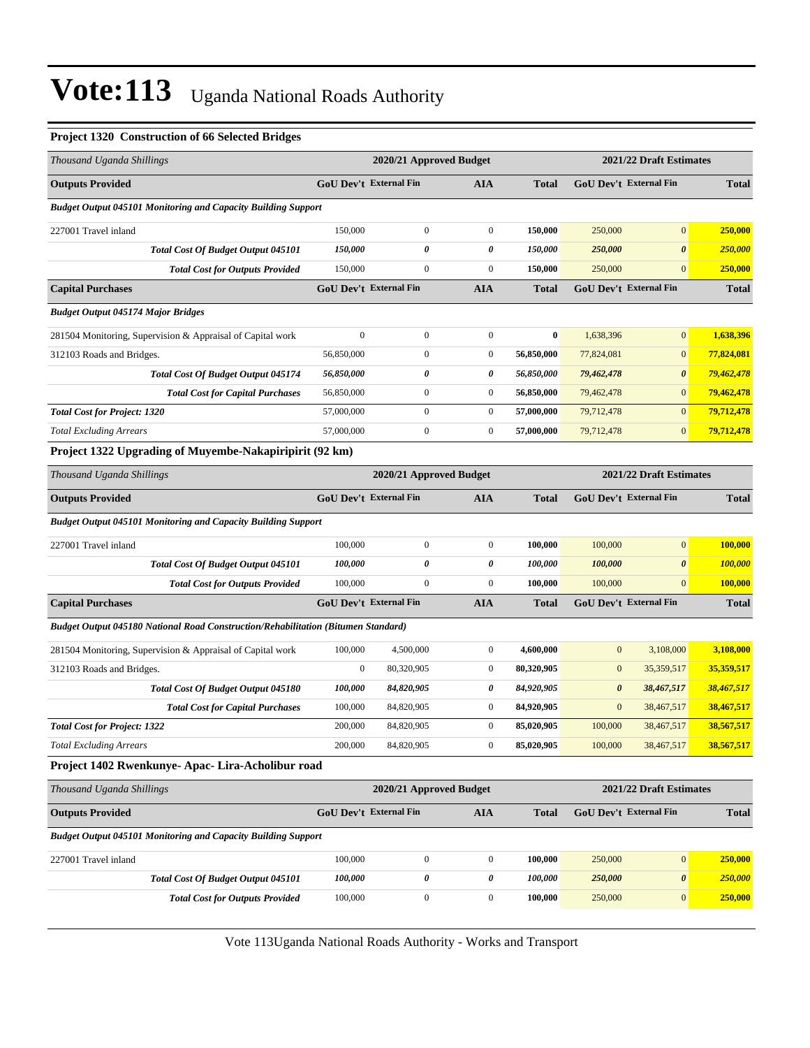# Vote:113 Uganda National Roads Authority

### Project 1320 Construction of 66 Selected Bridges

| *Thousand Uganda Shillings* | 2020/21 Approved Budget | | | | 2021/22 Draft Estimates | | |
|---|---|---|---|---|---|---|---|
| **Outputs Provided** | **GoU Dev't** | **External Fin** | **AIA** | **Total** | **GoU Dev't** | **External Fin** | **Total** |
| ***Budget Output 045101 Monitoring and Capacity Building Support*** | | | | | | | |
| 227001 Travel inland | 150,000 | 0 | 0 | **150,000** | 250,000 | 0 | **250,000** |
| ***Total Cost Of Budget Output 045101*** | ***150,000*** | ***0*** | ***0*** | ***150,000*** | ***250,000*** | ***0*** | ***250,000*** |
| ***Total Cost for Outputs Provided*** | 150,000 | 0 | 0 | **150,000** | 250,000 | 0 | **250,000** |
| **Capital Purchases** | **GoU Dev't** | **External Fin** | **AIA** | **Total** | **GoU Dev't** | **External Fin** | **Total** |
| ***Budget Output 045174 Major Bridges*** | | | | | | | |
| 281504 Monitoring, Supervision & Appraisal of Capital work | 0 | 0 | 0 | **0** | 1,638,396 | 0 | **1,638,396** |
| 312103 Roads and Bridges. | 56,850,000 | 0 | 0 | **56,850,000** | 77,824,081 | 0 | **77,824,081** |
| ***Total Cost Of Budget Output 045174*** | ***56,850,000*** | ***0*** | ***0*** | ***56,850,000*** | ***79,462,478*** | ***0*** | ***79,462,478*** |
| ***Total Cost for Capital Purchases*** | 56,850,000 | 0 | 0 | **56,850,000** | 79,462,478 | 0 | **79,462,478** |
| ***Total Cost for Project: 1320*** | 57,000,000 | 0 | 0 | **57,000,000** | 79,712,478 | 0 | **79,712,478** |
| *Total Excluding Arrears* | 57,000,000 | 0 | 0 | **57,000,000** | 79,712,478 | 0 | **79,712,478** |

### Project 1322 Upgrading of Muyembe-Nakapiripirit (92 km)

| *Thousand Uganda Shillings* | 2020/21 Approved Budget | | | | 2021/22 Draft Estimates | | |
|---|---|---|---|---|---|---|---|
| **Outputs Provided** | **GoU Dev't** | **External Fin** | **AIA** | **Total** | **GoU Dev't** | **External Fin** | **Total** |
| ***Budget Output 045101 Monitoring and Capacity Building Support*** | | | | | | | |
| 227001 Travel inland | 100,000 | 0 | 0 | **100,000** | 100,000 | 0 | **100,000** |
| ***Total Cost Of Budget Output 045101*** | ***100,000*** | ***0*** | ***0*** | ***100,000*** | ***100,000*** | ***0*** | ***100,000*** |
| ***Total Cost for Outputs Provided*** | 100,000 | 0 | 0 | **100,000** | 100,000 | 0 | **100,000** |
| **Capital Purchases** | **GoU Dev't** | **External Fin** | **AIA** | **Total** | **GoU Dev't** | **External Fin** | **Total** |
| ***Budget Output 045180 National Road Construction/Rehabilitation (Bitumen Standard)*** | | | | | | | |
| 281504 Monitoring, Supervision & Appraisal of Capital work | 100,000 | 4,500,000 | 0 | **4,600,000** | 0 | 3,108,000 | **3,108,000** |
| 312103 Roads and Bridges. | 0 | 80,320,905 | 0 | **80,320,905** | 0 | 35,359,517 | **35,359,517** |
| ***Total Cost Of Budget Output 045180*** | ***100,000*** | ***84,820,905*** | ***0*** | ***84,920,905*** | ***0*** | ***38,467,517*** | ***38,467,517*** |
| ***Total Cost for Capital Purchases*** | 100,000 | 84,820,905 | 0 | **84,920,905** | 0 | 38,467,517 | **38,467,517** |
| ***Total Cost for Project: 1322*** | 200,000 | 84,820,905 | 0 | **85,020,905** | 100,000 | 38,467,517 | **38,567,517** |
| *Total Excluding Arrears* | 200,000 | 84,820,905 | 0 | **85,020,905** | 100,000 | 38,467,517 | **38,567,517** |

### Project 1402 Rwenkunye- Apac- Lira-Acholibur road

| *Thousand Uganda Shillings* | 2020/21 Approved Budget | | | | 2021/22 Draft Estimates | | |
|---|---|---|---|---|---|---|---|
| **Outputs Provided** | **GoU Dev't** | **External Fin** | **AIA** | **Total** | **GoU Dev't** | **External Fin** | **Total** |
| ***Budget Output 045101 Monitoring and Capacity Building Support*** | | | | | | | |
| 227001 Travel inland | 100,000 | 0 | 0 | **100,000** | 250,000 | 0 | **250,000** |
| ***Total Cost Of Budget Output 045101*** | ***100,000*** | ***0*** | ***0*** | ***100,000*** | ***250,000*** | ***0*** | ***250,000*** |
| ***Total Cost for Outputs Provided*** | 100,000 | 0 | 0 | **100,000** | 250,000 | 0 | **250,000** |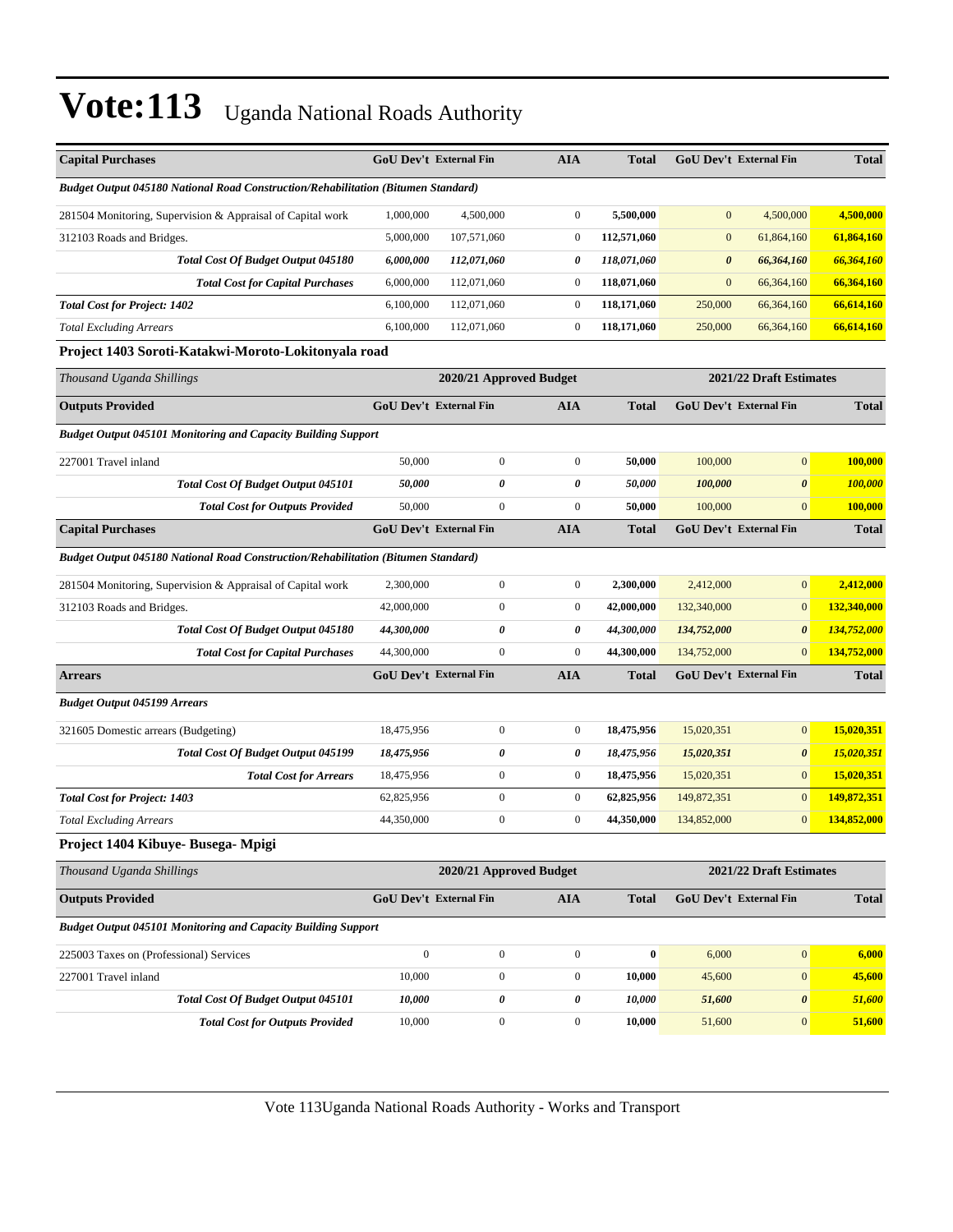# Vote:113 Uganda National Roads Authority

| Capital Purchases | GoU Dev't | External Fin | AIA | Total | GoU Dev't | External Fin | Total |
|---|---|---|---|---|---|---|---|
| ***Budget Output 045180 National Road Construction/Rehabilitation (Bitumen Standard)*** | | | | | | | |
| 281504 Monitoring, Supervision & Appraisal of Capital work | 1,000,000 | 4,500,000 | 0 | **5,500,000** | 0 | 4,500,000 | **4,500,000** |
| 312103 Roads and Bridges. | 5,000,000 | 107,571,060 | 0 | **112,571,060** | 0 | 61,864,160 | **61,864,160** |
| ***Total Cost Of Budget Output 045180*** | ***6,000,000*** | ***112,071,060*** | ***0*** | ***118,071,060*** | ***0*** | ***66,364,160*** | ***66,364,160*** |
| ***Total Cost for Capital Purchases*** | 6,000,000 | 112,071,060 | 0 | **118,071,060** | 0 | 66,364,160 | **66,364,160** |
| ***Total Cost for Project: 1402*** | 6,100,000 | 112,071,060 | 0 | **118,171,060** | 250,000 | 66,364,160 | **66,614,160** |
| *Total Excluding Arrears* | 6,100,000 | 112,071,060 | 0 | **118,171,060** | 250,000 | 66,364,160 | **66,614,160** |

### Project 1403 Soroti-Katakwi-Moroto-Lokitonyala road

| *Thousand Uganda Shillings* | 2020/21 Approved Budget | | | | 2021/22 Draft Estimates | | |
|---|---|---|---|---|---|---|---|
| **Outputs Provided** | **GoU Dev't** | **External Fin** | **AIA** | **Total** | **GoU Dev't** | **External Fin** | **Total** |
| ***Budget Output 045101 Monitoring and Capacity Building Support*** | | | | | | | |
| 227001 Travel inland | 50,000 | 0 | 0 | **50,000** | 100,000 | 0 | **100,000** |
| ***Total Cost Of Budget Output 045101*** | ***50,000*** | ***0*** | ***0*** | ***50,000*** | ***100,000*** | ***0*** | ***100,000*** |
| ***Total Cost for Outputs Provided*** | 50,000 | 0 | 0 | **50,000** | 100,000 | 0 | **100,000** |
| **Capital Purchases** | **GoU Dev't** | **External Fin** | **AIA** | **Total** | **GoU Dev't** | **External Fin** | **Total** |
| ***Budget Output 045180 National Road Construction/Rehabilitation (Bitumen Standard)*** | | | | | | | |
| 281504 Monitoring, Supervision & Appraisal of Capital work | 2,300,000 | 0 | 0 | **2,300,000** | 2,412,000 | 0 | **2,412,000** |
| 312103 Roads and Bridges. | 42,000,000 | 0 | 0 | **42,000,000** | 132,340,000 | 0 | **132,340,000** |
| ***Total Cost Of Budget Output 045180*** | ***44,300,000*** | ***0*** | ***0*** | ***44,300,000*** | ***134,752,000*** | ***0*** | ***134,752,000*** |
| ***Total Cost for Capital Purchases*** | 44,300,000 | 0 | 0 | **44,300,000** | 134,752,000 | 0 | **134,752,000** |
| **Arrears** | **GoU Dev't** | **External Fin** | **AIA** | **Total** | **GoU Dev't** | **External Fin** | **Total** |
| ***Budget Output 045199 Arrears*** | | | | | | | |
| 321605 Domestic arrears (Budgeting) | 18,475,956 | 0 | 0 | **18,475,956** | 15,020,351 | 0 | **15,020,351** |
| ***Total Cost Of Budget Output 045199*** | ***18,475,956*** | ***0*** | ***0*** | ***18,475,956*** | ***15,020,351*** | ***0*** | ***15,020,351*** |
| ***Total Cost for Arrears*** | 18,475,956 | 0 | 0 | **18,475,956** | 15,020,351 | 0 | **15,020,351** |
| ***Total Cost for Project: 1403*** | 62,825,956 | 0 | 0 | **62,825,956** | 149,872,351 | 0 | **149,872,351** |
| *Total Excluding Arrears* | 44,350,000 | 0 | 0 | **44,350,000** | 134,852,000 | 0 | **134,852,000** |

### Project 1404 Kibuye- Busega- Mpigi

| *Thousand Uganda Shillings* | 2020/21 Approved Budget | | | | 2021/22 Draft Estimates | | |
|---|---|---|---|---|---|---|---|
| **Outputs Provided** | **GoU Dev't** | **External Fin** | **AIA** | **Total** | **GoU Dev't** | **External Fin** | **Total** |
| ***Budget Output 045101 Monitoring and Capacity Building Support*** | | | | | | | |
| 225003 Taxes on (Professional) Services | 0 | 0 | 0 | **0** | 6,000 | 0 | **6,000** |
| 227001 Travel inland | 10,000 | 0 | 0 | **10,000** | 45,600 | 0 | **45,600** |
| ***Total Cost Of Budget Output 045101*** | ***10,000*** | ***0*** | ***0*** | ***10,000*** | ***51,600*** | ***0*** | ***51,600*** |
| ***Total Cost for Outputs Provided*** | 10,000 | 0 | 0 | **10,000** | 51,600 | 0 | **51,600** |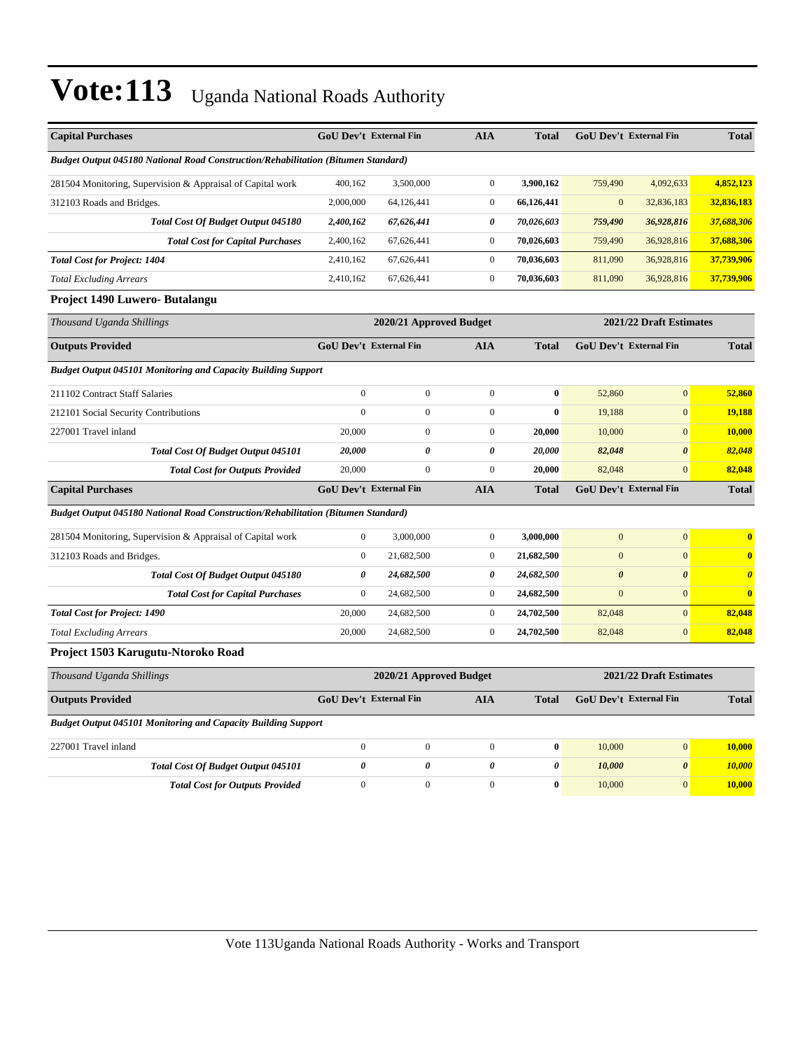# Vote:113 Uganda National Roads Authority

| Capital Purchases | GoU Dev't | External Fin | AIA | Total | GoU Dev't | External Fin | Total |
|---|---|---|---|---|---|---|---|
| ***Budget Output 045180 National Road Construction/Rehabilitation (Bitumen Standard)*** | | | | | | | |
| 281504 Monitoring, Supervision & Appraisal of Capital work | 400,162 | 3,500,000 | 0 | **3,900,162** | 759,490 | 4,092,633 | **4,852,123** |
| 312103 Roads and Bridges. | 2,000,000 | 64,126,441 | 0 | **66,126,441** | 0 | 32,836,183 | **32,836,183** |
| ***Total Cost Of Budget Output 045180*** | ***2,400,162*** | ***67,626,441*** | ***0*** | ***70,026,603*** | ***759,490*** | ***36,928,816*** | ***37,688,306*** |
| ***Total Cost for Capital Purchases*** | 2,400,162 | 67,626,441 | 0 | **70,026,603** | 759,490 | 36,928,816 | **37,688,306** |
| ***Total Cost for Project: 1404*** | 2,410,162 | 67,626,441 | 0 | **70,036,603** | 811,090 | 36,928,816 | **37,739,906** |
| *Total Excluding Arrears* | 2,410,162 | 67,626,441 | 0 | **70,036,603** | 811,090 | 36,928,816 | **37,739,906** |

**Project 1490 Luwero- Butalangu**

| *Thousand Uganda Shillings* | 2020/21 Approved Budget | | | | 2021/22 Draft Estimates | | |
|---|---|---|---|---|---|---|---|
| **Outputs Provided** | **GoU Dev't** | **External Fin** | **AIA** | **Total** | **GoU Dev't** | **External Fin** | **Total** |
| ***Budget Output 045101 Monitoring and Capacity Building Support*** | | | | | | | |
| 211102 Contract Staff Salaries | 0 | 0 | 0 | **0** | 52,860 | 0 | **52,860** |
| 212101 Social Security Contributions | 0 | 0 | 0 | **0** | 19,188 | 0 | **19,188** |
| 227001 Travel inland | 20,000 | 0 | 0 | **20,000** | 10,000 | 0 | **10,000** |
| ***Total Cost Of Budget Output 045101*** | ***20,000*** | ***0*** | ***0*** | ***20,000*** | ***82,048*** | ***0*** | ***82,048*** |
| ***Total Cost for Outputs Provided*** | 20,000 | 0 | 0 | **20,000** | 82,048 | 0 | **82,048** |
| **Capital Purchases** | **GoU Dev't** | **External Fin** | **AIA** | **Total** | **GoU Dev't** | **External Fin** | **Total** |
| ***Budget Output 045180 National Road Construction/Rehabilitation (Bitumen Standard)*** | | | | | | | |
| 281504 Monitoring, Supervision & Appraisal of Capital work | 0 | 3,000,000 | 0 | **3,000,000** | 0 | 0 | **0** |
| 312103 Roads and Bridges. | 0 | 21,682,500 | 0 | **21,682,500** | 0 | 0 | **0** |
| ***Total Cost Of Budget Output 045180*** | ***0*** | ***24,682,500*** | ***0*** | ***24,682,500*** | ***0*** | ***0*** | ***0*** |
| ***Total Cost for Capital Purchases*** | 0 | 24,682,500 | 0 | **24,682,500** | 0 | 0 | **0** |
| ***Total Cost for Project: 1490*** | 20,000 | 24,682,500 | 0 | **24,702,500** | 82,048 | 0 | **82,048** |
| *Total Excluding Arrears* | 20,000 | 24,682,500 | 0 | **24,702,500** | 82,048 | 0 | **82,048** |

**Project 1503 Karugutu-Ntoroko Road**

| *Thousand Uganda Shillings* | 2020/21 Approved Budget | | | | 2021/22 Draft Estimates | | |
|---|---|---|---|---|---|---|---|
| **Outputs Provided** | **GoU Dev't** | **External Fin** | **AIA** | **Total** | **GoU Dev't** | **External Fin** | **Total** |
| ***Budget Output 045101 Monitoring and Capacity Building Support*** | | | | | | | |
| 227001 Travel inland | 0 | 0 | 0 | **0** | 10,000 | 0 | **10,000** |
| ***Total Cost Of Budget Output 045101*** | ***0*** | ***0*** | ***0*** | ***0*** | ***10,000*** | ***0*** | ***10,000*** |
| ***Total Cost for Outputs Provided*** | 0 | 0 | 0 | **0** | 10,000 | 0 | **10,000** |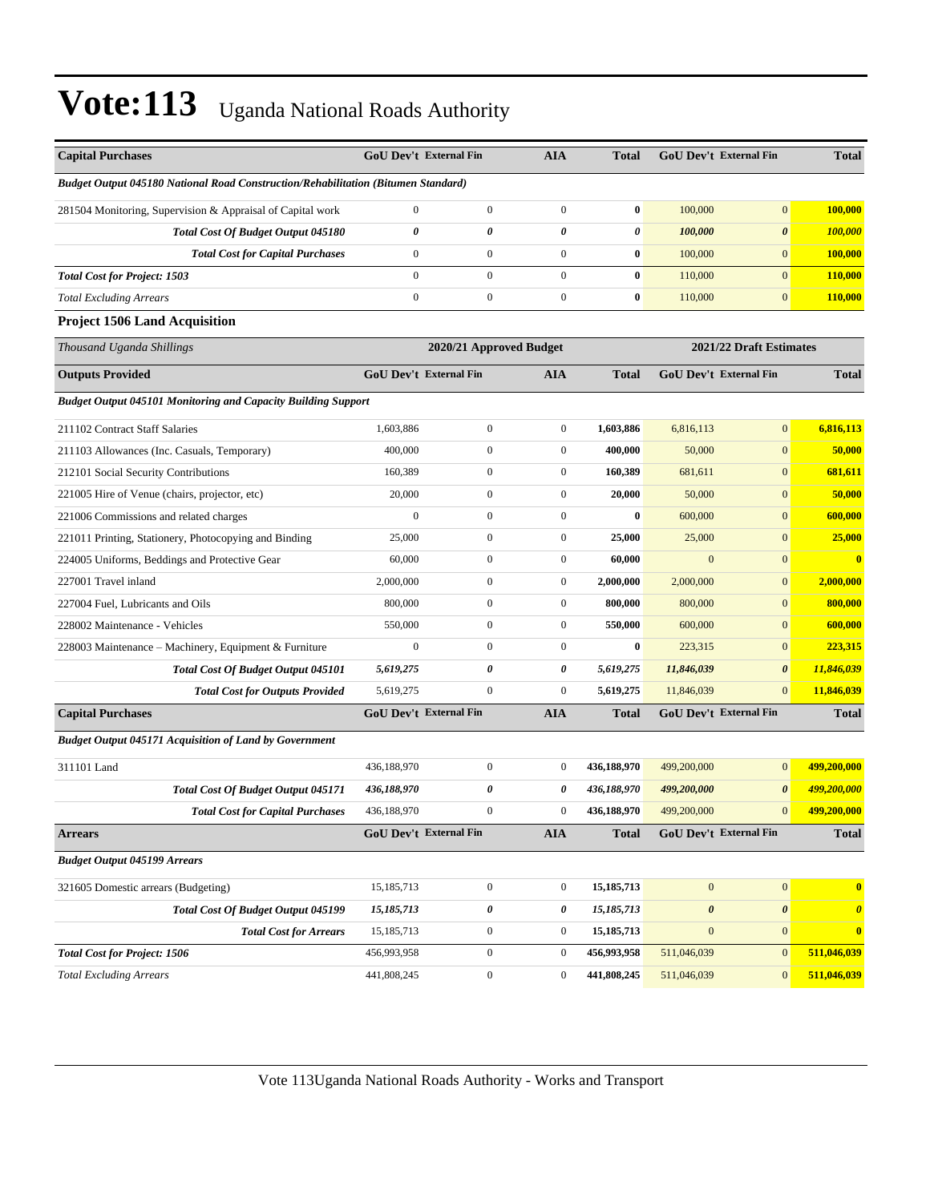# Vote:113 Uganda National Roads Authority

| Capital Purchases | GoU Dev't | External Fin | AIA | Total | GoU Dev't | External Fin | Total |
|---|---|---|---|---|---|---|---|
| *Budget Output 045180 National Road Construction/Rehabilitation (Bitumen Standard)* | | | | | | | |
| 281504 Monitoring, Supervision & Appraisal of Capital work | 0 | 0 | 0 | **0** | 100,000 | 0 | **100,000** |
| ***Total Cost Of Budget Output 045180*** | ***0*** | ***0*** | ***0*** | ***0*** | ***100,000*** | ***0*** | ***100,000*** |
| ***Total Cost for Capital Purchases*** | 0 | 0 | 0 | **0** | 100,000 | 0 | **100,000** |
| ***Total Cost for Project: 1503*** | 0 | 0 | 0 | **0** | 110,000 | 0 | **110,000** |
| *Total Excluding Arrears* | 0 | 0 | 0 | **0** | 110,000 | 0 | **110,000** |

### Project 1506 Land Acquisition

| *Thousand Uganda Shillings* | 2020/21 Approved Budget | | | | 2021/22 Draft Estimates | | |
|---|---|---|---|---|---|---|---|
| **Outputs Provided** | **GoU Dev't** | **External Fin** | **AIA** | **Total** | **GoU Dev't** | **External Fin** | **Total** |
| *Budget Output 045101 Monitoring and Capacity Building Support* | | | | | | | |
| 211102 Contract Staff Salaries | 1,603,886 | 0 | 0 | **1,603,886** | 6,816,113 | 0 | **6,816,113** |
| 211103 Allowances (Inc. Casuals, Temporary) | 400,000 | 0 | 0 | **400,000** | 50,000 | 0 | **50,000** |
| 212101 Social Security Contributions | 160,389 | 0 | 0 | **160,389** | 681,611 | 0 | **681,611** |
| 221005 Hire of Venue (chairs, projector, etc) | 20,000 | 0 | 0 | **20,000** | 50,000 | 0 | **50,000** |
| 221006 Commissions and related charges | 0 | 0 | 0 | **0** | 600,000 | 0 | **600,000** |
| 221011 Printing, Stationery, Photocopying and Binding | 25,000 | 0 | 0 | **25,000** | 25,000 | 0 | **25,000** |
| 224005 Uniforms, Beddings and Protective Gear | 60,000 | 0 | 0 | **60,000** | 0 | 0 | **0** |
| 227001 Travel inland | 2,000,000 | 0 | 0 | **2,000,000** | 2,000,000 | 0 | **2,000,000** |
| 227004 Fuel, Lubricants and Oils | 800,000 | 0 | 0 | **800,000** | 800,000 | 0 | **800,000** |
| 228002 Maintenance - Vehicles | 550,000 | 0 | 0 | **550,000** | 600,000 | 0 | **600,000** |
| 228003 Maintenance – Machinery, Equipment & Furniture | 0 | 0 | 0 | **0** | 223,315 | 0 | **223,315** |
| ***Total Cost Of Budget Output 045101*** | ***5,619,275*** | ***0*** | ***0*** | ***5,619,275*** | ***11,846,039*** | ***0*** | ***11,846,039*** |
| ***Total Cost for Outputs Provided*** | 5,619,275 | 0 | 0 | **5,619,275** | 11,846,039 | 0 | **11,846,039** |
| **Capital Purchases** | **GoU Dev't** | **External Fin** | **AIA** | **Total** | **GoU Dev't** | **External Fin** | **Total** |
| *Budget Output 045171 Acquisition of Land by Government* | | | | | | | |
| 311101 Land | 436,188,970 | 0 | 0 | **436,188,970** | 499,200,000 | 0 | **499,200,000** |
| ***Total Cost Of Budget Output 045171*** | ***436,188,970*** | ***0*** | ***0*** | ***436,188,970*** | ***499,200,000*** | ***0*** | ***499,200,000*** |
| ***Total Cost for Capital Purchases*** | 436,188,970 | 0 | 0 | **436,188,970** | 499,200,000 | 0 | **499,200,000** |
| **Arrears** | **GoU Dev't** | **External Fin** | **AIA** | **Total** | **GoU Dev't** | **External Fin** | **Total** |
| *Budget Output 045199 Arrears* | | | | | | | |
| 321605 Domestic arrears (Budgeting) | 15,185,713 | 0 | 0 | **15,185,713** | 0 | 0 | **0** |
| ***Total Cost Of Budget Output 045199*** | ***15,185,713*** | ***0*** | ***0*** | ***15,185,713*** | ***0*** | ***0*** | ***0*** |
| ***Total Cost for Arrears*** | 15,185,713 | 0 | 0 | **15,185,713** | 0 | 0 | **0** |
| ***Total Cost for Project: 1506*** | 456,993,958 | 0 | 0 | **456,993,958** | 511,046,039 | 0 | **511,046,039** |
| *Total Excluding Arrears* | 441,808,245 | 0 | 0 | **441,808,245** | 511,046,039 | 0 | **511,046,039** |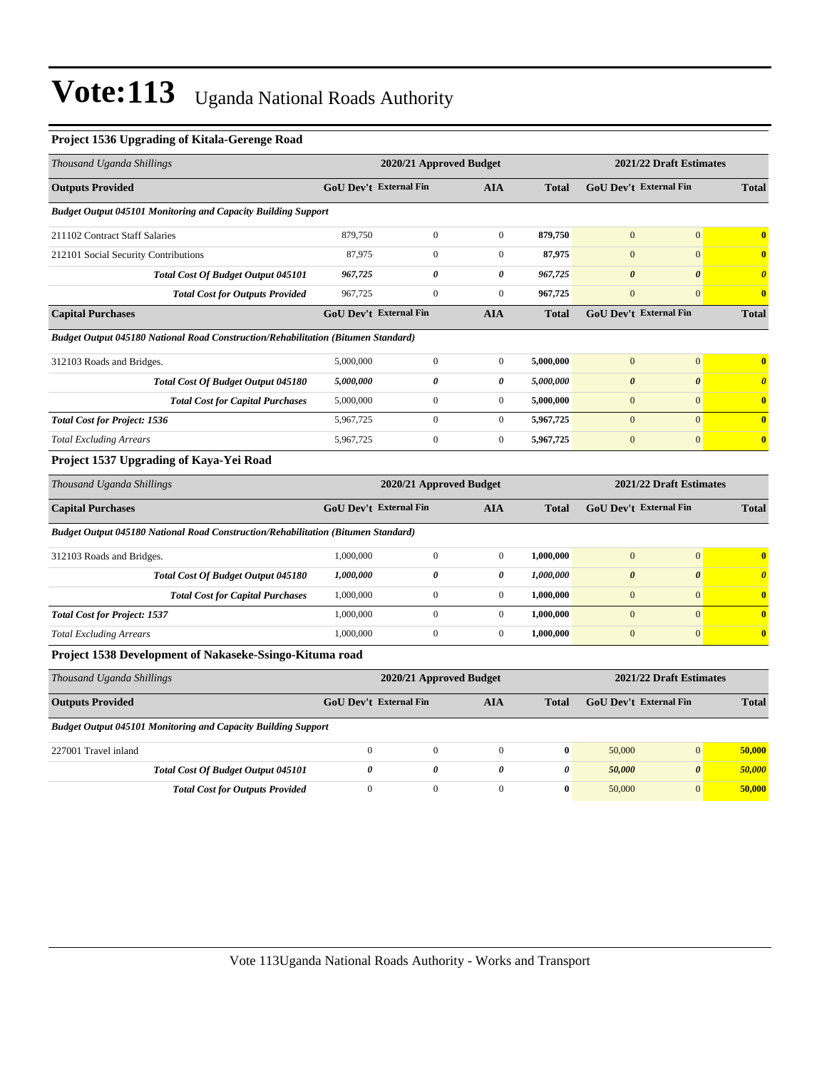# Vote:113 Uganda National Roads Authority

### Project 1536 Upgrading of Kitala-Gerenge Road

| Thousand Uganda Shillings | 2020/21 Approved Budget | | | | 2021/22 Draft Estimates | | |
|---|---|---|---|---|---|---|---|
| **Outputs Provided** | **GoU Dev't** | **External Fin** | **AIA** | **Total** | **GoU Dev't** | **External Fin** | **Total** |
| ***Budget Output 045101 Monitoring and Capacity Building Support*** | | | | | | | |
| 211102 Contract Staff Salaries | 879,750 | 0 | 0 | **879,750** | 0 | 0 | **0** |
| 212101 Social Security Contributions | 87,975 | 0 | 0 | **87,975** | 0 | 0 | **0** |
| ***Total Cost Of Budget Output 045101*** | ***967,725*** | ***0*** | ***0*** | ***967,725*** | ***0*** | ***0*** | ***0*** |
| ***Total Cost for Outputs Provided*** | 967,725 | 0 | 0 | **967,725** | 0 | 0 | **0** |
| **Capital Purchases** | **GoU Dev't** | **External Fin** | **AIA** | **Total** | **GoU Dev't** | **External Fin** | **Total** |
| ***Budget Output 045180 National Road Construction/Rehabilitation (Bitumen Standard)*** | | | | | | | |
| 312103 Roads and Bridges. | 5,000,000 | 0 | 0 | **5,000,000** | 0 | 0 | **0** |
| ***Total Cost Of Budget Output 045180*** | ***5,000,000*** | ***0*** | ***0*** | ***5,000,000*** | ***0*** | ***0*** | ***0*** |
| ***Total Cost for Capital Purchases*** | 5,000,000 | 0 | 0 | **5,000,000** | 0 | 0 | **0** |
| ***Total Cost for Project: 1536*** | 5,967,725 | 0 | 0 | **5,967,725** | 0 | 0 | **0** |
| *Total Excluding Arrears* | 5,967,725 | 0 | 0 | **5,967,725** | 0 | 0 | **0** |

### Project 1537 Upgrading of Kaya-Yei Road

| Thousand Uganda Shillings | 2020/21 Approved Budget | | | | 2021/22 Draft Estimates | | |
|---|---|---|---|---|---|---|---|
| **Capital Purchases** | **GoU Dev't** | **External Fin** | **AIA** | **Total** | **GoU Dev't** | **External Fin** | **Total** |
| ***Budget Output 045180 National Road Construction/Rehabilitation (Bitumen Standard)*** | | | | | | | |
| 312103 Roads and Bridges. | 1,000,000 | 0 | 0 | **1,000,000** | 0 | 0 | **0** |
| ***Total Cost Of Budget Output 045180*** | ***1,000,000*** | ***0*** | ***0*** | ***1,000,000*** | ***0*** | ***0*** | ***0*** |
| ***Total Cost for Capital Purchases*** | 1,000,000 | 0 | 0 | **1,000,000** | 0 | 0 | **0** |
| ***Total Cost for Project: 1537*** | 1,000,000 | 0 | 0 | **1,000,000** | 0 | 0 | **0** |
| *Total Excluding Arrears* | 1,000,000 | 0 | 0 | **1,000,000** | 0 | 0 | **0** |

### Project 1538 Development of Nakaseke-Ssingo-Kituma road

| Thousand Uganda Shillings | 2020/21 Approved Budget | | | | 2021/22 Draft Estimates | | |
|---|---|---|---|---|---|---|---|
| **Outputs Provided** | **GoU Dev't** | **External Fin** | **AIA** | **Total** | **GoU Dev't** | **External Fin** | **Total** |
| ***Budget Output 045101 Monitoring and Capacity Building Support*** | | | | | | | |
| 227001 Travel inland | 0 | 0 | 0 | **0** | 50,000 | 0 | **50,000** |
| ***Total Cost Of Budget Output 045101*** | ***0*** | ***0*** | ***0*** | ***0*** | ***50,000*** | ***0*** | ***50,000*** |
| ***Total Cost for Outputs Provided*** | 0 | 0 | 0 | **0** | 50,000 | 0 | **50,000** |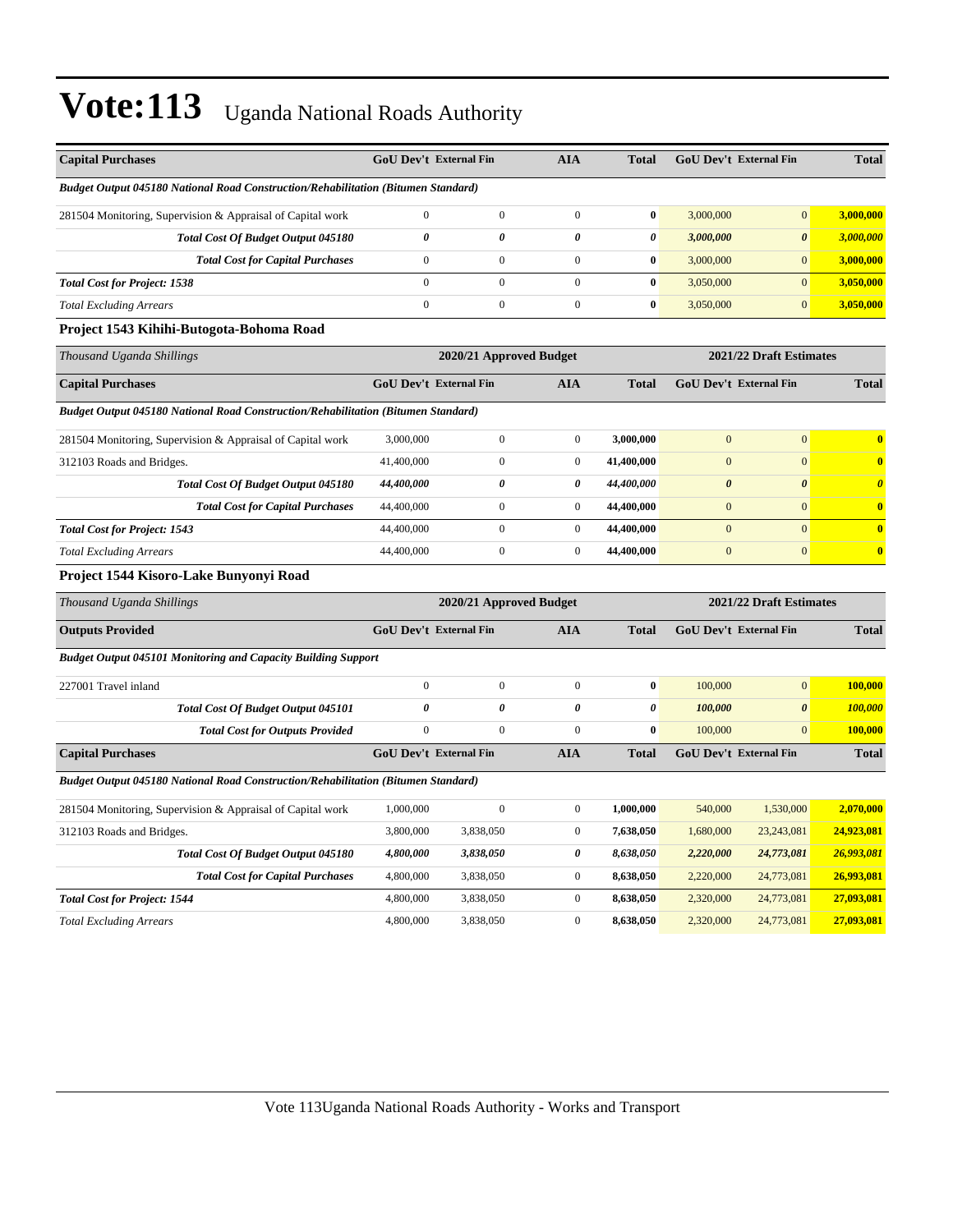# Vote:113 Uganda National Roads Authority

| Capital Purchases | GoU Dev't | External Fin | AIA | Total | GoU Dev't | External Fin | Total |
|---|---|---|---|---|---|---|---|
| ***Budget Output 045180 National Road Construction/Rehabilitation (Bitumen Standard)*** | | | | | | | |
| 281504 Monitoring, Supervision & Appraisal of Capital work | 0 | 0 | 0 | **0** | 3,000,000 | 0 | **3,000,000** |
| ***Total Cost Of Budget Output 045180*** | ***0*** | ***0*** | ***0*** | ***0*** | ***3,000,000*** | ***0*** | ***3,000,000*** |
| ***Total Cost for Capital Purchases*** | 0 | 0 | 0 | **0** | 3,000,000 | 0 | **3,000,000** |
| ***Total Cost for Project: 1538*** | 0 | 0 | 0 | **0** | 3,050,000 | 0 | **3,050,000** |
| *Total Excluding Arrears* | 0 | 0 | 0 | **0** | 3,050,000 | 0 | **3,050,000** |

### Project 1543 Kihihi-Butogota-Bohoma Road

| *Thousand Uganda Shillings* | 2020/21 Approved Budget | | | | 2021/22 Draft Estimates | | |
|---|---|---|---|---|---|---|---|
| **Capital Purchases** | **GoU Dev't** | **External Fin** | **AIA** | **Total** | **GoU Dev't** | **External Fin** | **Total** |
| ***Budget Output 045180 National Road Construction/Rehabilitation (Bitumen Standard)*** | | | | | | | |
| 281504 Monitoring, Supervision & Appraisal of Capital work | 3,000,000 | 0 | 0 | **3,000,000** | 0 | 0 | **0** |
| 312103 Roads and Bridges. | 41,400,000 | 0 | 0 | **41,400,000** | 0 | 0 | **0** |
| ***Total Cost Of Budget Output 045180*** | ***44,400,000*** | ***0*** | ***0*** | ***44,400,000*** | ***0*** | ***0*** | ***0*** |
| ***Total Cost for Capital Purchases*** | 44,400,000 | 0 | 0 | **44,400,000** | 0 | 0 | **0** |
| ***Total Cost for Project: 1543*** | 44,400,000 | 0 | 0 | **44,400,000** | 0 | 0 | **0** |
| *Total Excluding Arrears* | 44,400,000 | 0 | 0 | **44,400,000** | 0 | 0 | **0** |

### Project 1544 Kisoro-Lake Bunyonyi Road

| *Thousand Uganda Shillings* | 2020/21 Approved Budget | | | | 2021/22 Draft Estimates | | |
|---|---|---|---|---|---|---|---|
| **Outputs Provided** | **GoU Dev't** | **External Fin** | **AIA** | **Total** | **GoU Dev't** | **External Fin** | **Total** |
| ***Budget Output 045101 Monitoring and Capacity Building Support*** | | | | | | | |
| 227001 Travel inland | 0 | 0 | 0 | **0** | 100,000 | 0 | **100,000** |
| ***Total Cost Of Budget Output 045101*** | ***0*** | ***0*** | ***0*** | ***0*** | ***100,000*** | ***0*** | ***100,000*** |
| ***Total Cost for Outputs Provided*** | 0 | 0 | 0 | **0** | 100,000 | 0 | **100,000** |
| **Capital Purchases** | **GoU Dev't** | **External Fin** | **AIA** | **Total** | **GoU Dev't** | **External Fin** | **Total** |
| ***Budget Output 045180 National Road Construction/Rehabilitation (Bitumen Standard)*** | | | | | | | |
| 281504 Monitoring, Supervision & Appraisal of Capital work | 1,000,000 | 0 | 0 | **1,000,000** | 540,000 | 1,530,000 | **2,070,000** |
| 312103 Roads and Bridges. | 3,800,000 | 3,838,050 | 0 | **7,638,050** | 1,680,000 | 23,243,081 | **24,923,081** |
| ***Total Cost Of Budget Output 045180*** | ***4,800,000*** | ***3,838,050*** | ***0*** | ***8,638,050*** | ***2,220,000*** | ***24,773,081*** | ***26,993,081*** |
| ***Total Cost for Capital Purchases*** | 4,800,000 | 3,838,050 | 0 | **8,638,050** | 2,220,000 | 24,773,081 | **26,993,081** |
| ***Total Cost for Project: 1544*** | 4,800,000 | 3,838,050 | 0 | **8,638,050** | 2,320,000 | 24,773,081 | **27,093,081** |
| *Total Excluding Arrears* | 4,800,000 | 3,838,050 | 0 | **8,638,050** | 2,320,000 | 24,773,081 | **27,093,081** |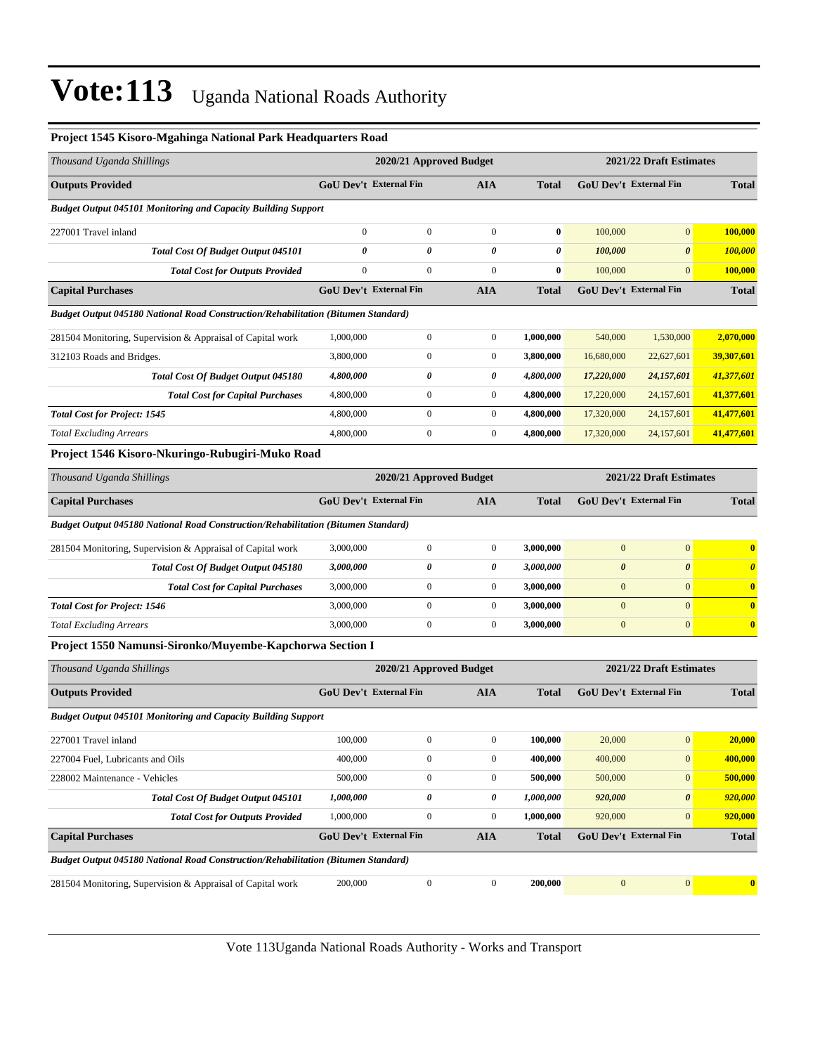# Vote:113 Uganda National Roads Authority

### Project 1545 Kisoro-Mgahinga National Park Headquarters Road

| *Thousand Uganda Shillings* | 2020/21 Approved Budget | | | | 2021/22 Draft Estimates | | |
|---|---|---|---|---|---|---|---|
| **Outputs Provided** | **GoU Dev't** | **External Fin** | **AIA** | **Total** | **GoU Dev't** | **External Fin** | **Total** |
| ***Budget Output 045101 Monitoring and Capacity Building Support*** | | | | | | | |
| 227001 Travel inland | 0 | 0 | 0 | **0** | 100,000 | 0 | **100,000** |
| ***Total Cost Of Budget Output 045101*** | ***0*** | ***0*** | ***0*** | ***0*** | ***100,000*** | ***0*** | ***100,000*** |
| ***Total Cost for Outputs Provided*** | 0 | 0 | 0 | **0** | 100,000 | 0 | **100,000** |
| **Capital Purchases** | **GoU Dev't** | **External Fin** | **AIA** | **Total** | **GoU Dev't** | **External Fin** | **Total** |
| ***Budget Output 045180 National Road Construction/Rehabilitation (Bitumen Standard)*** | | | | | | | |
| 281504 Monitoring, Supervision & Appraisal of Capital work | 1,000,000 | 0 | 0 | **1,000,000** | 540,000 | 1,530,000 | **2,070,000** |
| 312103 Roads and Bridges. | 3,800,000 | 0 | 0 | **3,800,000** | 16,680,000 | 22,627,601 | **39,307,601** |
| ***Total Cost Of Budget Output 045180*** | ***4,800,000*** | ***0*** | ***0*** | ***4,800,000*** | ***17,220,000*** | ***24,157,601*** | ***41,377,601*** |
| ***Total Cost for Capital Purchases*** | 4,800,000 | 0 | 0 | **4,800,000** | 17,220,000 | 24,157,601 | **41,377,601** |
| ***Total Cost for Project: 1545*** | 4,800,000 | 0 | 0 | **4,800,000** | 17,320,000 | 24,157,601 | **41,477,601** |
| *Total Excluding Arrears* | 4,800,000 | 0 | 0 | **4,800,000** | 17,320,000 | 24,157,601 | **41,477,601** |

### Project 1546 Kisoro-Nkuringo-Rubugiri-Muko Road

| *Thousand Uganda Shillings* | 2020/21 Approved Budget | | | | 2021/22 Draft Estimates | | |
|---|---|---|---|---|---|---|---|
| **Capital Purchases** | **GoU Dev't** | **External Fin** | **AIA** | **Total** | **GoU Dev't** | **External Fin** | **Total** |
| ***Budget Output 045180 National Road Construction/Rehabilitation (Bitumen Standard)*** | | | | | | | |
| 281504 Monitoring, Supervision & Appraisal of Capital work | 3,000,000 | 0 | 0 | **3,000,000** | 0 | 0 | **0** |
| ***Total Cost Of Budget Output 045180*** | ***3,000,000*** | ***0*** | ***0*** | ***3,000,000*** | ***0*** | ***0*** | ***0*** |
| ***Total Cost for Capital Purchases*** | 3,000,000 | 0 | 0 | **3,000,000** | 0 | 0 | **0** |
| ***Total Cost for Project: 1546*** | 3,000,000 | 0 | 0 | **3,000,000** | 0 | 0 | **0** |
| *Total Excluding Arrears* | 3,000,000 | 0 | 0 | **3,000,000** | 0 | 0 | **0** |

### Project 1550 Namunsi-Sironko/Muyembe-Kapchorwa Section I

| *Thousand Uganda Shillings* | 2020/21 Approved Budget | | | | 2021/22 Draft Estimates | | |
|---|---|---|---|---|---|---|---|
| **Outputs Provided** | **GoU Dev't** | **External Fin** | **AIA** | **Total** | **GoU Dev't** | **External Fin** | **Total** |
| ***Budget Output 045101 Monitoring and Capacity Building Support*** | | | | | | | |
| 227001 Travel inland | 100,000 | 0 | 0 | **100,000** | 20,000 | 0 | **20,000** |
| 227004 Fuel, Lubricants and Oils | 400,000 | 0 | 0 | **400,000** | 400,000 | 0 | **400,000** |
| 228002 Maintenance - Vehicles | 500,000 | 0 | 0 | **500,000** | 500,000 | 0 | **500,000** |
| ***Total Cost Of Budget Output 045101*** | ***1,000,000*** | ***0*** | ***0*** | ***1,000,000*** | ***920,000*** | ***0*** | ***920,000*** |
| ***Total Cost for Outputs Provided*** | 1,000,000 | 0 | 0 | **1,000,000** | 920,000 | 0 | **920,000** |
| **Capital Purchases** | **GoU Dev't** | **External Fin** | **AIA** | **Total** | **GoU Dev't** | **External Fin** | **Total** |
| ***Budget Output 045180 National Road Construction/Rehabilitation (Bitumen Standard)*** | | | | | | | |
| 281504 Monitoring, Supervision & Appraisal of Capital work | 200,000 | 0 | 0 | **200,000** | 0 | 0 | **0** |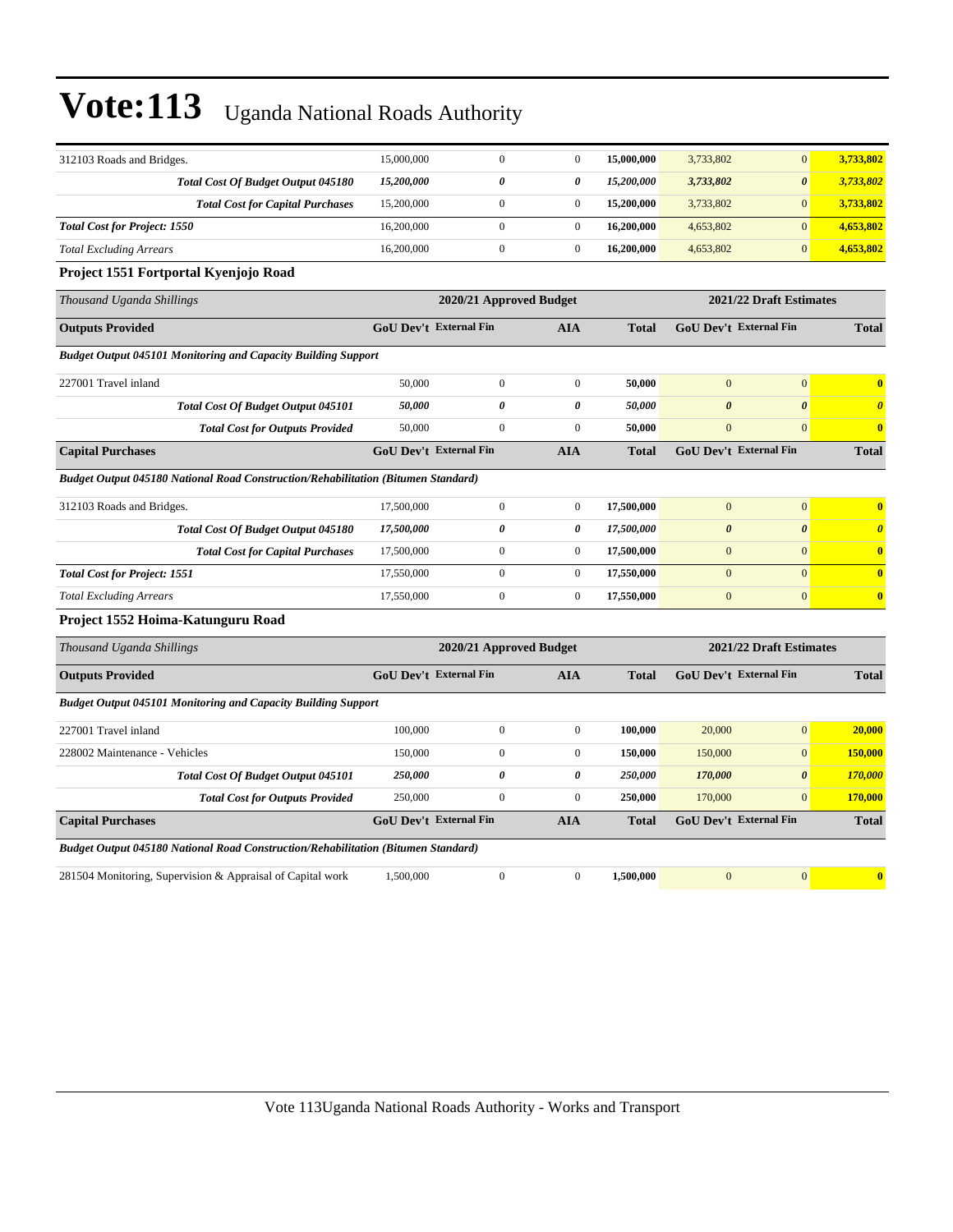# Vote:113 Uganda National Roads Authority

| | | | | | | | |
|---|---|---|---|---|---|---|---|
| 312103 Roads and Bridges. | 15,000,000 | 0 | 0 | **15,000,000** | 3,733,802 | 0 | **3,733,802** |
| ***Total Cost Of Budget Output 045180*** | ***15,200,000*** | ***0*** | ***0*** | ***15,200,000*** | ***3,733,802*** | ***0*** | ***3,733,802*** |
| ***Total Cost for Capital Purchases*** | 15,200,000 | 0 | 0 | **15,200,000** | 3,733,802 | 0 | **3,733,802** |
| ***Total Cost for Project: 1550*** | 16,200,000 | 0 | 0 | **16,200,000** | 4,653,802 | 0 | **4,653,802** |
| *Total Excluding Arrears* | 16,200,000 | 0 | 0 | **16,200,000** | 4,653,802 | 0 | **4,653,802** |

**Project 1551 Fortportal Kyenjojo Road**

| *Thousand Uganda Shillings* | 2020/21 Approved Budget | | | | 2021/22 Draft Estimates | | |
|---|---|---|---|---|---|---|---|
| **Outputs Provided** | **GoU Dev't** | **External Fin** | **AIA** | **Total** | **GoU Dev't** | **External Fin** | **Total** |
| ***Budget Output 045101 Monitoring and Capacity Building Support*** | | | | | | | |
| 227001 Travel inland | 50,000 | 0 | 0 | **50,000** | 0 | 0 | **0** |
| ***Total Cost Of Budget Output 045101*** | ***50,000*** | ***0*** | ***0*** | ***50,000*** | ***0*** | ***0*** | ***0*** |
| ***Total Cost for Outputs Provided*** | 50,000 | 0 | 0 | **50,000** | 0 | 0 | **0** |
| **Capital Purchases** | **GoU Dev't** | **External Fin** | **AIA** | **Total** | **GoU Dev't** | **External Fin** | **Total** |
| ***Budget Output 045180 National Road Construction/Rehabilitation (Bitumen Standard)*** | | | | | | | |
| 312103 Roads and Bridges. | 17,500,000 | 0 | 0 | **17,500,000** | 0 | 0 | **0** |
| ***Total Cost Of Budget Output 045180*** | ***17,500,000*** | ***0*** | ***0*** | ***17,500,000*** | ***0*** | ***0*** | ***0*** |
| ***Total Cost for Capital Purchases*** | 17,500,000 | 0 | 0 | **17,500,000** | 0 | 0 | **0** |
| ***Total Cost for Project: 1551*** | 17,550,000 | 0 | 0 | **17,550,000** | 0 | 0 | **0** |
| *Total Excluding Arrears* | 17,550,000 | 0 | 0 | **17,550,000** | 0 | 0 | **0** |

**Project 1552 Hoima-Katunguru Road**

| *Thousand Uganda Shillings* | 2020/21 Approved Budget | | | | 2021/22 Draft Estimates | | |
|---|---|---|---|---|---|---|---|
| **Outputs Provided** | **GoU Dev't** | **External Fin** | **AIA** | **Total** | **GoU Dev't** | **External Fin** | **Total** |
| ***Budget Output 045101 Monitoring and Capacity Building Support*** | | | | | | | |
| 227001 Travel inland | 100,000 | 0 | 0 | **100,000** | 20,000 | 0 | **20,000** |
| 228002 Maintenance - Vehicles | 150,000 | 0 | 0 | **150,000** | 150,000 | 0 | **150,000** |
| ***Total Cost Of Budget Output 045101*** | ***250,000*** | ***0*** | ***0*** | ***250,000*** | ***170,000*** | ***0*** | ***170,000*** |
| ***Total Cost for Outputs Provided*** | 250,000 | 0 | 0 | **250,000** | 170,000 | 0 | **170,000** |
| **Capital Purchases** | **GoU Dev't** | **External Fin** | **AIA** | **Total** | **GoU Dev't** | **External Fin** | **Total** |
| ***Budget Output 045180 National Road Construction/Rehabilitation (Bitumen Standard)*** | | | | | | | |
| 281504 Monitoring, Supervision & Appraisal of Capital work | 1,500,000 | 0 | 0 | **1,500,000** | 0 | 0 | **0** |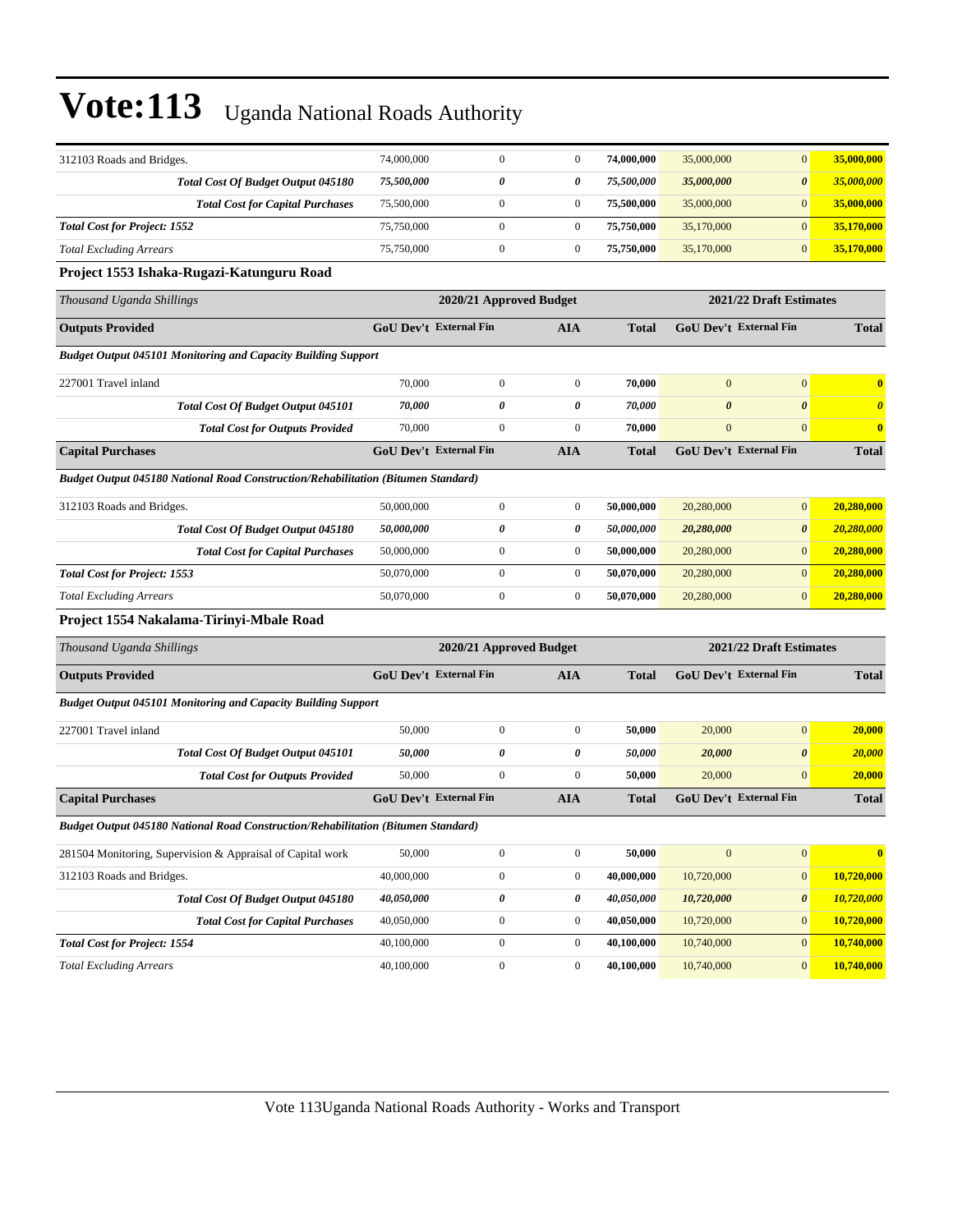| | | | | | | | |
|---|---|---|---|---|---|---|---|
| 312103 Roads and Bridges. | 74,000,000 | 0 | 0 | **74,000,000** | 35,000,000 | 0 | **35,000,000** |
| ***Total Cost Of Budget Output 045180*** | ***75,500,000*** | ***0*** | ***0*** | ***75,500,000*** | ***35,000,000*** | ***0*** | ***35,000,000*** |
| ***Total Cost for Capital Purchases*** | 75,500,000 | 0 | 0 | **75,500,000** | 35,000,000 | 0 | **35,000,000** |
| ***Total Cost for Project: 1552*** | 75,750,000 | 0 | 0 | **75,750,000** | 35,170,000 | 0 | **35,170,000** |
| *Total Excluding Arrears* | 75,750,000 | 0 | 0 | **75,750,000** | 35,170,000 | 0 | **35,170,000** |

### Project 1553 Ishaka-Rugazi-Katunguru Road

| *Thousand Uganda Shillings* | 2020/21 Approved Budget | | | | 2021/22 Draft Estimates | | |
|---|---|---|---|---|---|---|---|
| **Outputs Provided** | **GoU Dev't** | **External Fin** | **AIA** | **Total** | **GoU Dev't** | **External Fin** | **Total** |
| ***Budget Output 045101 Monitoring and Capacity Building Support*** | | | | | | | |
| 227001 Travel inland | 70,000 | 0 | 0 | **70,000** | 0 | 0 | **0** |
| ***Total Cost Of Budget Output 045101*** | ***70,000*** | ***0*** | ***0*** | ***70,000*** | ***0*** | ***0*** | ***0*** |
| ***Total Cost for Outputs Provided*** | 70,000 | 0 | 0 | **70,000** | 0 | 0 | **0** |
| **Capital Purchases** | **GoU Dev't** | **External Fin** | **AIA** | **Total** | **GoU Dev't** | **External Fin** | **Total** |
| ***Budget Output 045180 National Road Construction/Rehabilitation (Bitumen Standard)*** | | | | | | | |
| 312103 Roads and Bridges. | 50,000,000 | 0 | 0 | **50,000,000** | 20,280,000 | 0 | **20,280,000** |
| ***Total Cost Of Budget Output 045180*** | ***50,000,000*** | ***0*** | ***0*** | ***50,000,000*** | ***20,280,000*** | ***0*** | ***20,280,000*** |
| ***Total Cost for Capital Purchases*** | 50,000,000 | 0 | 0 | **50,000,000** | 20,280,000 | 0 | **20,280,000** |
| ***Total Cost for Project: 1553*** | 50,070,000 | 0 | 0 | **50,070,000** | 20,280,000 | 0 | **20,280,000** |
| *Total Excluding Arrears* | 50,070,000 | 0 | 0 | **50,070,000** | 20,280,000 | 0 | **20,280,000** |

### Project 1554 Nakalama-Tirinyi-Mbale Road

| *Thousand Uganda Shillings* | 2020/21 Approved Budget | | | | 2021/22 Draft Estimates | | |
|---|---|---|---|---|---|---|---|
| **Outputs Provided** | **GoU Dev't** | **External Fin** | **AIA** | **Total** | **GoU Dev't** | **External Fin** | **Total** |
| ***Budget Output 045101 Monitoring and Capacity Building Support*** | | | | | | | |
| 227001 Travel inland | 50,000 | 0 | 0 | **50,000** | 20,000 | 0 | **20,000** |
| ***Total Cost Of Budget Output 045101*** | ***50,000*** | ***0*** | ***0*** | ***50,000*** | ***20,000*** | ***0*** | ***20,000*** |
| ***Total Cost for Outputs Provided*** | 50,000 | 0 | 0 | **50,000** | 20,000 | 0 | **20,000** |
| **Capital Purchases** | **GoU Dev't** | **External Fin** | **AIA** | **Total** | **GoU Dev't** | **External Fin** | **Total** |
| ***Budget Output 045180 National Road Construction/Rehabilitation (Bitumen Standard)*** | | | | | | | |
| 281504 Monitoring, Supervision & Appraisal of Capital work | 50,000 | 0 | 0 | **50,000** | 0 | 0 | **0** |
| 312103 Roads and Bridges. | 40,000,000 | 0 | 0 | **40,000,000** | 10,720,000 | 0 | **10,720,000** |
| ***Total Cost Of Budget Output 045180*** | ***40,050,000*** | ***0*** | ***0*** | ***40,050,000*** | ***10,720,000*** | ***0*** | ***10,720,000*** |
| ***Total Cost for Capital Purchases*** | 40,050,000 | 0 | 0 | **40,050,000** | 10,720,000 | 0 | **10,720,000** |
| ***Total Cost for Project: 1554*** | 40,100,000 | 0 | 0 | **40,100,000** | 10,740,000 | 0 | **10,740,000** |
| *Total Excluding Arrears* | 40,100,000 | 0 | 0 | **40,100,000** | 10,740,000 | 0 | **10,740,000** |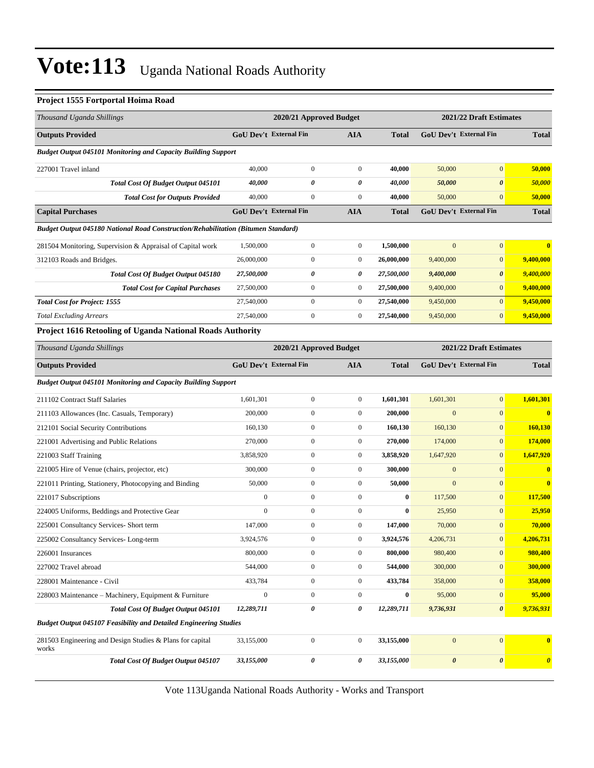# Vote:113 Uganda National Roads Authority

### Project 1555 Fortportal Hoima Road

| Thousand Uganda Shillings | 2020/21 Approved Budget | | | | 2021/22 Draft Estimates | | |
|---|---|---|---|---|---|---|---|
| **Outputs Provided** | **GoU Dev't** | **External Fin** | **AIA** | **Total** | **GoU Dev't** | **External Fin** | **Total** |
| ***Budget Output 045101 Monitoring and Capacity Building Support*** | | | | | | | |
| 227001 Travel inland | 40,000 | 0 | 0 | **40,000** | 50,000 | 0 | **50,000** |
| ***Total Cost Of Budget Output 045101*** | ***40,000*** | ***0*** | ***0*** | ***40,000*** | ***50,000*** | ***0*** | ***50,000*** |
| ***Total Cost for Outputs Provided*** | 40,000 | 0 | 0 | 40,000 | 50,000 | 0 | **50,000** |
| **Capital Purchases** | **GoU Dev't** | **External Fin** | **AIA** | **Total** | **GoU Dev't** | **External Fin** | **Total** |
| ***Budget Output 045180 National Road Construction/Rehabilitation (Bitumen Standard)*** | | | | | | | |
| 281504 Monitoring, Supervision & Appraisal of Capital work | 1,500,000 | 0 | 0 | **1,500,000** | 0 | 0 | **0** |
| 312103 Roads and Bridges. | 26,000,000 | 0 | 0 | **26,000,000** | 9,400,000 | 0 | **9,400,000** |
| ***Total Cost Of Budget Output 045180*** | ***27,500,000*** | ***0*** | ***0*** | ***27,500,000*** | ***9,400,000*** | ***0*** | ***9,400,000*** |
| ***Total Cost for Capital Purchases*** | 27,500,000 | 0 | 0 | 27,500,000 | 9,400,000 | 0 | **9,400,000** |
| ***Total Cost for Project: 1555*** | 27,540,000 | 0 | 0 | 27,540,000 | 9,450,000 | 0 | **9,450,000** |
| *Total Excluding Arrears* | 27,540,000 | 0 | 0 | 27,540,000 | 9,450,000 | 0 | **9,450,000** |

### Project 1616 Retooling of Uganda National Roads Authority

| Thousand Uganda Shillings | 2020/21 Approved Budget | | | | 2021/22 Draft Estimates | | |
|---|---|---|---|---|---|---|---|
| **Outputs Provided** | **GoU Dev't** | **External Fin** | **AIA** | **Total** | **GoU Dev't** | **External Fin** | **Total** |
| ***Budget Output 045101 Monitoring and Capacity Building Support*** | | | | | | | |
| 211102 Contract Staff Salaries | 1,601,301 | 0 | 0 | **1,601,301** | 1,601,301 | 0 | **1,601,301** |
| 211103 Allowances (Inc. Casuals, Temporary) | 200,000 | 0 | 0 | **200,000** | 0 | 0 | **0** |
| 212101 Social Security Contributions | 160,130 | 0 | 0 | **160,130** | 160,130 | 0 | **160,130** |
| 221001 Advertising and Public Relations | 270,000 | 0 | 0 | **270,000** | 174,000 | 0 | **174,000** |
| 221003 Staff Training | 3,858,920 | 0 | 0 | **3,858,920** | 1,647,920 | 0 | **1,647,920** |
| 221005 Hire of Venue (chairs, projector, etc) | 300,000 | 0 | 0 | **300,000** | 0 | 0 | **0** |
| 221011 Printing, Stationery, Photocopying and Binding | 50,000 | 0 | 0 | **50,000** | 0 | 0 | **0** |
| 221017 Subscriptions | 0 | 0 | 0 | **0** | 117,500 | 0 | **117,500** |
| 224005 Uniforms, Beddings and Protective Gear | 0 | 0 | 0 | **0** | 25,950 | 0 | **25,950** |
| 225001 Consultancy Services- Short term | 147,000 | 0 | 0 | **147,000** | 70,000 | 0 | **70,000** |
| 225002 Consultancy Services- Long-term | 3,924,576 | 0 | 0 | **3,924,576** | 4,206,731 | 0 | **4,206,731** |
| 226001 Insurances | 800,000 | 0 | 0 | **800,000** | 980,400 | 0 | **980,400** |
| 227002 Travel abroad | 544,000 | 0 | 0 | **544,000** | 300,000 | 0 | **300,000** |
| 228001 Maintenance - Civil | 433,784 | 0 | 0 | **433,784** | 358,000 | 0 | **358,000** |
| 228003 Maintenance – Machinery, Equipment & Furniture | 0 | 0 | 0 | **0** | 95,000 | 0 | **95,000** |
| ***Total Cost Of Budget Output 045101*** | ***12,289,711*** | ***0*** | ***0*** | ***12,289,711*** | ***9,736,931*** | ***0*** | ***9,736,931*** |
| ***Budget Output 045107 Feasibility and Detailed Engineering Studies*** | | | | | | | |
| 281503 Engineering and Design Studies & Plans for capital works | 33,155,000 | 0 | 0 | **33,155,000** | 0 | 0 | **0** |
| ***Total Cost Of Budget Output 045107*** | ***33,155,000*** | ***0*** | ***0*** | ***33,155,000*** | ***0*** | ***0*** | ***0*** |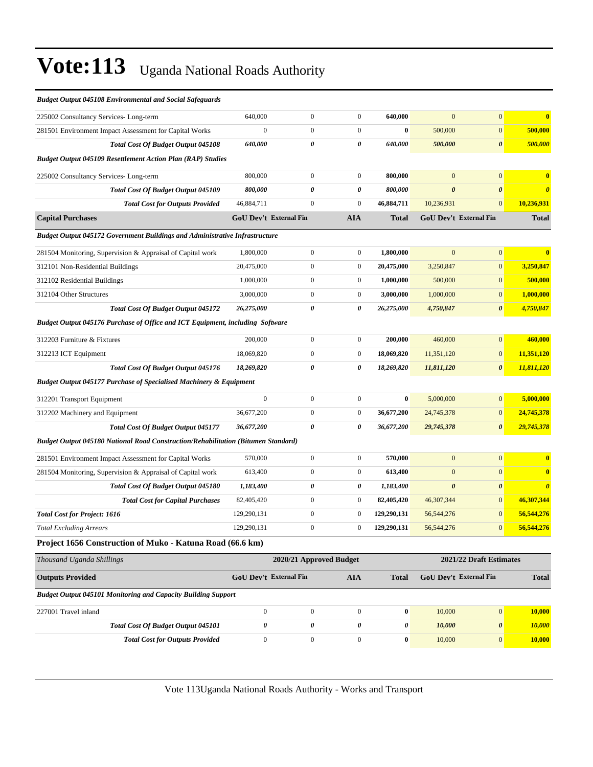# Vote:113 Uganda National Roads Authority

| | | | | | | | |
|---|---|---|---|---|---|---|---|
| ***Budget Output 045108 Environmental and Social Safeguards*** | | | | | | | |
| 225002 Consultancy Services- Long-term | 640,000 | 0 | 0 | **640,000** | 0 | 0 | **0** |
| 281501 Environment Impact Assessment for Capital Works | 0 | 0 | 0 | **0** | 500,000 | 0 | **500,000** |
| ***Total Cost Of Budget Output 045108*** | ***640,000*** | ***0*** | ***0*** | ***640,000*** | ***500,000*** | ***0*** | ***500,000*** |
| ***Budget Output 045109 Resettlement Action Plan (RAP) Studies*** | | | | | | | |
| 225002 Consultancy Services- Long-term | 800,000 | 0 | 0 | **800,000** | 0 | 0 | **0** |
| ***Total Cost Of Budget Output 045109*** | ***800,000*** | ***0*** | ***0*** | ***800,000*** | ***0*** | ***0*** | ***0*** |
| ***Total Cost for Outputs Provided*** | 46,884,711 | 0 | 0 | **46,884,711** | 10,236,931 | 0 | **10,236,931** |
| **Capital Purchases** | **GoU Dev't** | **External Fin** | **AIA** | **Total** | **GoU Dev't** | **External Fin** | **Total** |
| ***Budget Output 045172 Government Buildings and Administrative Infrastructure*** | | | | | | | |
| 281504 Monitoring, Supervision & Appraisal of Capital work | 1,800,000 | 0 | 0 | **1,800,000** | 0 | 0 | **0** |
| 312101 Non-Residential Buildings | 20,475,000 | 0 | 0 | **20,475,000** | 3,250,847 | 0 | **3,250,847** |
| 312102 Residential Buildings | 1,000,000 | 0 | 0 | **1,000,000** | 500,000 | 0 | **500,000** |
| 312104 Other Structures | 3,000,000 | 0 | 0 | **3,000,000** | 1,000,000 | 0 | **1,000,000** |
| ***Total Cost Of Budget Output 045172*** | ***26,275,000*** | ***0*** | ***0*** | ***26,275,000*** | ***4,750,847*** | ***0*** | ***4,750,847*** |
| ***Budget Output 045176 Purchase of Office and ICT Equipment, including Software*** | | | | | | | |
| 312203 Furniture & Fixtures | 200,000 | 0 | 0 | **200,000** | 460,000 | 0 | **460,000** |
| 312213 ICT Equipment | 18,069,820 | 0 | 0 | **18,069,820** | 11,351,120 | 0 | **11,351,120** |
| ***Total Cost Of Budget Output 045176*** | ***18,269,820*** | ***0*** | ***0*** | ***18,269,820*** | ***11,811,120*** | ***0*** | ***11,811,120*** |
| ***Budget Output 045177 Purchase of Specialised Machinery & Equipment*** | | | | | | | |
| 312201 Transport Equipment | 0 | 0 | 0 | **0** | 5,000,000 | 0 | **5,000,000** |
| 312202 Machinery and Equipment | 36,677,200 | 0 | 0 | **36,677,200** | 24,745,378 | 0 | **24,745,378** |
| ***Total Cost Of Budget Output 045177*** | ***36,677,200*** | ***0*** | ***0*** | ***36,677,200*** | ***29,745,378*** | ***0*** | ***29,745,378*** |
| ***Budget Output 045180 National Road Construction/Rehabilitation (Bitumen Standard)*** | | | | | | | |
| 281501 Environment Impact Assessment for Capital Works | 570,000 | 0 | 0 | **570,000** | 0 | 0 | **0** |
| 281504 Monitoring, Supervision & Appraisal of Capital work | 613,400 | 0 | 0 | **613,400** | 0 | 0 | **0** |
| ***Total Cost Of Budget Output 045180*** | ***1,183,400*** | ***0*** | ***0*** | ***1,183,400*** | ***0*** | ***0*** | ***0*** |
| ***Total Cost for Capital Purchases*** | 82,405,420 | 0 | 0 | **82,405,420** | 46,307,344 | 0 | **46,307,344** |
| ***Total Cost for Project: 1616*** | 129,290,131 | 0 | 0 | **129,290,131** | 56,544,276 | 0 | **56,544,276** |
| *Total Excluding Arrears* | 129,290,131 | 0 | 0 | **129,290,131** | 56,544,276 | 0 | **56,544,276** |

**Project 1656 Construction of Muko - Katuna Road (66.6 km)**

| *Thousand Uganda Shillings* | 2020/21 Approved Budget | | | | 2021/22 Draft Estimates | | |
|---|---|---|---|---|---|---|---|
| **Outputs Provided** | **GoU Dev't** | **External Fin** | **AIA** | **Total** | **GoU Dev't** | **External Fin** | **Total** |
| ***Budget Output 045101 Monitoring and Capacity Building Support*** | | | | | | | |
| 227001 Travel inland | 0 | 0 | 0 | **0** | 10,000 | 0 | **10,000** |
| ***Total Cost Of Budget Output 045101*** | ***0*** | ***0*** | ***0*** | ***0*** | ***10,000*** | ***0*** | ***10,000*** |
| ***Total Cost for Outputs Provided*** | 0 | 0 | 0 | **0** | 10,000 | 0 | **10,000** |

Vote 113Uganda National Roads Authority - Works and Transport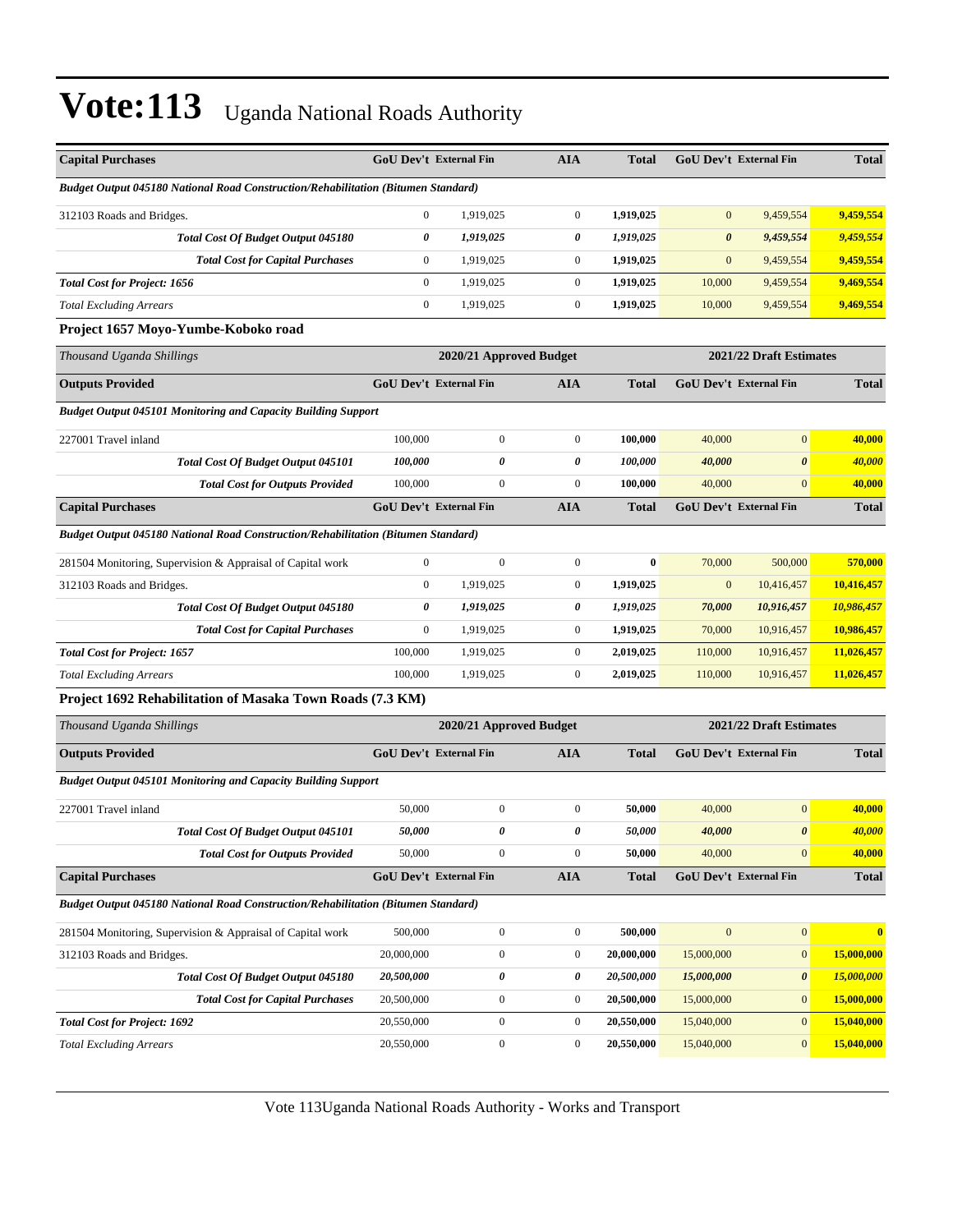# Vote:113 Uganda National Roads Authority

| Capital Purchases | GoU Dev't | External Fin | AIA | Total | GoU Dev't | External Fin | Total |
|---|---|---|---|---|---|---|---|
| ***Budget Output 045180 National Road Construction/Rehabilitation (Bitumen Standard)*** | | | | | | | |
| 312103 Roads and Bridges. | 0 | 1,919,025 | 0 | **1,919,025** | 0 | 9,459,554 | **9,459,554** |
| ***Total Cost Of Budget Output 045180*** | ***0*** | ***1,919,025*** | ***0*** | ***1,919,025*** | ***0*** | ***9,459,554*** | ***9,459,554*** |
| ***Total Cost for Capital Purchases*** | 0 | 1,919,025 | 0 | **1,919,025** | 0 | 9,459,554 | **9,459,554** |
| ***Total Cost for Project: 1656*** | 0 | 1,919,025 | 0 | **1,919,025** | 10,000 | 9,459,554 | **9,469,554** |
| *Total Excluding Arrears* | 0 | 1,919,025 | 0 | **1,919,025** | 10,000 | 9,459,554 | **9,469,554** |

### Project 1657 Moyo-Yumbe-Koboko road

| *Thousand Uganda Shillings* | 2020/21 Approved Budget | | | | 2021/22 Draft Estimates | | |
|---|---|---|---|---|---|---|---|
| **Outputs Provided** | **GoU Dev't** | **External Fin** | **AIA** | **Total** | **GoU Dev't** | **External Fin** | **Total** |
| ***Budget Output 045101 Monitoring and Capacity Building Support*** | | | | | | | |
| 227001 Travel inland | 100,000 | 0 | 0 | **100,000** | 40,000 | 0 | **40,000** |
| ***Total Cost Of Budget Output 045101*** | ***100,000*** | ***0*** | ***0*** | ***100,000*** | ***40,000*** | ***0*** | ***40,000*** |
| ***Total Cost for Outputs Provided*** | 100,000 | 0 | 0 | **100,000** | 40,000 | 0 | **40,000** |
| **Capital Purchases** | **GoU Dev't** | **External Fin** | **AIA** | **Total** | **GoU Dev't** | **External Fin** | **Total** |
| ***Budget Output 045180 National Road Construction/Rehabilitation (Bitumen Standard)*** | | | | | | | |
| 281504 Monitoring, Supervision & Appraisal of Capital work | 0 | 0 | 0 | **0** | 70,000 | 500,000 | **570,000** |
| 312103 Roads and Bridges. | 0 | 1,919,025 | 0 | **1,919,025** | 0 | 10,416,457 | **10,416,457** |
| ***Total Cost Of Budget Output 045180*** | ***0*** | ***1,919,025*** | ***0*** | ***1,919,025*** | ***70,000*** | ***10,916,457*** | ***10,986,457*** |
| ***Total Cost for Capital Purchases*** | 0 | 1,919,025 | 0 | **1,919,025** | 70,000 | 10,916,457 | **10,986,457** |
| ***Total Cost for Project: 1657*** | 100,000 | 1,919,025 | 0 | **2,019,025** | 110,000 | 10,916,457 | **11,026,457** |
| *Total Excluding Arrears* | 100,000 | 1,919,025 | 0 | **2,019,025** | 110,000 | 10,916,457 | **11,026,457** |

### Project 1692 Rehabilitation of Masaka Town Roads (7.3 KM)

| *Thousand Uganda Shillings* | 2020/21 Approved Budget | | | | 2021/22 Draft Estimates | | |
|---|---|---|---|---|---|---|---|
| **Outputs Provided** | **GoU Dev't** | **External Fin** | **AIA** | **Total** | **GoU Dev't** | **External Fin** | **Total** |
| ***Budget Output 045101 Monitoring and Capacity Building Support*** | | | | | | | |
| 227001 Travel inland | 50,000 | 0 | 0 | **50,000** | 40,000 | 0 | **40,000** |
| ***Total Cost Of Budget Output 045101*** | ***50,000*** | ***0*** | ***0*** | ***50,000*** | ***40,000*** | ***0*** | ***40,000*** |
| ***Total Cost for Outputs Provided*** | 50,000 | 0 | 0 | **50,000** | 40,000 | 0 | **40,000** |
| **Capital Purchases** | **GoU Dev't** | **External Fin** | **AIA** | **Total** | **GoU Dev't** | **External Fin** | **Total** |
| ***Budget Output 045180 National Road Construction/Rehabilitation (Bitumen Standard)*** | | | | | | | |
| 281504 Monitoring, Supervision & Appraisal of Capital work | 500,000 | 0 | 0 | **500,000** | 0 | 0 | **0** |
| 312103 Roads and Bridges. | 20,000,000 | 0 | 0 | **20,000,000** | 15,000,000 | 0 | **15,000,000** |
| ***Total Cost Of Budget Output 045180*** | ***20,500,000*** | ***0*** | ***0*** | ***20,500,000*** | ***15,000,000*** | ***0*** | ***15,000,000*** |
| ***Total Cost for Capital Purchases*** | 20,500,000 | 0 | 0 | **20,500,000** | 15,000,000 | 0 | **15,000,000** |
| ***Total Cost for Project: 1692*** | 20,550,000 | 0 | 0 | **20,550,000** | 15,040,000 | 0 | **15,040,000** |
| *Total Excluding Arrears* | 20,550,000 | 0 | 0 | **20,550,000** | 15,040,000 | 0 | **15,040,000** |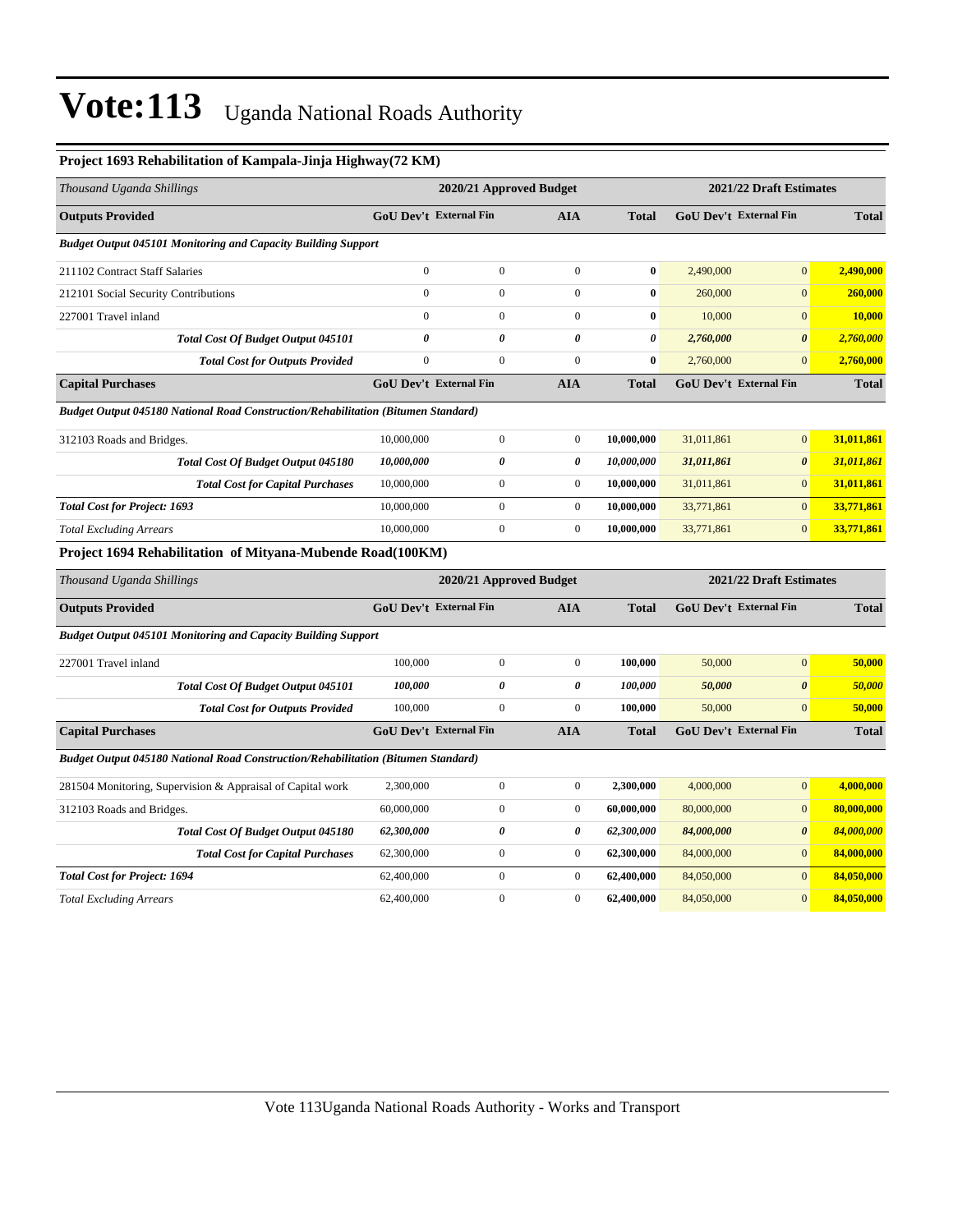# Vote:113 Uganda National Roads Authority

### Project 1693 Rehabilitation of Kampala-Jinja Highway(72 KM)

| *Thousand Uganda Shillings* | 2020/21 Approved Budget | | | | 2021/22 Draft Estimates | | |
|---|---|---|---|---|---|---|---|
| **Outputs Provided** | **GoU Dev't** | **External Fin** | **AIA** | **Total** | **GoU Dev't** | **External Fin** | **Total** |
| ***Budget Output 045101 Monitoring and Capacity Building Support*** | | | | | | | |
| 211102 Contract Staff Salaries | 0 | 0 | 0 | **0** | 2,490,000 | 0 | **2,490,000** |
| 212101 Social Security Contributions | 0 | 0 | 0 | **0** | 260,000 | 0 | **260,000** |
| 227001 Travel inland | 0 | 0 | 0 | **0** | 10,000 | 0 | **10,000** |
| ***Total Cost Of Budget Output 045101*** | ***0*** | ***0*** | ***0*** | ***0*** | ***2,760,000*** | ***0*** | ***2,760,000*** |
| ***Total Cost for Outputs Provided*** | 0 | 0 | 0 | **0** | 2,760,000 | 0 | **2,760,000** |
| **Capital Purchases** | **GoU Dev't** | **External Fin** | **AIA** | **Total** | **GoU Dev't** | **External Fin** | **Total** |
| ***Budget Output 045180 National Road Construction/Rehabilitation (Bitumen Standard)*** | | | | | | | |
| 312103 Roads and Bridges. | 10,000,000 | 0 | 0 | **10,000,000** | 31,011,861 | 0 | **31,011,861** |
| ***Total Cost Of Budget Output 045180*** | ***10,000,000*** | ***0*** | ***0*** | ***10,000,000*** | ***31,011,861*** | ***0*** | ***31,011,861*** |
| ***Total Cost for Capital Purchases*** | 10,000,000 | 0 | 0 | **10,000,000** | 31,011,861 | 0 | **31,011,861** |
| ***Total Cost for Project: 1693*** | 10,000,000 | 0 | 0 | **10,000,000** | 33,771,861 | 0 | **33,771,861** |
| *Total Excluding Arrears* | 10,000,000 | 0 | 0 | **10,000,000** | 33,771,861 | 0 | **33,771,861** |

### Project 1694 Rehabilitation of Mityana-Mubende Road(100KM)

| *Thousand Uganda Shillings* | 2020/21 Approved Budget | | | | 2021/22 Draft Estimates | | |
|---|---|---|---|---|---|---|---|
| **Outputs Provided** | **GoU Dev't** | **External Fin** | **AIA** | **Total** | **GoU Dev't** | **External Fin** | **Total** |
| ***Budget Output 045101 Monitoring and Capacity Building Support*** | | | | | | | |
| 227001 Travel inland | 100,000 | 0 | 0 | **100,000** | 50,000 | 0 | **50,000** |
| ***Total Cost Of Budget Output 045101*** | ***100,000*** | ***0*** | ***0*** | ***100,000*** | ***50,000*** | ***0*** | ***50,000*** |
| ***Total Cost for Outputs Provided*** | 100,000 | 0 | 0 | **100,000** | 50,000 | 0 | **50,000** |
| **Capital Purchases** | **GoU Dev't** | **External Fin** | **AIA** | **Total** | **GoU Dev't** | **External Fin** | **Total** |
| ***Budget Output 045180 National Road Construction/Rehabilitation (Bitumen Standard)*** | | | | | | | |
| 281504 Monitoring, Supervision & Appraisal of Capital work | 2,300,000 | 0 | 0 | **2,300,000** | 4,000,000 | 0 | **4,000,000** |
| 312103 Roads and Bridges. | 60,000,000 | 0 | 0 | **60,000,000** | 80,000,000 | 0 | **80,000,000** |
| ***Total Cost Of Budget Output 045180*** | ***62,300,000*** | ***0*** | ***0*** | ***62,300,000*** | ***84,000,000*** | ***0*** | ***84,000,000*** |
| ***Total Cost for Capital Purchases*** | 62,300,000 | 0 | 0 | **62,300,000** | 84,000,000 | 0 | **84,000,000** |
| ***Total Cost for Project: 1694*** | 62,400,000 | 0 | 0 | **62,400,000** | 84,050,000 | 0 | **84,050,000** |
| *Total Excluding Arrears* | 62,400,000 | 0 | 0 | **62,400,000** | 84,050,000 | 0 | **84,050,000** |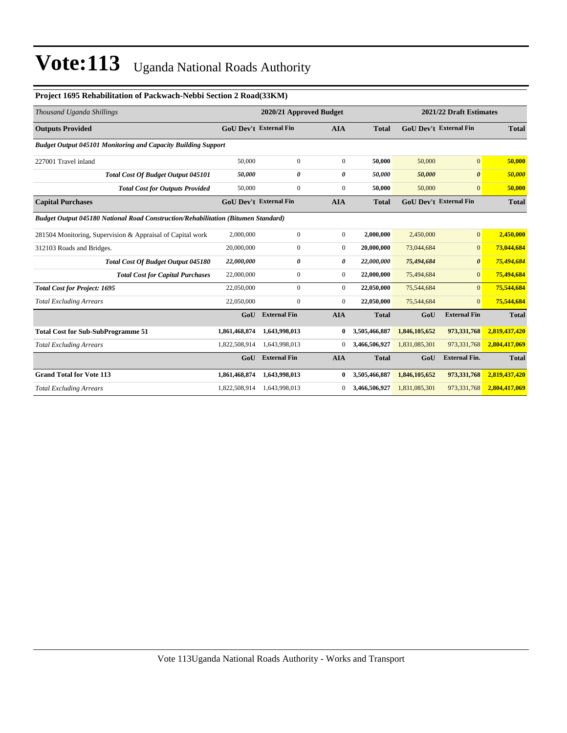# Vote:113 Uganda National Roads Authority

### Project 1695 Rehabilitation of Packwach-Nebbi Section 2 Road(33KM)

| *Thousand Uganda Shillings* | 2020/21 Approved Budget | | | | 2021/22 Draft Estimates | | |
|---|---|---|---|---|---|---|---|
| **Outputs Provided** | **GoU Dev't** | **External Fin** | **AIA** | **Total** | **GoU Dev't** | **External Fin** | **Total** |
| ***Budget Output 045101 Monitoring and Capacity Building Support*** | | | | | | | |
| 227001 Travel inland | 50,000 | 0 | 0 | **50,000** | 50,000 | 0 | **50,000** |
| ***Total Cost Of Budget Output 045101*** | ***50,000*** | ***0*** | ***0*** | ***50,000*** | ***50,000*** | ***0*** | ***50,000*** |
| ***Total Cost for Outputs Provided*** | 50,000 | 0 | 0 | **50,000** | 50,000 | 0 | **50,000** |
| **Capital Purchases** | **GoU Dev't** | **External Fin** | **AIA** | **Total** | **GoU Dev't** | **External Fin** | **Total** |
| ***Budget Output 045180 National Road Construction/Rehabilitation (Bitumen Standard)*** | | | | | | | |
| 281504 Monitoring, Supervision & Appraisal of Capital work | 2,000,000 | 0 | 0 | **2,000,000** | 2,450,000 | 0 | **2,450,000** |
| 312103 Roads and Bridges. | 20,000,000 | 0 | 0 | **20,000,000** | 73,044,684 | 0 | **73,044,684** |
| ***Total Cost Of Budget Output 045180*** | ***22,000,000*** | ***0*** | ***0*** | ***22,000,000*** | ***75,494,684*** | ***0*** | ***75,494,684*** |
| ***Total Cost for Capital Purchases*** | 22,000,000 | 0 | 0 | **22,000,000** | 75,494,684 | 0 | **75,494,684** |
| ***Total Cost for Project: 1695*** | 22,050,000 | 0 | 0 | **22,050,000** | 75,544,684 | 0 | **75,544,684** |
| *Total Excluding Arrears* | 22,050,000 | 0 | 0 | **22,050,000** | 75,544,684 | 0 | **75,544,684** |
| | **GoU** | **External Fin** | **AIA** | **Total** | **GoU** | **External Fin** | **Total** |
| **Total Cost for Sub-SubProgramme 51** | **1,861,468,874** | **1,643,998,013** | **0** | **3,505,466,887** | **1,846,105,652** | **973,331,768** | **2,819,437,420** |
| *Total Excluding Arrears* | 1,822,508,914 | 1,643,998,013 | 0 | **3,466,506,927** | 1,831,085,301 | 973,331,768 | **2,804,417,069** |
| | **GoU** | **External Fin** | **AIA** | **Total** | **GoU** | **External Fin.** | **Total** |
| **Grand Total for Vote 113** | **1,861,468,874** | **1,643,998,013** | **0** | **3,505,466,887** | **1,846,105,652** | **973,331,768** | **2,819,437,420** |
| *Total Excluding Arrears* | 1,822,508,914 | 1,643,998,013 | 0 | **3,466,506,927** | 1,831,085,301 | 973,331,768 | **2,804,417,069** |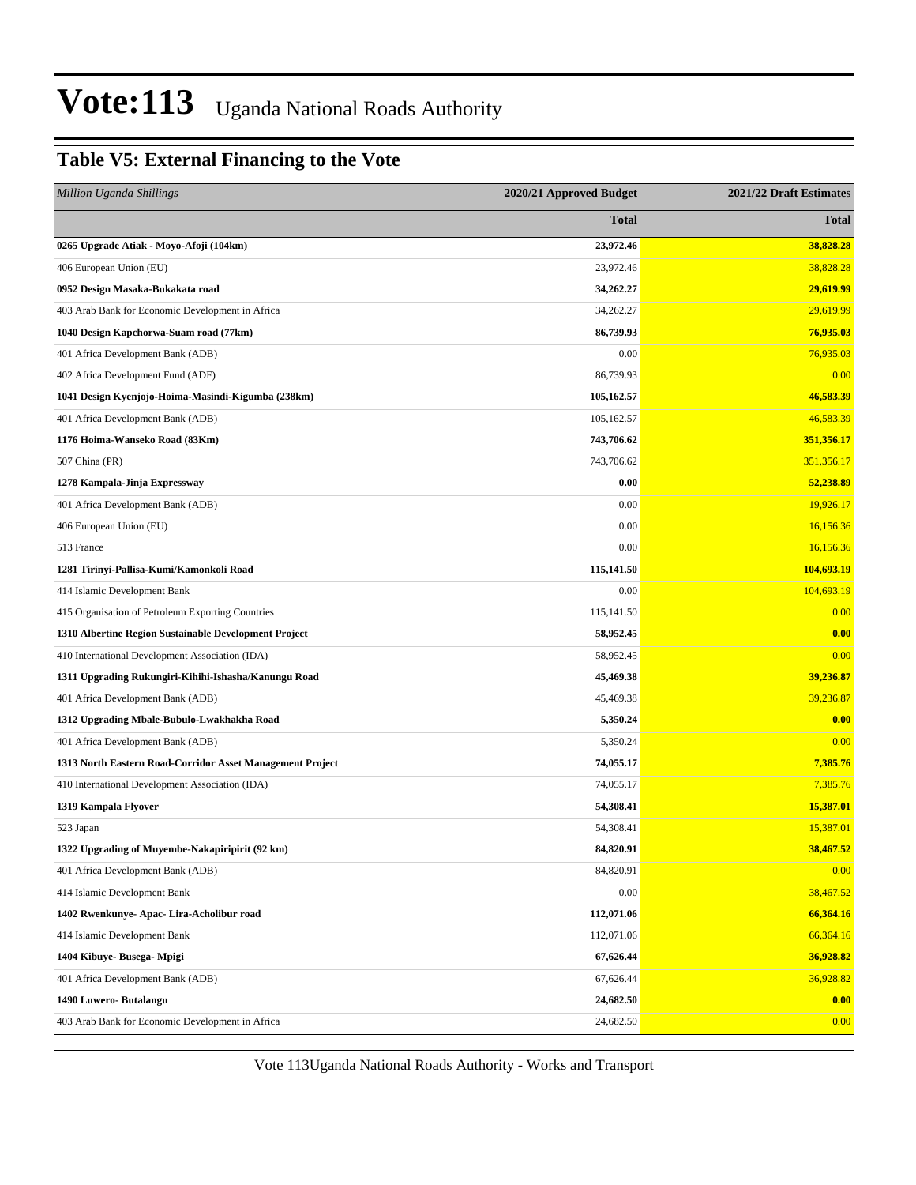# Vote:113 Uganda National Roads Authority

## Table V5: External Financing to the Vote

| *Million Uganda Shillings* | 2020/21 Approved Budget | 2021/22 Draft Estimates |
|---|---|---|
| | **Total** | **Total** |
| **0265 Upgrade Atiak - Moyo-Afoji (104km)** | **23,972.46** | **38,828.28** |
| 406 European Union (EU) | 23,972.46 | 38,828.28 |
| **0952 Design Masaka-Bukakata road** | **34,262.27** | **29,619.99** |
| 403 Arab Bank for Economic Development in Africa | 34,262.27 | 29,619.99 |
| **1040 Design Kapchorwa-Suam road (77km)** | **86,739.93** | **76,935.03** |
| 401 Africa Development Bank (ADB) | 0.00 | 76,935.03 |
| 402 Africa Development Fund (ADF) | 86,739.93 | 0.00 |
| **1041 Design Kyenjojo-Hoima-Masindi-Kigumba (238km)** | **105,162.57** | **46,583.39** |
| 401 Africa Development Bank (ADB) | 105,162.57 | 46,583.39 |
| **1176 Hoima-Wanseko Road (83Km)** | **743,706.62** | **351,356.17** |
| 507 China (PR) | 743,706.62 | 351,356.17 |
| **1278 Kampala-Jinja Expressway** | **0.00** | **52,238.89** |
| 401 Africa Development Bank (ADB) | 0.00 | 19,926.17 |
| 406 European Union (EU) | 0.00 | 16,156.36 |
| 513 France | 0.00 | 16,156.36 |
| **1281 Tirinyi-Pallisa-Kumi/Kamonkoli Road** | **115,141.50** | **104,693.19** |
| 414 Islamic Development Bank | 0.00 | 104,693.19 |
| 415 Organisation of Petroleum Exporting Countries | 115,141.50 | 0.00 |
| **1310 Albertine Region Sustainable Development Project** | **58,952.45** | **0.00** |
| 410 International Development Association (IDA) | 58,952.45 | 0.00 |
| **1311 Upgrading Rukungiri-Kihihi-Ishasha/Kanungu Road** | **45,469.38** | **39,236.87** |
| 401 Africa Development Bank (ADB) | 45,469.38 | 39,236.87 |
| **1312 Upgrading Mbale-Bubulo-Lwakhakha Road** | **5,350.24** | **0.00** |
| 401 Africa Development Bank (ADB) | 5,350.24 | 0.00 |
| **1313 North Eastern Road-Corridor Asset Management Project** | **74,055.17** | **7,385.76** |
| 410 International Development Association (IDA) | 74,055.17 | 7,385.76 |
| **1319 Kampala Flyover** | **54,308.41** | **15,387.01** |
| 523 Japan | 54,308.41 | 15,387.01 |
| **1322 Upgrading of Muyembe-Nakapiripirit (92 km)** | **84,820.91** | **38,467.52** |
| 401 Africa Development Bank (ADB) | 84,820.91 | 0.00 |
| 414 Islamic Development Bank | 0.00 | 38,467.52 |
| **1402 Rwenkunye- Apac- Lira-Acholibur road** | **112,071.06** | **66,364.16** |
| 414 Islamic Development Bank | 112,071.06 | 66,364.16 |
| **1404 Kibuye- Busega- Mpigi** | **67,626.44** | **36,928.82** |
| 401 Africa Development Bank (ADB) | 67,626.44 | 36,928.82 |
| **1490 Luwero- Butalangu** | **24,682.50** | **0.00** |
| 403 Arab Bank for Economic Development in Africa | 24,682.50 | 0.00 |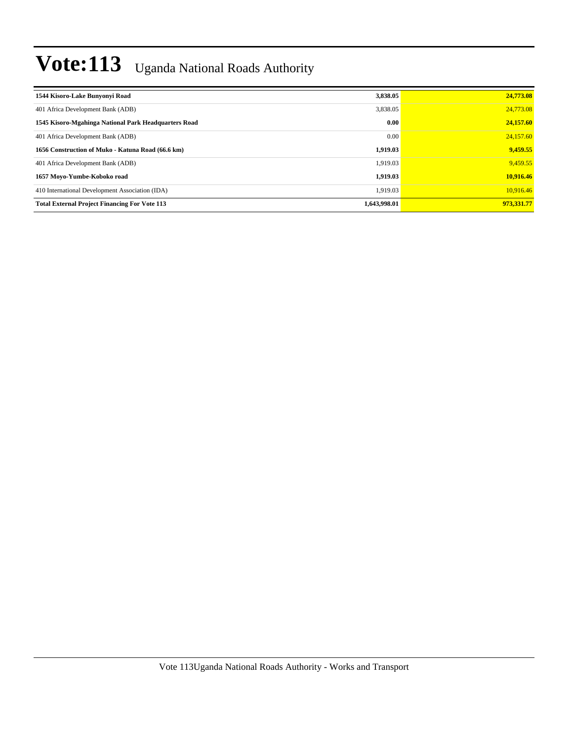# Vote:113 Uganda National Roads Authority

| | | |
|---|---|---|
| **1544 Kisoro-Lake Bunyonyi Road** | **3,838.05** | **24,773.08** |
| 401 Africa Development Bank (ADB) | 3,838.05 | 24,773.08 |
| **1545 Kisoro-Mgahinga National Park Headquarters Road** | **0.00** | **24,157.60** |
| 401 Africa Development Bank (ADB) | 0.00 | 24,157.60 |
| **1656 Construction of Muko - Katuna Road (66.6 km)** | **1,919.03** | **9,459.55** |
| 401 Africa Development Bank (ADB) | 1,919.03 | 9,459.55 |
| **1657 Moyo-Yumbe-Koboko road** | **1,919.03** | **10,916.46** |
| 410 International Development Association (IDA) | 1,919.03 | 10,916.46 |
| **Total External Project Financing For Vote 113** | **1,643,998.01** | **973,331.77** |